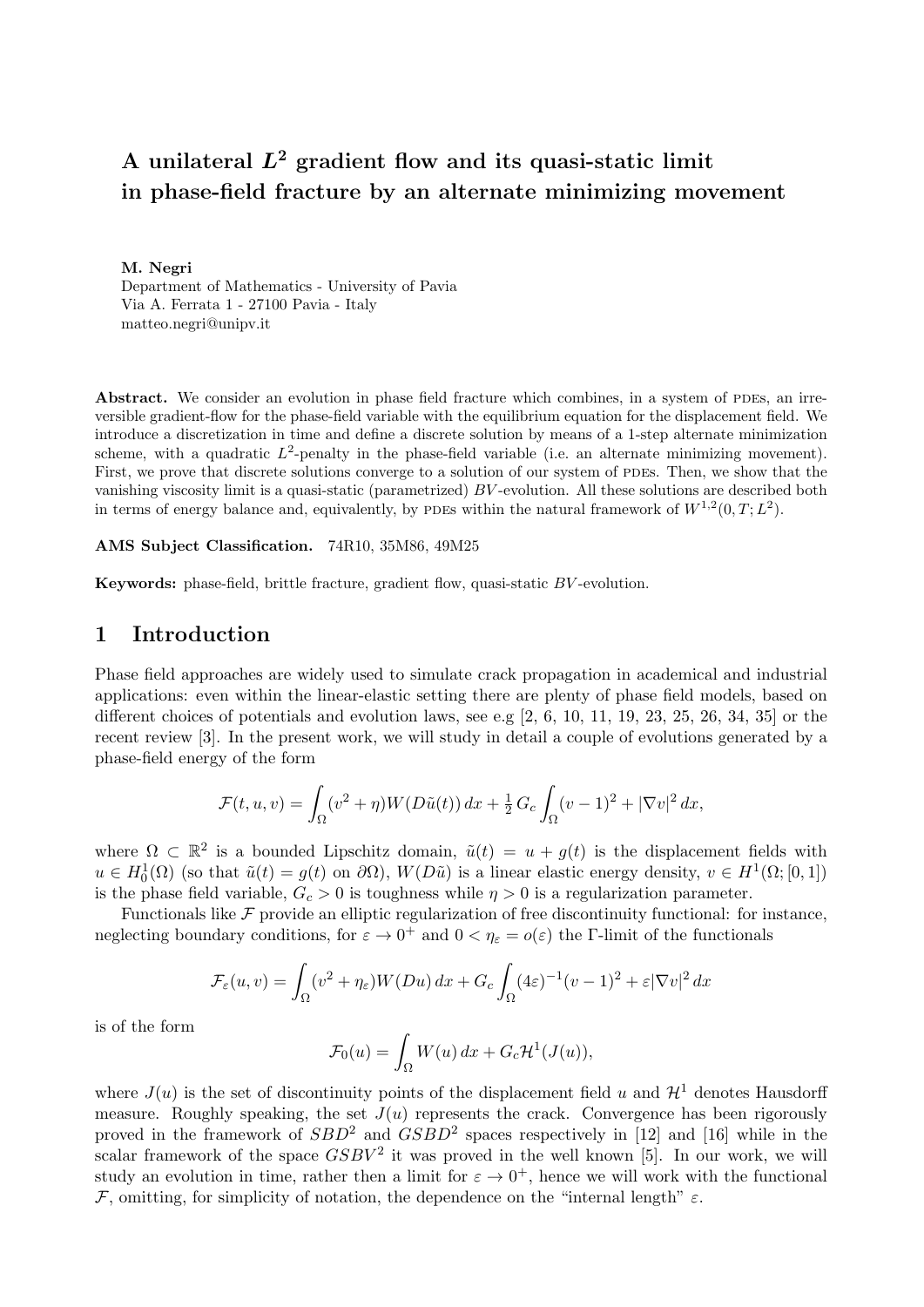# A unilateral $L^2$ gradient flow and its quasi-static limit in phase-field fracture by an alternate minimizing movement

**M. Negri**
Department of Mathematics - University of Pavia
Via A. Ferrata 1 - 27100 Pavia - Italy
matteo.negri@unipv.it

**Abstract.** We consider an evolution in phase field fracture which combines, in a system of PDEs, an irreversible gradient-flow for the phase-field variable with the equilibrium equation for the displacement field. We introduce a discretization in time and define a discrete solution by means of a 1-step alternate minimization scheme, with a quadratic $L^2$-penalty in the phase-field variable (i.e. an alternate minimizing movement). First, we prove that discrete solutions converge to a solution of our system of PDEs. Then, we show that the vanishing viscosity limit is a quasi-static (parametrized) $BV$-evolution. All these solutions are described both in terms of energy balance and, equivalently, by PDEs within the natural framework of $W^{1,2}(0,T;L^2)$.

**AMS Subject Classification.** 74R10, 35M86, 49M25

**Keywords:** phase-field, brittle fracture, gradient flow, quasi-static $BV$-evolution.

## 1 Introduction

Phase field approaches are widely used to simulate crack propagation in academical and industrial applications: even within the linear-elastic setting there are plenty of phase field models, based on different choices of potentials and evolution laws, see e.g [2, 6, 10, 11, 19, 23, 25, 26, 34, 35] or the recent review [3]. In the present work, we will study in detail a couple of evolutions generated by a phase-field energy of the form

$$\mathcal{F}(t,u,v) = \int_\Omega (v^2+\eta) W(D\tilde{u}(t))\,dx + \tfrac{1}{2}\,G_c \int_\Omega (v-1)^2 + |\nabla v|^2\,dx,$$

where $\Omega \subset \mathbb{R}^2$ is a bounded Lipschitz domain, $\tilde{u}(t) = u + g(t)$ is the displacement fields with $u \in H^1_0(\Omega)$ (so that $\tilde{u}(t) = g(t)$ on $\partial\Omega$), $W(D\tilde{u})$ is a linear elastic energy density, $v \in H^1(\Omega;[0,1])$ is the phase field variable, $G_c > 0$ is toughness while $\eta > 0$ is a regularization parameter.

Functionals like $\mathcal{F}$ provide an elliptic regularization of free discontinuity functional: for instance, neglecting boundary conditions, for $\varepsilon \to 0^+$ and $0 < \eta_\varepsilon = o(\varepsilon)$ the $\Gamma$-limit of the functionals

$$\mathcal{F}_\varepsilon(u,v) = \int_\Omega (v^2+\eta_\varepsilon) W(Du)\,dx + G_c \int_\Omega (4\varepsilon)^{-1}(v-1)^2 + \varepsilon|\nabla v|^2\,dx$$

is of the form

$$\mathcal{F}_0(u) = \int_\Omega W(u)\,dx + G_c \mathcal{H}^1(J(u)),$$

where $J(u)$ is the set of discontinuity points of the displacement field $u$ and $\mathcal{H}^1$ denotes Hausdorff measure. Roughly speaking, the set $J(u)$ represents the crack. Convergence has been rigorously proved in the framework of $SBD^2$ and $GSBD^2$ spaces respectively in [12] and [16] while in the scalar framework of the space $GSBV^2$ it was proved in the well known [5]. In our work, we will study an evolution in time, rather then a limit for $\varepsilon \to 0^+$, hence we will work with the functional $\mathcal{F}$, omitting, for simplicity of notation, the dependence on the "internal length" $\varepsilon$.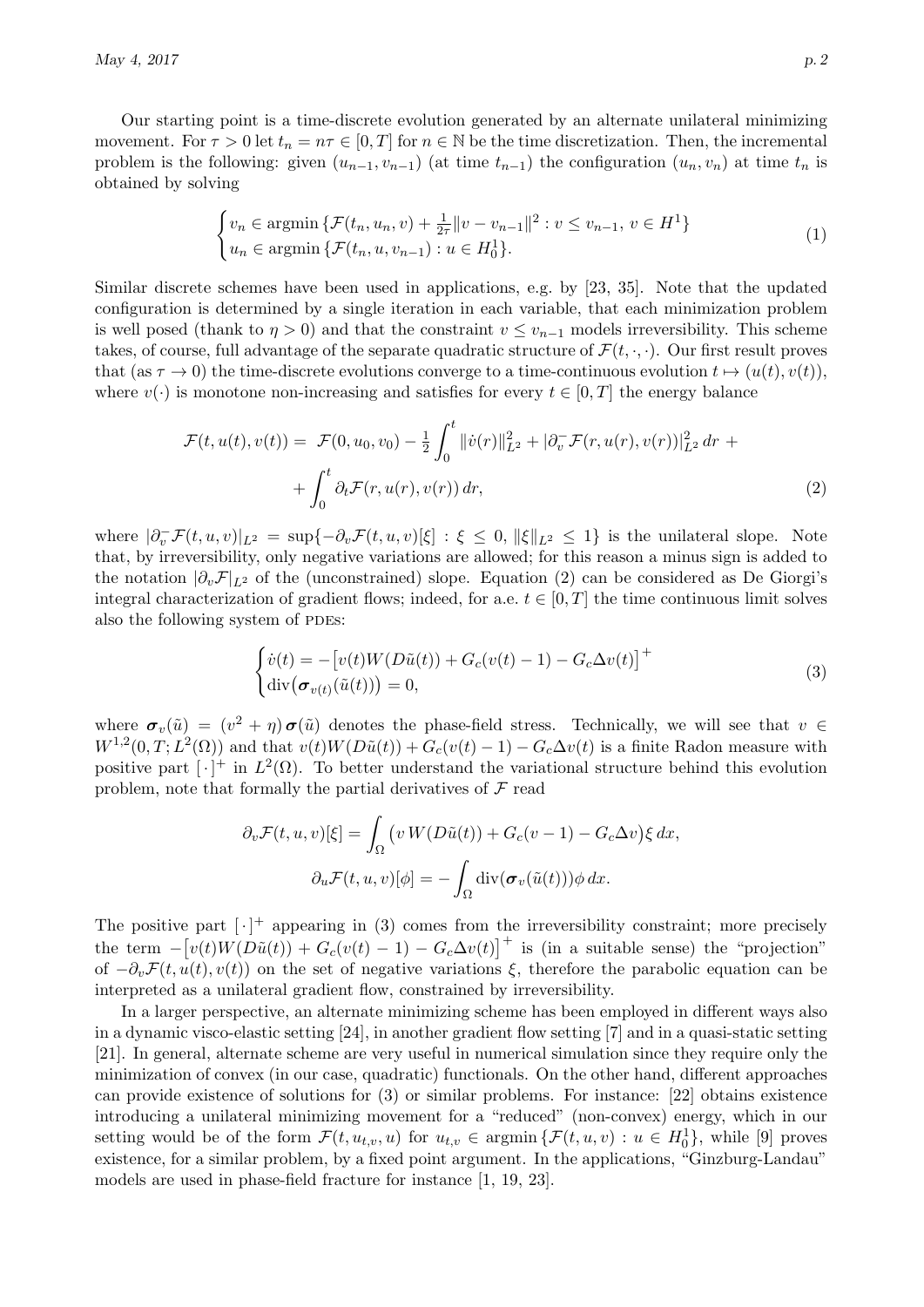Our starting point is a time-discrete evolution generated by an alternate unilateral minimizing movement. For $\tau > 0$ let $t_n = n\tau \in [0,T]$ for $n \in \mathbb{N}$ be the time discretization. Then, the incremental problem is the following: given $(u_{n-1}, v_{n-1})$ (at time $t_{n-1}$) the configuration $(u_n, v_n)$ at time $t_n$ is obtained by solving

$$
\begin{cases} v_n \in \operatorname{argmin} \{ \mathcal{F}(t_n, u_n, v) + \frac{1}{2\tau} \| v - v_{n-1} \|^2 : v \le v_{n-1}, \, v \in H^1 \} \\ u_n \in \operatorname{argmin} \{ \mathcal{F}(t_n, u, v_{n-1}) : u \in H^1_0 \}. \end{cases} \tag{1}
$$

Similar discrete schemes have been used in applications, e.g. by [23, 35]. Note that the updated configuration is determined by a single iteration in each variable, that each minimization problem is well posed (thank to $\eta > 0$) and that the constraint $v \le v_{n-1}$ models irreversibility. This scheme takes, of course, full advantage of the separate quadratic structure of $\mathcal{F}(t, \cdot, \cdot)$. Our first result proves that (as $\tau \to 0$) the time-discrete evolutions converge to a time-continuous evolution $t \mapsto (u(t), v(t))$, where $v(\cdot)$ is monotone non-increasing and satisfies for every $t \in [0,T]$ the energy balance

$$
\begin{aligned}
\mathcal{F}(t, u(t), v(t)) = \; & \mathcal{F}(0, u_0, v_0) - \tfrac{1}{2} \int_0^t \| \dot v(r) \|^2_{L^2} + |\partial_v^- \mathcal{F}(r, u(r), v(r))|^2_{L^2} \, dr \; + \\
& + \int_0^t \partial_t \mathcal{F}(r, u(r), v(r)) \, dr,
\end{aligned} \tag{2}
$$

where $|\partial_v^- \mathcal{F}(t,u,v)|_{L^2} = \sup \{ -\partial_v \mathcal{F}(t,u,v)[\xi] : \xi \le 0, \, \|\xi\|_{L^2} \le 1 \}$ is the unilateral slope. Note that, by irreversibility, only negative variations are allowed; for this reason a minus sign is added to the notation $|\partial_v \mathcal{F}|_{L^2}$ of the (unconstrained) slope. Equation (2) can be considered as De Giorgi's integral characterization of gradient flows; indeed, for a.e. $t \in [0,T]$ the time continuous limit solves also the following system of PDEs:

$$
\begin{cases} \dot v(t) = - \big[ v(t) W(D\tilde u(t)) + G_c (v(t) - 1) - G_c \Delta v(t) \big]^+ \\ \operatorname{div}\big( \boldsymbol{\sigma}_{v(t)}(\tilde u(t)) \big) = 0, \end{cases} \tag{3}
$$

where $\boldsymbol{\sigma}_v(\tilde u) = (v^2 + \eta) \, \boldsymbol{\sigma}(\tilde u)$ denotes the phase-field stress. Technically, we will see that $v \in W^{1,2}(0,T; L^2(\Omega))$ and that $v(t) W(D\tilde u(t)) + G_c (v(t) - 1) - G_c \Delta v(t)$ is a finite Radon measure with positive part $[\,\cdot\,]^+$ in $L^2(\Omega)$. To better understand the variational structure behind this evolution problem, note that formally the partial derivatives of $\mathcal{F}$ read

$$
\partial_v \mathcal{F}(t,u,v)[\xi] = \int_\Omega \big( v \, W(D\tilde u(t)) + G_c (v-1) - G_c \Delta v \big) \xi \, dx,
$$

$$
\partial_u \mathcal{F}(t,u,v)[\phi] = - \int_\Omega \operatorname{div}(\boldsymbol{\sigma}_v(\tilde u(t))) \phi \, dx.
$$

The positive part $[\,\cdot\,]^+$ appearing in (3) comes from the irreversibility constraint; more precisely the term $-\big[ v(t) W(D\tilde u(t)) + G_c (v(t) - 1) - G_c \Delta v(t) \big]^+$ is (in a suitable sense) the "projection" of $-\partial_v \mathcal{F}(t, u(t), v(t))$ on the set of negative variations $\xi$, therefore the parabolic equation can be interpreted as a unilateral gradient flow, constrained by irreversibility.

In a larger perspective, an alternate minimizing scheme has been employed in different ways also in a dynamic visco-elastic setting [24], in another gradient flow setting [7] and in a quasi-static setting [21]. In general, alternate scheme are very useful in numerical simulation since they require only the minimization of convex (in our case, quadratic) functionals. On the other hand, different approaches can provide existence of solutions for (3) or similar problems. For instance: [22] obtains existence introducing a unilateral minimizing movement for a "reduced" (non-convex) energy, which in our setting would be of the form $\mathcal{F}(t, u_{t,v}, u)$ for $u_{t,v} \in \operatorname{argmin} \{ \mathcal{F}(t,u,v) : u \in H^1_0 \}$, while [9] proves existence, for a similar problem, by a fixed point argument. In the applications, "Ginzburg-Landau" models are used in phase-field fracture for instance [1, 19, 23].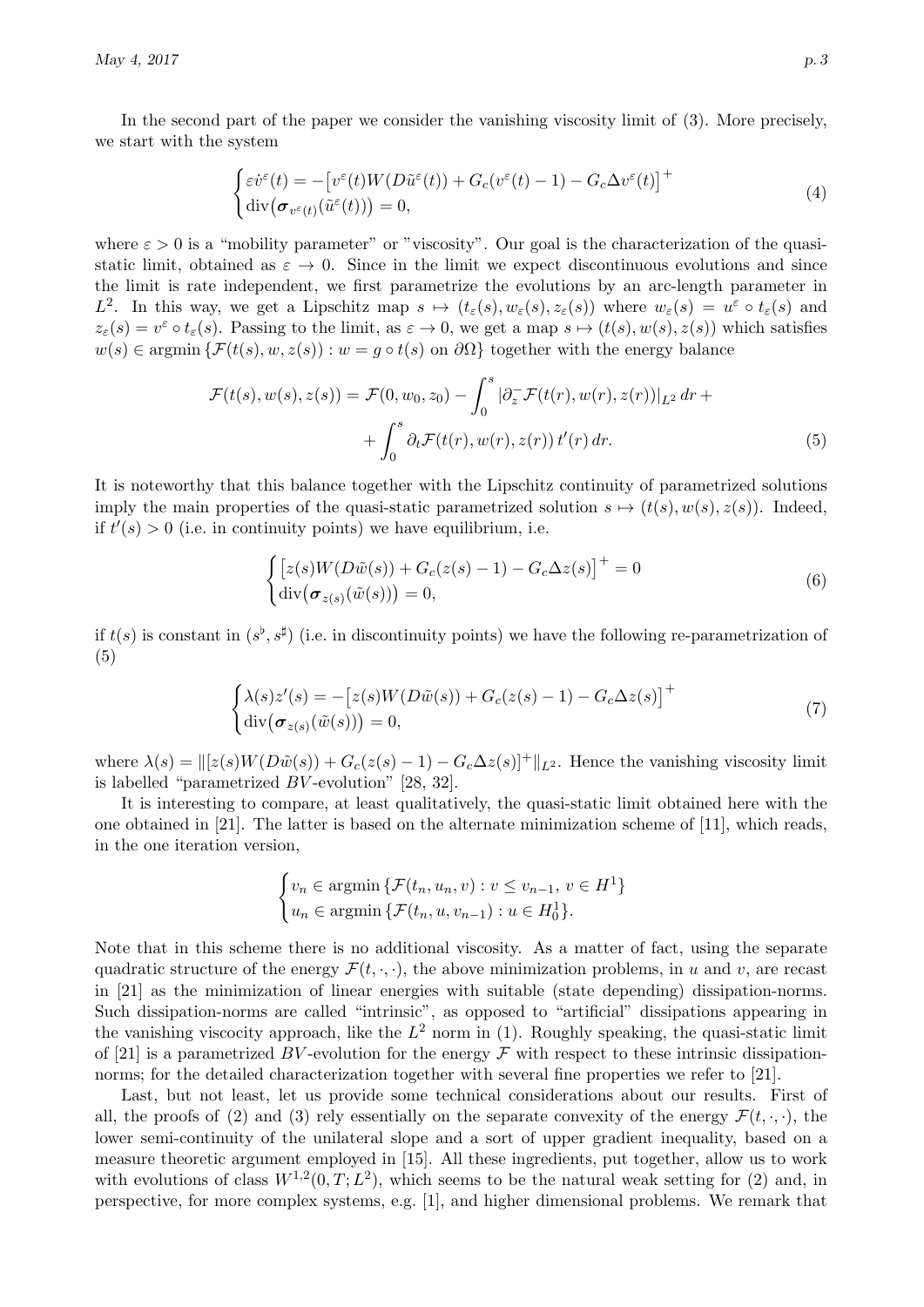In the second part of the paper we consider the vanishing viscosity limit of (3). More precisely, we start with the system

$$
\begin{cases}
\varepsilon \dot{v}^\varepsilon(t) = -\big[ v^\varepsilon(t) W(D\tilde{u}^\varepsilon(t)) + G_c (v^\varepsilon(t) - 1) - G_c \Delta v^\varepsilon(t) \big]^+ \\
\mathrm{div}\big( \boldsymbol{\sigma}_{v^\varepsilon(t)}(\tilde{u}^\varepsilon(t)) \big) = 0,
\end{cases}
\tag{4}
$$

where $\varepsilon > 0$ is a "mobility parameter" or "viscosity". Our goal is the characterization of the quasi-static limit, obtained as $\varepsilon \to 0$. Since in the limit we expect discontinuous evolutions and since the limit is rate independent, we first parametrize the evolutions by an arc-length parameter in $L^2$. In this way, we get a Lipschitz map $s \mapsto (t_\varepsilon(s), w_\varepsilon(s), z_\varepsilon(s))$ where $w_\varepsilon(s) = u^\varepsilon \circ t_\varepsilon(s)$ and $z_\varepsilon(s) = v^\varepsilon \circ t_\varepsilon(s)$. Passing to the limit, as $\varepsilon \to 0$, we get a map $s \mapsto (t(s), w(s), z(s))$ which satisfies $w(s) \in \operatorname{argmin} \{ \mathcal{F}(t(s), w, z(s)) : w = g \circ t(s) \text{ on } \partial\Omega \}$ together with the energy balance

$$
\mathcal{F}(t(s), w(s), z(s)) = \mathcal{F}(0, w_0, z_0) - \int_0^s |\partial_z^- \mathcal{F}(t(r), w(r), z(r))|_{L^2} \, dr + \\
+ \int_0^s \partial_t \mathcal{F}(t(r), w(r), z(r)) \, t'(r) \, dr. \tag{5}
$$

It is noteworthy that this balance together with the Lipschitz continuity of parametrized solutions imply the main properties of the quasi-static parametrized solution $s \mapsto (t(s), w(s), z(s))$. Indeed, if $t'(s) > 0$ (i.e. in continuity points) we have equilibrium, i.e.

$$
\begin{cases}
\big[ z(s) W(D\tilde{w}(s)) + G_c (z(s) - 1) - G_c \Delta z(s) \big]^+ = 0 \\
\mathrm{div}\big( \boldsymbol{\sigma}_{z(s)}(\tilde{w}(s)) \big) = 0,
\end{cases}
\tag{6}
$$

if $t(s)$ is constant in $(s^\flat, s^\sharp)$ (i.e. in discontinuity points) we have the following re-parametrization of (5)

$$
\begin{cases}
\lambda(s) z'(s) = -\big[ z(s) W(D\tilde{w}(s)) + G_c (z(s) - 1) - G_c \Delta z(s) \big]^+ \\
\mathrm{div}\big( \boldsymbol{\sigma}_{z(s)}(\tilde{w}(s)) \big) = 0,
\end{cases}
\tag{7}
$$

where $\lambda(s) = \| [z(s) W(D\tilde{w}(s)) + G_c(z(s) - 1) - G_c \Delta z(s)]^+ \|_{L^2}$. Hence the vanishing viscosity limit is labelled "parametrized $BV$-evolution" [28, 32].

It is interesting to compare, at least qualitatively, the quasi-static limit obtained here with the one obtained in [21]. The latter is based on the alternate minimization scheme of [11], which reads, in the one iteration version,

$$
\begin{cases}
v_n \in \operatorname{argmin} \{ \mathcal{F}(t_n, u_n, v) : v \le v_{n-1}, \, v \in H^1 \} \\
u_n \in \operatorname{argmin} \{ \mathcal{F}(t_n, u, v_{n-1}) : u \in H^1_0 \}.
\end{cases}
$$

Note that in this scheme there is no additional viscosity. As a matter of fact, using the separate quadratic structure of the energy $\mathcal{F}(t, \cdot, \cdot)$, the above minimization problems, in $u$ and $v$, are recast in [21] as the minimization of linear energies with suitable (state depending) dissipation-norms. Such dissipation-norms are called "intrinsic", as opposed to "artificial" dissipations appearing in the vanishing viscocity approach, like the $L^2$ norm in (1). Roughly speaking, the quasi-static limit of [21] is a parametrized $BV$-evolution for the energy $\mathcal{F}$ with respect to these intrinsic dissipation-norms; for the detailed characterization together with several fine properties we refer to [21].

Last, but not least, let us provide some technical considerations about our results. First of all, the proofs of (2) and (3) rely essentially on the separate convexity of the energy $\mathcal{F}(t, \cdot, \cdot)$, the lower semi-continuity of the unilateral slope and a sort of upper gradient inequality, based on a measure theoretic argument employed in [15]. All these ingredients, put together, allow us to work with evolutions of class $W^{1,2}(0, T; L^2)$, which seems to be the natural weak setting for (2) and, in perspective, for more complex systems, e.g. [1], and higher dimensional problems. We remark that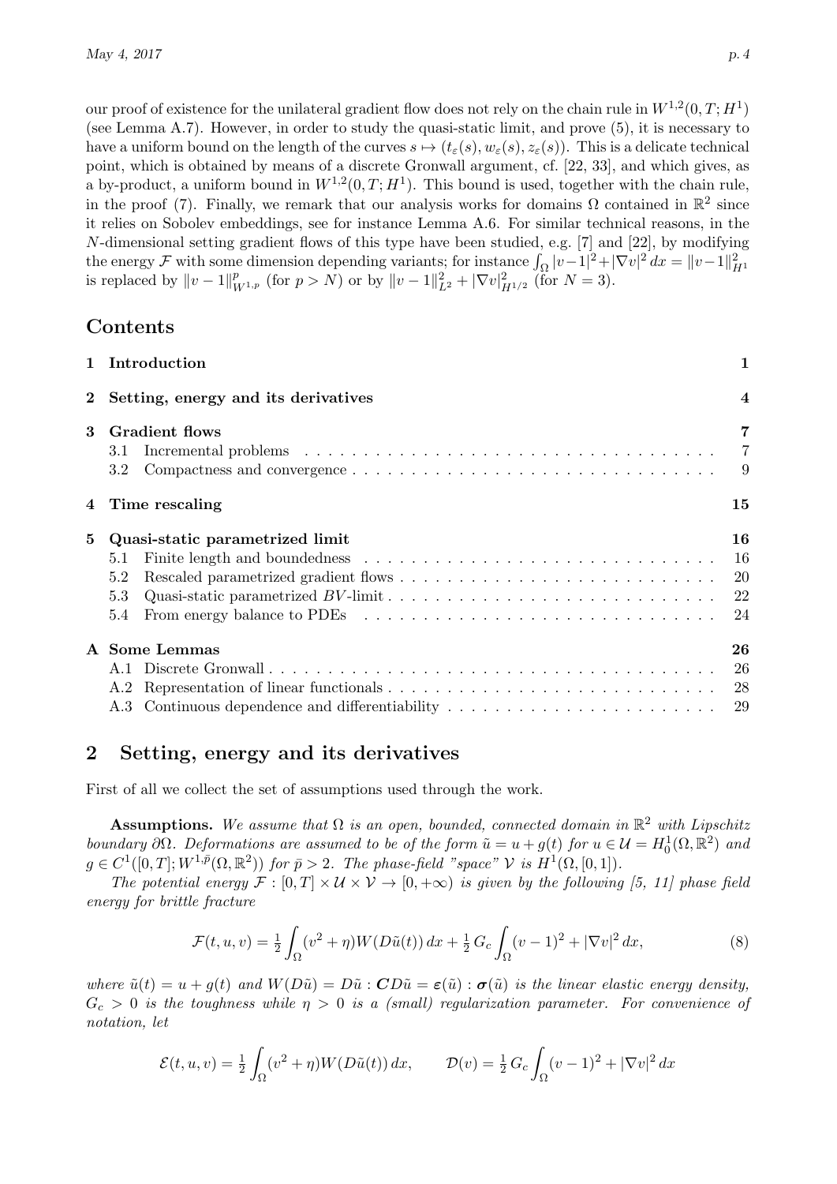our proof of existence for the unilateral gradient flow does not rely on the chain rule in $W^{1,2}(0,T;H^1)$ (see Lemma A.7). However, in order to study the quasi-static limit, and prove (5), it is necessary to have a uniform bound on the length of the curves $s \mapsto (t_\varepsilon(s), w_\varepsilon(s), z_\varepsilon(s))$. This is a delicate technical point, which is obtained by means of a discrete Gronwall argument, cf. [22, 33], and which gives, as a by-product, a uniform bound in $W^{1,2}(0,T;H^1)$. This bound is used, together with the chain rule, in the proof (7). Finally, we remark that our analysis works for domains $\Omega$ contained in $\mathbb{R}^2$ since it relies on Sobolev embeddings, see for instance Lemma A.6. For similar technical reasons, in the $N$-dimensional setting gradient flows of this type have been studied, e.g. [7] and [22], by modifying the energy $\mathcal{F}$ with some dimension depending variants; for instance $\int_\Omega |v-1|^2 + |\nabla v|^2 \, dx = \|v-1\|^2_{H^1}$ is replaced by $\|v-1\|^p_{W^{1,p}}$ (for $p > N$) or by $\|v-1\|^2_{L^2} + |\nabla v|^2_{H^{1/2}}$ (for $N = 3$).

# Contents

| | |
|---|---|
| **1 Introduction** | **1** |
| **2 Setting, energy and its derivatives** | **4** |
| **3 Gradient flows** | **7** |
| 3.1 Incremental problems | 7 |
| 3.2 Compactness and convergence | 9 |
| **4 Time rescaling** | **15** |
| **5 Quasi-static parametrized limit** | **16** |
| 5.1 Finite length and boundedness | 16 |
| 5.2 Rescaled parametrized gradient flows | 20 |
| 5.3 Quasi-static parametrized $BV$-limit | 22 |
| 5.4 From energy balance to PDEs | 24 |
| **A Some Lemmas** | **26** |
| A.1 Discrete Gronwall | 26 |
| A.2 Representation of linear functionals | 28 |
| A.3 Continuous dependence and differentiability | 29 |

# 2 Setting, energy and its derivatives

First of all we collect the set of assumptions used through the work.

**Assumptions.** *We assume that $\Omega$ is an open, bounded, connected domain in $\mathbb{R}^2$ with Lipschitz boundary $\partial\Omega$. Deformations are assumed to be of the form $\tilde{u} = u + g(t)$ for $u \in \mathcal{U} = H^1_0(\Omega, \mathbb{R}^2)$ and $g \in C^1([0,T]; W^{1,\bar{p}}(\Omega, \mathbb{R}^2))$ for $\bar{p} > 2$. The phase-field "space" $\mathcal{V}$ is $H^1(\Omega, [0,1])$.*

*The potential energy $\mathcal{F} : [0,T] \times \mathcal{U} \times \mathcal{V} \to [0, +\infty)$ is given by the following [5, 11] phase field energy for brittle fracture*

$$
\mathcal{F}(t,u,v) = \tfrac{1}{2} \int_\Omega (v^2 + \eta) W(D\tilde{u}(t)) \, dx + \tfrac{1}{2} \, G_c \int_\Omega (v-1)^2 + |\nabla v|^2 \, dx, \tag{8}
$$

*where $\tilde{u}(t) = u + g(t)$ and $W(D\tilde{u}) = D\tilde{u} : \boldsymbol{C} D\tilde{u} = \boldsymbol{\varepsilon}(\tilde{u}) : \boldsymbol{\sigma}(\tilde{u})$ is the linear elastic energy density, $G_c > 0$ is the toughness while $\eta > 0$ is a (small) regularization parameter. For convenience of notation, let*

$$
\mathcal{E}(t,u,v) = \tfrac{1}{2} \int_\Omega (v^2 + \eta) W(D\tilde{u}(t)) \, dx, \qquad \mathcal{D}(v) = \tfrac{1}{2} \, G_c \int_\Omega (v-1)^2 + |\nabla v|^2 \, dx
$$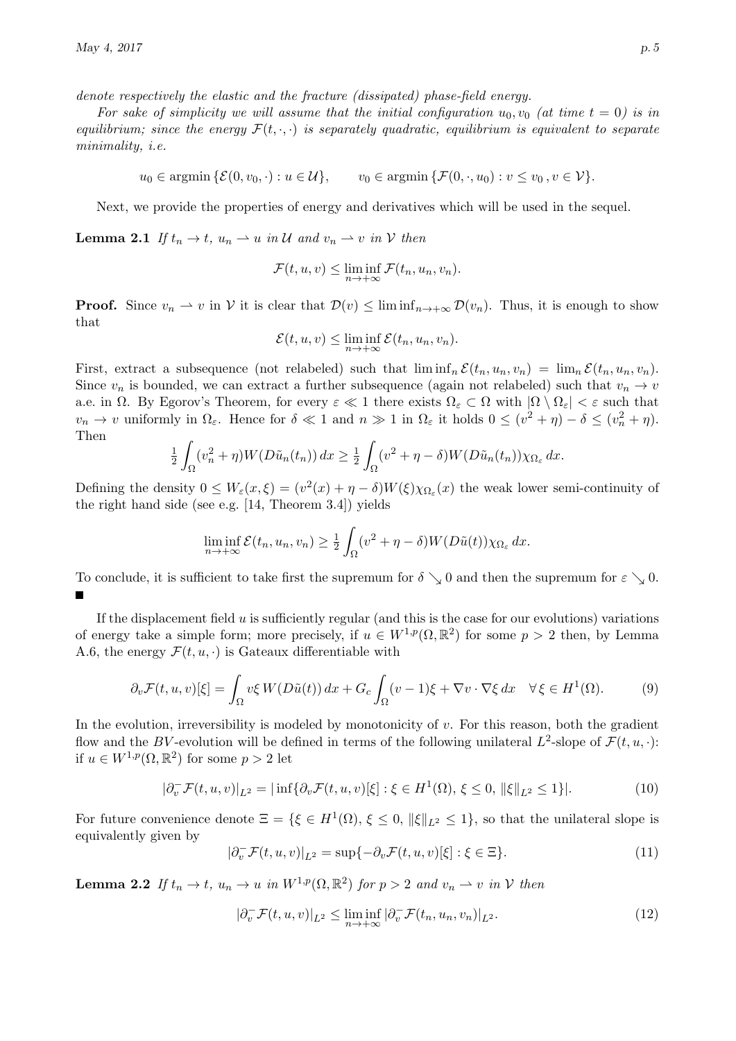*denote respectively the elastic and the fracture (dissipated) phase-field energy.*

*For sake of simplicity we will assume that the initial configuration $u_0, v_0$ (at time $t = 0$) is in equilibrium; since the energy $\mathcal{F}(t, \cdot, \cdot)$ is separately quadratic, equilibrium is equivalent to separate minimality, i.e.*

$$u_0 \in \operatorname{argmin} \{\mathcal{E}(0, v_0, \cdot) : u \in \mathcal{U}\}, \qquad v_0 \in \operatorname{argmin} \{\mathcal{F}(0, \cdot, u_0) : v \leq v_0 \,, v \in \mathcal{V}\}.$$

Next, we provide the properties of energy and derivatives which will be used in the sequel.

**Lemma 2.1** *If $t_n \to t$, $u_n \rightharpoonup u$ in $\mathcal{U}$ and $v_n \rightharpoonup v$ in $\mathcal{V}$ then*

$$\mathcal{F}(t, u, v) \leq \liminf_{n \to +\infty} \mathcal{F}(t_n, u_n, v_n).$$

**Proof.** Since $v_n \rightharpoonup v$ in $\mathcal{V}$ it is clear that $\mathcal{D}(v) \leq \liminf_{n \to +\infty} \mathcal{D}(v_n)$. Thus, it is enough to show that

$$\mathcal{E}(t, u, v) \leq \liminf_{n \to +\infty} \mathcal{E}(t_n, u_n, v_n).$$

First, extract a subsequence (not relabeled) such that $\liminf_n \mathcal{E}(t_n, u_n, v_n) = \lim_n \mathcal{E}(t_n, u_n, v_n)$. Since $v_n$ is bounded, we can extract a further subsequence (again not relabeled) such that $v_n \to v$ a.e. in $\Omega$. By Egorov's Theorem, for every $\varepsilon \ll 1$ there exists $\Omega_\varepsilon \subset \Omega$ with $|\Omega \setminus \Omega_\varepsilon| < \varepsilon$ such that $v_n \to v$ uniformly in $\Omega_\varepsilon$. Hence for $\delta \ll 1$ and $n \gg 1$ in $\Omega_\varepsilon$ it holds $0 \leq (v^2 + \eta) - \delta \leq (v_n^2 + \eta)$. Then

$$\tfrac{1}{2} \int_\Omega (v_n^2 + \eta) W(D\tilde{u}_n(t_n)) \, dx \geq \tfrac{1}{2} \int_\Omega (v^2 + \eta - \delta) W(D\tilde{u}_n(t_n)) \chi_{\Omega_\varepsilon} \, dx.$$

Defining the density $0 \leq W_\varepsilon(x, \xi) = (v^2(x) + \eta - \delta) W(\xi) \chi_{\Omega_\varepsilon}(x)$ the weak lower semi-continuity of the right hand side (see e.g. [14, Theorem 3.4]) yields

$$\liminf_{n \to +\infty} \mathcal{E}(t_n, u_n, v_n) \geq \tfrac{1}{2} \int_\Omega (v^2 + \eta - \delta) W(D\tilde{u}(t)) \chi_{\Omega_\varepsilon} \, dx.$$

To conclude, it is sufficient to take first the supremum for $\delta \searrow 0$ and then the supremum for $\varepsilon \searrow 0$. ■

If the displacement field $u$ is sufficiently regular (and this is the case for our evolutions) variations of energy take a simple form; more precisely, if $u \in W^{1,p}(\Omega, \mathbb{R}^2)$ for some $p > 2$ then, by Lemma A.6, the energy $\mathcal{F}(t, u, \cdot)$ is Gateaux differentiable with

$$\partial_v \mathcal{F}(t, u, v)[\xi] = \int_\Omega v \xi \, W(D\tilde{u}(t)) \, dx + G_c \int_\Omega (v - 1)\xi + \nabla v \cdot \nabla \xi \, dx \quad \forall \, \xi \in H^1(\Omega). \tag{9}$$

In the evolution, irreversibility is modeled by monotonicity of $v$. For this reason, both the gradient flow and the $BV$-evolution will be defined in terms of the following unilateral $L^2$-slope of $\mathcal{F}(t, u, \cdot)$: if $u \in W^{1,p}(\Omega, \mathbb{R}^2)$ for some $p > 2$ let

$$|\partial_v^- \mathcal{F}(t, u, v)|_{L^2} = |\inf \{ \partial_v \mathcal{F}(t, u, v)[\xi] : \xi \in H^1(\Omega), \, \xi \leq 0, \, \|\xi\|_{L^2} \leq 1 \}|. \tag{10}$$

For future convenience denote $\Xi = \{\xi \in H^1(\Omega), \, \xi \leq 0, \, \|\xi\|_{L^2} \leq 1\}$, so that the unilateral slope is equivalently given by

$$|\partial_v^- \mathcal{F}(t, u, v)|_{L^2} = \sup \{ -\partial_v \mathcal{F}(t, u, v)[\xi] : \xi \in \Xi \}. \tag{11}$$

**Lemma 2.2** *If $t_n \to t$, $u_n \to u$ in $W^{1,p}(\Omega, \mathbb{R}^2)$ for $p > 2$ and $v_n \rightharpoonup v$ in $\mathcal{V}$ then*

$$|\partial_v^- \mathcal{F}(t, u, v)|_{L^2} \leq \liminf_{n \to +\infty} |\partial_v^- \mathcal{F}(t_n, u_n, v_n)|_{L^2}. \tag{12}$$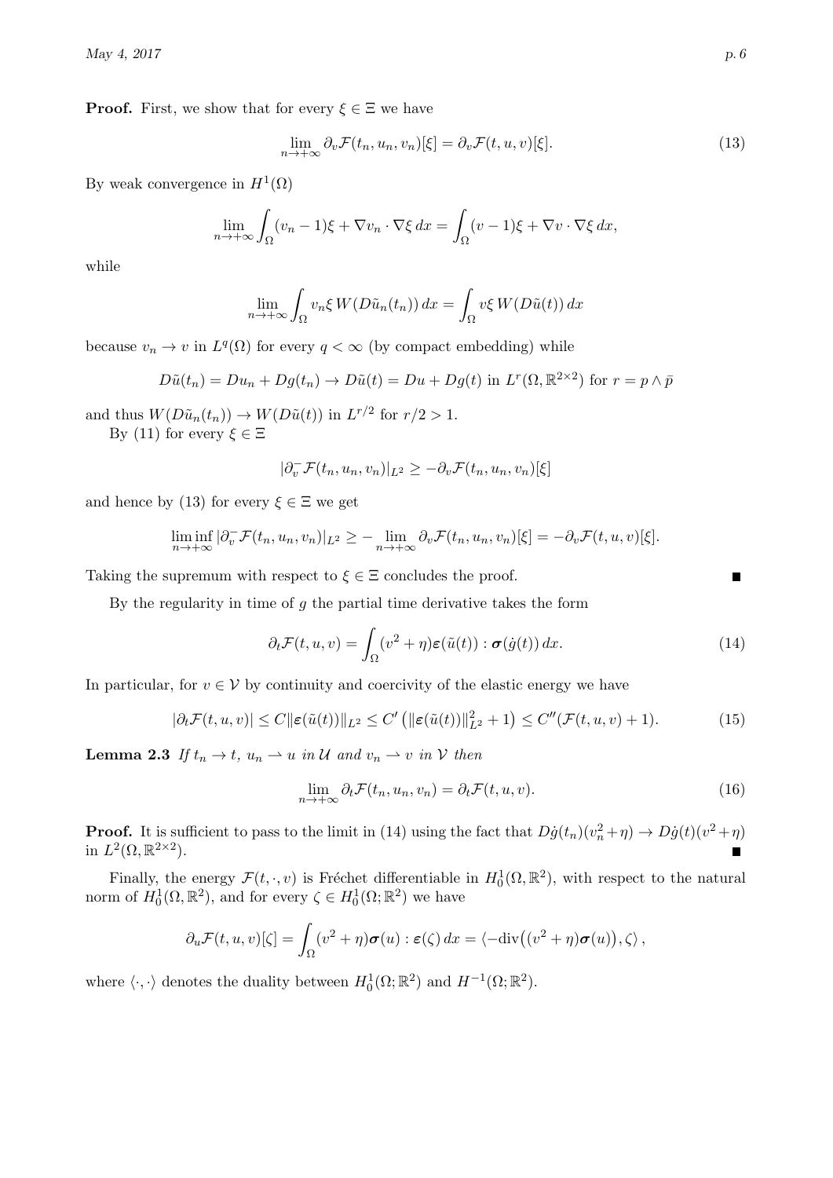**Proof.** First, we show that for every $\xi \in \Xi$ we have

$$\lim_{n\to+\infty} \partial_v \mathcal{F}(t_n, u_n, v_n)[\xi] = \partial_v \mathcal{F}(t, u, v)[\xi]. \tag{13}$$

By weak convergence in $H^1(\Omega)$

$$\lim_{n\to+\infty} \int_\Omega (v_n - 1)\xi + \nabla v_n \cdot \nabla \xi \, dx = \int_\Omega (v-1)\xi + \nabla v \cdot \nabla \xi \, dx,$$

while

$$\lim_{n\to+\infty} \int_\Omega v_n \xi \, W(D\tilde{u}_n(t_n)) \, dx = \int_\Omega v \xi \, W(D\tilde{u}(t)) \, dx$$

because $v_n \to v$ in $L^q(\Omega)$ for every $q < \infty$ (by compact embedding) while

$$D\tilde{u}(t_n) = Du_n + Dg(t_n) \to D\tilde{u}(t) = Du + Dg(t) \text{ in } L^r(\Omega, \mathbb{R}^{2\times 2}) \text{ for } r = p \wedge \bar{p}$$

and thus $W(D\tilde{u}_n(t_n)) \to W(D\tilde{u}(t))$ in $L^{r/2}$ for $r/2 > 1$.

By (11) for every $\xi \in \Xi$

$$|\partial_v^- \mathcal{F}(t_n, u_n, v_n)|_{L^2} \geq -\partial_v \mathcal{F}(t_n, u_n, v_n)[\xi]$$

and hence by (13) for every $\xi \in \Xi$ we get

$$\liminf_{n\to+\infty} |\partial_v^- \mathcal{F}(t_n, u_n, v_n)|_{L^2} \geq -\lim_{n\to+\infty} \partial_v \mathcal{F}(t_n, u_n, v_n)[\xi] = -\partial_v \mathcal{F}(t, u, v)[\xi].$$

Taking the supremum with respect to $\xi \in \Xi$ concludes the proof. ∎

By the regularity in time of $g$ the partial time derivative takes the form

$$\partial_t \mathcal{F}(t, u, v) = \int_\Omega (v^2 + \eta) \boldsymbol{\varepsilon}(\tilde{u}(t)) : \boldsymbol{\sigma}(\dot{g}(t)) \, dx. \tag{14}$$

In particular, for $v \in \mathcal{V}$ by continuity and coercivity of the elastic energy we have

$$|\partial_t \mathcal{F}(t, u, v)| \leq C \|\boldsymbol{\varepsilon}(\tilde{u}(t))\|_{L^2} \leq C' \left( \|\boldsymbol{\varepsilon}(\tilde{u}(t))\|^2_{L^2} + 1 \right) \leq C''(\mathcal{F}(t, u, v) + 1). \tag{15}$$

**Lemma 2.3** *If $t_n \to t$, $u_n \rightharpoonup u$ in $\mathcal{U}$ and $v_n \rightharpoonup v$ in $\mathcal{V}$ then*

$$\lim_{n\to+\infty} \partial_t \mathcal{F}(t_n, u_n, v_n) = \partial_t \mathcal{F}(t, u, v). \tag{16}$$

**Proof.** It is sufficient to pass to the limit in (14) using the fact that $D\dot{g}(t_n)(v_n^2 + \eta) \to D\dot{g}(t)(v^2 + \eta)$ in $L^2(\Omega, \mathbb{R}^{2\times 2})$. ∎

Finally, the energy $\mathcal{F}(t, \cdot, v)$ is Fréchet differentiable in $H^1_0(\Omega, \mathbb{R}^2)$, with respect to the natural norm of $H^1_0(\Omega, \mathbb{R}^2)$, and for every $\zeta \in H^1_0(\Omega; \mathbb{R}^2)$ we have

$$\partial_u \mathcal{F}(t, u, v)[\zeta] = \int_\Omega (v^2 + \eta) \boldsymbol{\sigma}(u) : \boldsymbol{\varepsilon}(\zeta) \, dx = \langle -\mathrm{div}\big((v^2 + \eta)\boldsymbol{\sigma}(u)\big), \zeta \rangle,$$

where $\langle \cdot, \cdot \rangle$ denotes the duality between $H^1_0(\Omega; \mathbb{R}^2)$ and $H^{-1}(\Omega; \mathbb{R}^2)$.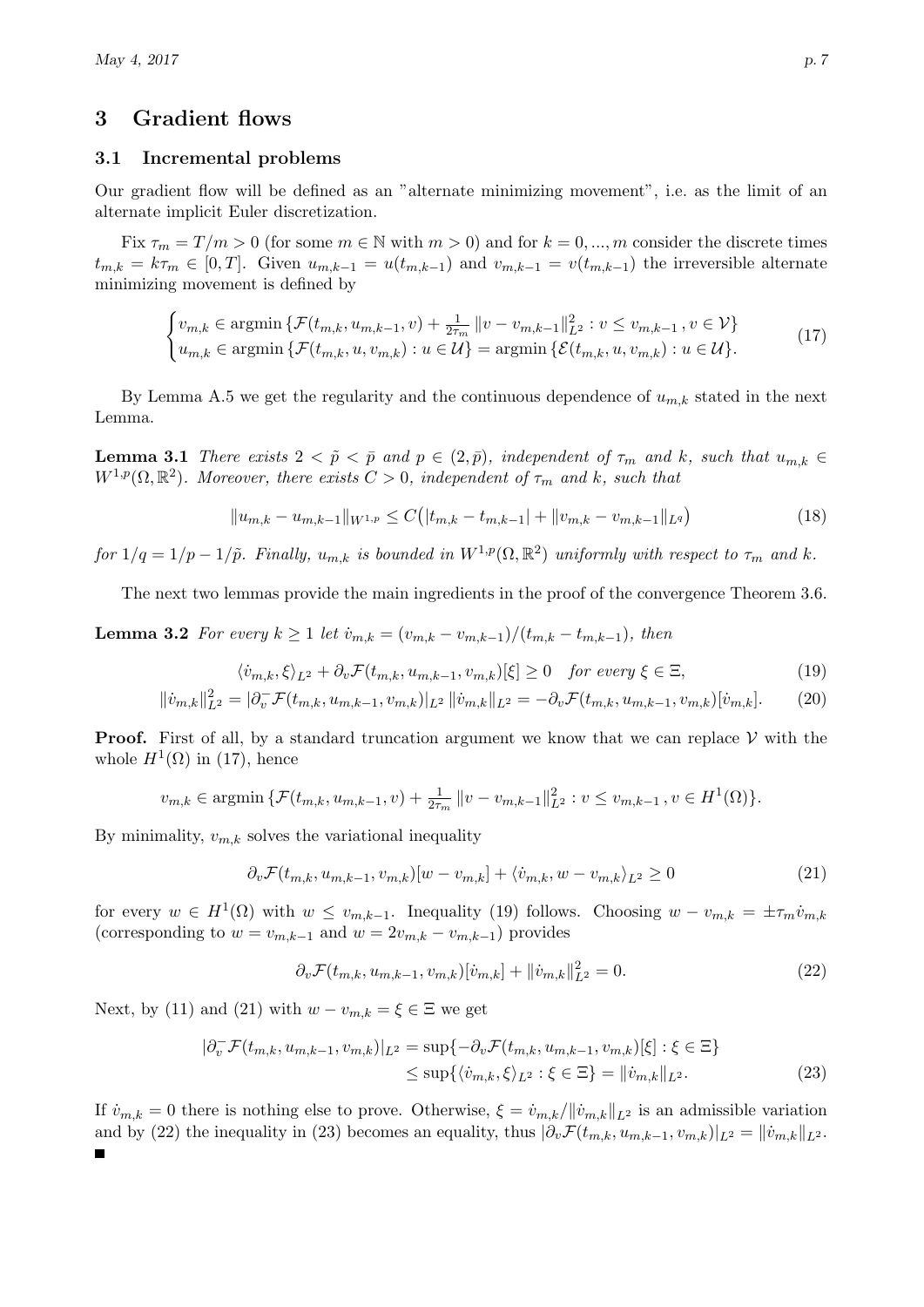## 3 Gradient flows

### 3.1 Incremental problems

Our gradient flow will be defined as an "alternate minimizing movement", i.e. as the limit of an alternate implicit Euler discretization.

Fix $\tau_m = T/m > 0$ (for some $m \in \mathbb{N}$ with $m > 0$) and for $k = 0, ..., m$ consider the discrete times $t_{m,k} = k\tau_m \in [0, T]$. Given $u_{m,k-1} = u(t_{m,k-1})$ and $v_{m,k-1} = v(t_{m,k-1})$ the irreversible alternate minimizing movement is defined by

$$
\begin{cases} v_{m,k} \in \operatorname{argmin} \{ \mathcal{F}(t_{m,k}, u_{m,k-1}, v) + \frac{1}{2\tau_m} \| v - v_{m,k-1} \|^2_{L^2} : v \le v_{m,k-1} \, , v \in \mathcal{V} \} \\ u_{m,k} \in \operatorname{argmin} \{ \mathcal{F}(t_{m,k}, u, v_{m,k}) : u \in \mathcal{U} \} = \operatorname{argmin} \{ \mathcal{E}(t_{m,k}, u, v_{m,k}) : u \in \mathcal{U} \}. \end{cases} \tag{17}
$$

By Lemma A.5 we get the regularity and the continuous dependence of $u_{m,k}$ stated in the next Lemma.

**Lemma 3.1** *There exists $2 < \tilde{p} < \bar{p}$ and $p \in (2, \tilde{p})$, independent of $\tau_m$ and $k$, such that $u_{m,k} \in W^{1,p}(\Omega, \mathbb{R}^2)$. Moreover, there exists $C > 0$, independent of $\tau_m$ and $k$, such that*

$$
\| u_{m,k} - u_{m,k-1} \|_{W^{1,p}} \le C \big( |t_{m,k} - t_{m,k-1}| + \| v_{m,k} - v_{m,k-1} \|_{L^q} \big) \tag{18}
$$

*for $1/q = 1/p - 1/\tilde{p}$. Finally, $u_{m,k}$ is bounded in $W^{1,p}(\Omega, \mathbb{R}^2)$ uniformly with respect to $\tau_m$ and $k$.*

The next two lemmas provide the main ingredients in the proof of the convergence Theorem 3.6.

**Lemma 3.2** *For every $k \ge 1$ let $\dot{v}_{m,k} = (v_{m,k} - v_{m,k-1})/(t_{m,k} - t_{m,k-1})$, then*

$$
\langle \dot{v}_{m,k}, \xi \rangle_{L^2} + \partial_v \mathcal{F}(t_{m,k}, u_{m,k-1}, v_{m,k})[\xi] \ge 0 \quad \text{for every } \xi \in \Xi, \tag{19}
$$

$$
\| \dot{v}_{m,k} \|^2_{L^2} = |\partial^-_v \mathcal{F}(t_{m,k}, u_{m,k-1}, v_{m,k})|_{L^2} \, \| \dot{v}_{m,k} \|_{L^2} = -\partial_v \mathcal{F}(t_{m,k}, u_{m,k-1}, v_{m,k})[\dot{v}_{m,k}]. \tag{20}
$$

**Proof.** First of all, by a standard truncation argument we know that we can replace $\mathcal{V}$ with the whole $H^1(\Omega)$ in (17), hence

$$
v_{m,k} \in \operatorname{argmin} \{ \mathcal{F}(t_{m,k}, u_{m,k-1}, v) + \tfrac{1}{2\tau_m} \| v - v_{m,k-1} \|^2_{L^2} : v \le v_{m,k-1} \, , v \in H^1(\Omega) \}.
$$

By minimality, $v_{m,k}$ solves the variational inequality

$$
\partial_v \mathcal{F}(t_{m,k}, u_{m,k-1}, v_{m,k})[w - v_{m,k}] + \langle \dot{v}_{m,k}, w - v_{m,k} \rangle_{L^2} \ge 0 \tag{21}
$$

for every $w \in H^1(\Omega)$ with $w \le v_{m,k-1}$. Inequality (19) follows. Choosing $w - v_{m,k} = \pm \tau_m \dot{v}_{m,k}$ (corresponding to $w = v_{m,k-1}$ and $w = 2v_{m,k} - v_{m,k-1}$) provides

$$
\partial_v \mathcal{F}(t_{m,k}, u_{m,k-1}, v_{m,k})[\dot{v}_{m,k}] + \| \dot{v}_{m,k} \|^2_{L^2} = 0. \tag{22}
$$

Next, by (11) and (21) with $w - v_{m,k} = \xi \in \Xi$ we get

$$
\begin{aligned} |\partial^-_v \mathcal{F}(t_{m,k}, u_{m,k-1}, v_{m,k})|_{L^2} &= \sup \{ -\partial_v \mathcal{F}(t_{m,k}, u_{m,k-1}, v_{m,k})[\xi] : \xi \in \Xi \} \\ &\le \sup \{ \langle \dot{v}_{m,k}, \xi \rangle_{L^2} : \xi \in \Xi \} = \| \dot{v}_{m,k} \|_{L^2}. \end{aligned} \tag{23}
$$

If $\dot{v}_{m,k} = 0$ there is nothing else to prove. Otherwise, $\xi = \dot{v}_{m,k} / \| \dot{v}_{m,k} \|_{L^2}$ is an admissible variation and by (22) the inequality in (23) becomes an equality, thus $|\partial_v \mathcal{F}(t_{m,k}, u_{m,k-1}, v_{m,k})|_{L^2} = \| \dot{v}_{m,k} \|_{L^2}$. ■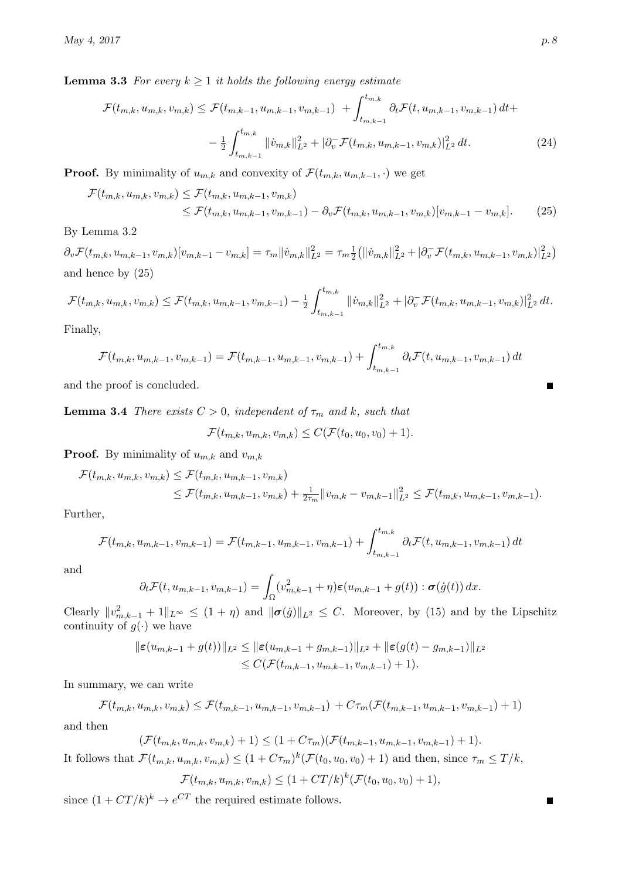**Lemma 3.3** *For every $k \ge 1$ it holds the following energy estimate*

$$\mathcal{F}(t_{m,k}, u_{m,k}, v_{m,k}) \le \mathcal{F}(t_{m,k-1}, u_{m,k-1}, v_{m,k-1}) \; + \int_{t_{m,k-1}}^{t_{m,k}} \partial_t \mathcal{F}(t, u_{m,k-1}, v_{m,k-1}) \, dt + \\ - \tfrac{1}{2} \int_{t_{m,k-1}}^{t_{m,k}} \| \dot{v}_{m,k} \|^2_{L^2} + | \partial^-_v \mathcal{F}(t_{m,k}, u_{m,k-1}, v_{m,k}) |^2_{L^2} \, dt. \tag{24}$$

**Proof.** By minimality of $u_{m,k}$ and convexity of $\mathcal{F}(t_{m,k}, u_{m,k-1}, \cdot)$ we get

$$\begin{aligned} \mathcal{F}(t_{m,k}, u_{m,k}, v_{m,k}) &\le \mathcal{F}(t_{m,k}, u_{m,k-1}, v_{m,k}) \\ &\le \mathcal{F}(t_{m,k}, u_{m,k-1}, v_{m,k-1}) - \partial_v \mathcal{F}(t_{m,k}, u_{m,k-1}, v_{m,k})[v_{m,k-1} - v_{m,k}]. \end{aligned} \tag{25}$$

By Lemma 3.2

$$\partial_v \mathcal{F}(t_{m,k}, u_{m,k-1}, v_{m,k})[v_{m,k-1} - v_{m,k}] = \tau_m \| \dot{v}_{m,k} \|^2_{L^2} = \tau_m \tfrac{1}{2} \big( \| \dot{v}_{m,k} \|^2_{L^2} + | \partial^-_v \mathcal{F}(t_{m,k}, u_{m,k-1}, v_{m,k}) |^2_{L^2} \big)$$

and hence by (25)

$$\mathcal{F}(t_{m,k}, u_{m,k}, v_{m,k}) \le \mathcal{F}(t_{m,k}, u_{m,k-1}, v_{m,k-1}) - \tfrac{1}{2} \int_{t_{m,k-1}}^{t_{m,k}} \| \dot{v}_{m,k} \|^2_{L^2} + | \partial^-_v \mathcal{F}(t_{m,k}, u_{m,k-1}, v_{m,k}) |^2_{L^2} \, dt.$$

Finally,

$$\mathcal{F}(t_{m,k}, u_{m,k-1}, v_{m,k-1}) = \mathcal{F}(t_{m,k-1}, u_{m,k-1}, v_{m,k-1}) + \int_{t_{m,k-1}}^{t_{m,k}} \partial_t \mathcal{F}(t, u_{m,k-1}, v_{m,k-1}) \, dt$$

and the proof is concluded. ∎

**Lemma 3.4** *There exists $C > 0$, independent of $\tau_m$ and $k$, such that*

$$\mathcal{F}(t_{m,k}, u_{m,k}, v_{m,k}) \le C(\mathcal{F}(t_0, u_0, v_0) + 1).$$

**Proof.** By minimality of $u_{m,k}$ and $v_{m,k}$

$$\begin{aligned} \mathcal{F}(t_{m,k}, u_{m,k}, v_{m,k}) &\le \mathcal{F}(t_{m,k}, u_{m,k-1}, v_{m,k}) \\ &\le \mathcal{F}(t_{m,k}, u_{m,k-1}, v_{m,k}) + \tfrac{1}{2\tau_m} \| v_{m,k} - v_{m,k-1} \|^2_{L^2} \le \mathcal{F}(t_{m,k}, u_{m,k-1}, v_{m,k-1}). \end{aligned}$$

Further,

$$\mathcal{F}(t_{m,k}, u_{m,k-1}, v_{m,k-1}) = \mathcal{F}(t_{m,k-1}, u_{m,k-1}, v_{m,k-1}) + \int_{t_{m,k-1}}^{t_{m,k}} \partial_t \mathcal{F}(t, u_{m,k-1}, v_{m,k-1}) \, dt$$

and

$$\partial_t \mathcal{F}(t, u_{m,k-1}, v_{m,k-1}) = \int_\Omega (v^2_{m,k-1} + \eta) \boldsymbol{\varepsilon}(u_{m,k-1} + g(t)) : \boldsymbol{\sigma}(\dot{g}(t)) \, dx.$$

Clearly $\| v^2_{m,k-1} + 1 \|_{L^\infty} \le (1 + \eta)$ and $\| \boldsymbol{\sigma}(\dot{g}) \|_{L^2} \le C$. Moreover, by (15) and by the Lipschitz continuity of $g(\cdot)$ we have

$$\begin{aligned} \| \boldsymbol{\varepsilon}(u_{m,k-1} + g(t)) \|_{L^2} &\le \| \boldsymbol{\varepsilon}(u_{m,k-1} + g_{m,k-1}) \|_{L^2} + \| \boldsymbol{\varepsilon}(g(t) - g_{m,k-1}) \|_{L^2} \\ &\le C(\mathcal{F}(t_{m,k-1}, u_{m,k-1}, v_{m,k-1}) + 1). \end{aligned}$$

In summary, we can write

$$\mathcal{F}(t_{m,k}, u_{m,k}, v_{m,k}) \le \mathcal{F}(t_{m,k-1}, u_{m,k-1}, v_{m,k-1}) \; + C\tau_m (\mathcal{F}(t_{m,k-1}, u_{m,k-1}, v_{m,k-1}) + 1)$$

and then

$$(\mathcal{F}(t_{m,k}, u_{m,k}, v_{m,k}) + 1) \le (1 + C\tau_m)(\mathcal{F}(t_{m,k-1}, u_{m,k-1}, v_{m,k-1}) + 1).$$

It follows that $\mathcal{F}(t_{m,k}, u_{m,k}, v_{m,k}) \le (1 + C\tau_m)^k (\mathcal{F}(t_0, u_0, v_0) + 1)$ and then, since $\tau_m \le T/k$,

$$\mathcal{F}(t_{m,k}, u_{m,k}, v_{m,k}) \le (1 + CT/k)^k (\mathcal{F}(t_0, u_0, v_0) + 1),$$

since $(1 + CT/k)^k \to e^{CT}$ the required estimate follows. ∎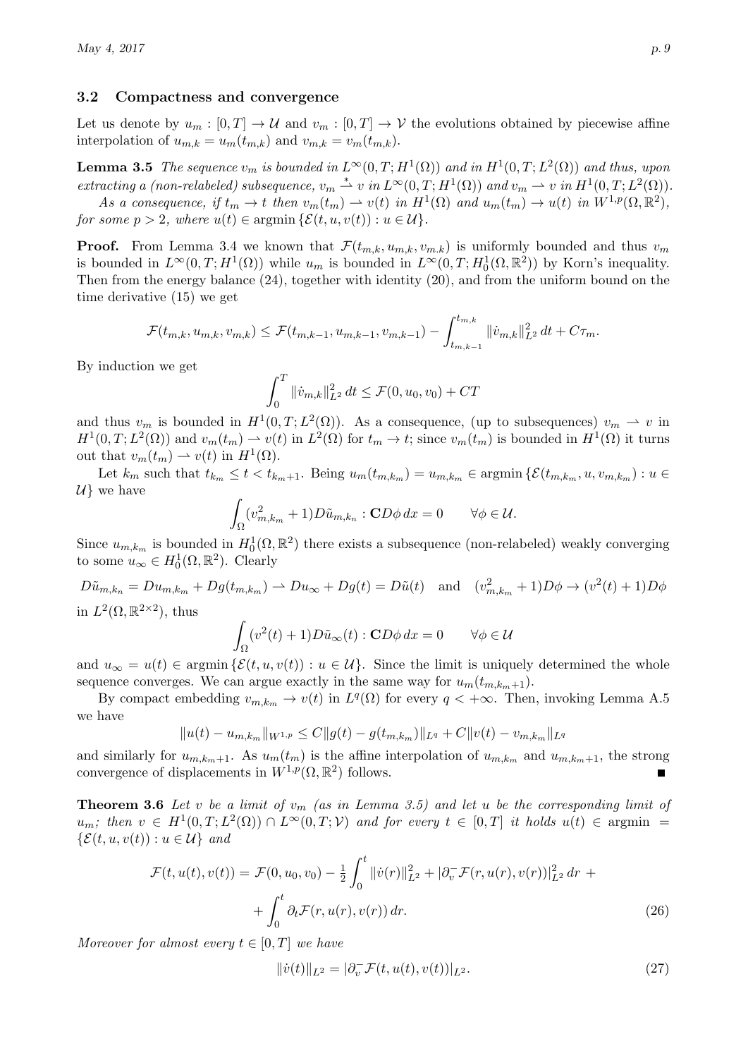### 3.2 Compactness and convergence

Let us denote by $u_m : [0,T] \to \mathcal{U}$ and $v_m : [0,T] \to \mathcal{V}$ the evolutions obtained by piecewise affine interpolation of $u_{m,k} = u_m(t_{m,k})$ and $v_{m,k} = v_m(t_{m,k})$.

**Lemma 3.5** *The sequence $v_m$ is bounded in $L^\infty(0,T;H^1(\Omega))$ and in $H^1(0,T;L^2(\Omega))$ and thus, upon extracting a (non-relabeled) subsequence, $v_m \overset{*}{\rightharpoonup} v$ in $L^\infty(0,T;H^1(\Omega))$ and $v_m \rightharpoonup v$ in $H^1(0,T;L^2(\Omega))$.*

*As a consequence, if $t_m \to t$ then $v_m(t_m) \rightharpoonup v(t)$ in $H^1(\Omega)$ and $u_m(t_m) \to u(t)$ in $W^{1,p}(\Omega,\mathbb{R}^2)$, for some $p>2$, where $u(t) \in \operatorname{argmin}\{\mathcal{E}(t,u,v(t)) : u \in \mathcal{U}\}$.*

**Proof.** From Lemma 3.4 we known that $\mathcal{F}(t_{m,k},u_{m,k},v_{m.k})$ is uniformly bounded and thus $v_m$ is bounded in $L^\infty(0,T;H^1(\Omega))$ while $u_m$ is bounded in $L^\infty(0,T;H^1_0(\Omega,\mathbb{R}^2))$ by Korn's inequality. Then from the energy balance (24), together with identity (20), and from the uniform bound on the time derivative (15) we get

$$\mathcal{F}(t_{m,k},u_{m,k},v_{m,k}) \le \mathcal{F}(t_{m,k-1},u_{m,k-1},v_{m,k-1}) - \int_{t_{m,k-1}}^{t_{m,k}} \|\dot v_{m,k}\|^2_{L^2}\,dt + C\tau_m.$$

By induction we get

$$\int_0^T \|\dot v_{m,k}\|^2_{L^2}\,dt \le \mathcal{F}(0,u_0,v_0) + CT$$

and thus $v_m$ is bounded in $H^1(0,T;L^2(\Omega))$. As a consequence, (up to subsequences) $v_m \rightharpoonup v$ in $H^1(0,T;L^2(\Omega))$ and $v_m(t_m) \rightharpoonup v(t)$ in $L^2(\Omega)$ for $t_m \to t$; since $v_m(t_m)$ is bounded in $H^1(\Omega)$ it turns out that $v_m(t_m) \rightharpoonup v(t)$ in $H^1(\Omega)$.

Let $k_m$ such that $t_{k_m} \le t < t_{k_m+1}$. Being $u_m(t_{m,k_m}) = u_{m,k_m} \in \operatorname{argmin}\{\mathcal{E}(t_{m,k_m},u,v_{m,k_m}) : u \in \mathcal{U}\}$ we have

$$\int_\Omega (v^2_{m,k_m}+1) D\tilde u_{m,k_n} : \mathbf{C} D\phi \,dx = 0 \qquad \forall \phi \in \mathcal{U}.$$

Since $u_{m,k_m}$ is bounded in $H^1_0(\Omega,\mathbb{R}^2)$ there exists a subsequence (non-relabeled) weakly converging to some $u_\infty \in H^1_0(\Omega,\mathbb{R}^2)$. Clearly

$$D\tilde u_{m,k_n} = Du_{m,k_m} + Dg(t_{m,k_m}) \rightharpoonup Du_\infty + Dg(t) = D\tilde u(t) \quad \text{and} \quad (v^2_{m,k_m}+1)D\phi \to (v^2(t)+1)D\phi$$

in $L^2(\Omega,\mathbb{R}^{2\times 2})$, thus

$$\int_\Omega (v^2(t)+1) D\tilde u_\infty(t) : \mathbf{C} D\phi \,dx = 0 \qquad \forall \phi \in \mathcal{U}$$

and $u_\infty = u(t) \in \operatorname{argmin}\{\mathcal{E}(t,u,v(t)) : u \in \mathcal{U}\}$. Since the limit is uniquely determined the whole sequence converges. We can argue exactly in the same way for $u_m(t_{m,k_m+1})$.

By compact embedding $v_{m,k_m} \to v(t)$ in $L^q(\Omega)$ for every $q < +\infty$. Then, invoking Lemma A.5 we have

$$\|u(t) - u_{m,k_m}\|_{W^{1,p}} \le C\|g(t) - g(t_{m,k_m})\|_{L^q} + C\|v(t) - v_{m,k_m}\|_{L^q}$$

and similarly for $u_{m,k_m+1}$. As $u_m(t_m)$ is the affine interpolation of $u_{m,k_m}$ and $u_{m,k_m+1}$, the strong convergence of displacements in $W^{1,p}(\Omega,\mathbb{R}^2)$ follows. ■

**Theorem 3.6** *Let $v$ be a limit of $v_m$ (as in Lemma 3.5) and let $u$ be the corresponding limit of $u_m$; then $v \in H^1(0,T;L^2(\Omega)) \cap L^\infty(0,T;\mathcal{V})$ and for every $t \in [0,T]$ it holds $u(t) \in \operatorname{argmin} = \{\mathcal{E}(t,u,v(t)) : u \in \mathcal{U}\}$ and*

$$\mathcal{F}(t,u(t),v(t)) = \mathcal{F}(0,u_0,v_0) - \tfrac{1}{2}\int_0^t \|\dot v(r)\|^2_{L^2} + |\partial^-_v \mathcal{F}(r,u(r),v(r))|^2_{L^2}\,dr \; + \\ + \int_0^t \partial_t \mathcal{F}(r,u(r),v(r))\,dr. \tag{26}$$

*Moreover for almost every $t \in [0,T]$ we have*

$$\|\dot v(t)\|_{L^2} = |\partial^-_v \mathcal{F}(t,u(t),v(t))|_{L^2}. \tag{27}$$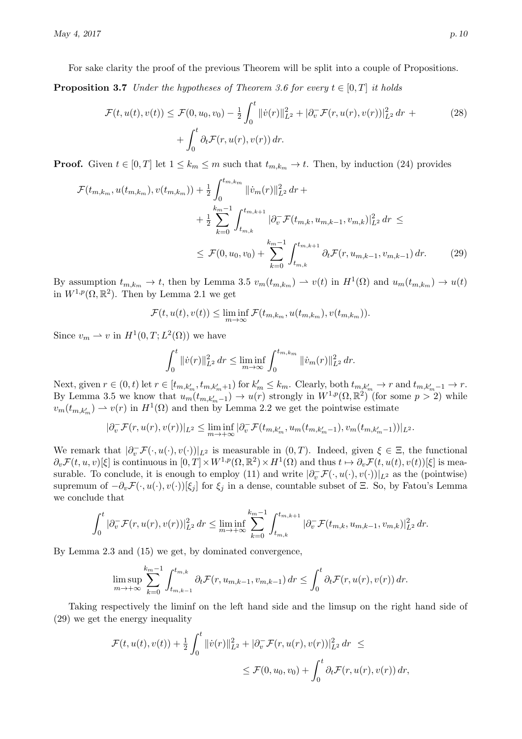For sake clarity the proof of the previous Theorem will be split into a couple of Propositions.

**Proposition 3.7** *Under the hypotheses of Theorem 3.6 for every $t \in [0,T]$ it holds*

$$\mathcal{F}(t, u(t), v(t)) \le \mathcal{F}(0, u_0, v_0) - \tfrac{1}{2} \int_0^t \|\dot v(r)\|^2_{L^2} + |\partial_v^- \mathcal{F}(r, u(r), v(r))|^2_{L^2} \, dr \, + \\ + \int_0^t \partial_t \mathcal{F}(r, u(r), v(r)) \, dr. \tag{28}$$

**Proof.** Given $t \in [0,T]$ let $1 \le k_m \le m$ such that $t_{m,k_m} \to t$. Then, by induction (24) provides

$$\mathcal{F}(t_{m,k_m}, u(t_{m,k_m}), v(t_{m,k_m})) + \tfrac{1}{2} \int_0^{t_{m,k_m}} \|\dot v_m(r)\|^2_{L^2} \, dr \, + \\ + \tfrac{1}{2} \sum_{k=0}^{k_m-1} \int_{t_{m,k}}^{t_{m,k+1}} |\partial_v^- \mathcal{F}(t_{m,k}, u_{m,k-1}, v_{m,k})|^2_{L^2} \, dr \, \le \\ \le \mathcal{F}(0, u_0, v_0) + \sum_{k=0}^{k_m-1} \int_{t_{m,k}}^{t_{m,k+1}} \partial_t \mathcal{F}(r, u_{m,k-1}, v_{m,k-1}) \, dr. \tag{29}$$

By assumption $t_{m,k_m} \to t$, then by Lemma 3.5 $v_m(t_{m,k_m}) \rightharpoonup v(t)$ in $H^1(\Omega)$ and $u_m(t_{m,k_m}) \to u(t)$ in $W^{1,p}(\Omega, \mathbb{R}^2)$. Then by Lemma 2.1 we get

$$\mathcal{F}(t, u(t), v(t)) \le \liminf_{m \to \infty} \mathcal{F}(t_{m,k_m}, u(t_{m,k_m}), v(t_{m,k_m})).$$

Since $v_m \rightharpoonup v$ in $H^1(0,T; L^2(\Omega))$ we have

$$\int_0^t \|\dot v(r)\|^2_{L^2} \, dr \le \liminf_{m \to \infty} \int_0^{t_{m,k_m}} \|\dot v_m(r)\|^2_{L^2} \, dr.$$

Next, given $r \in (0,t)$ let $r \in [t_{m,k'_m}, t_{m,k'_m+1})$ for $k'_m \le k_m$. Clearly, both $t_{m,k'_m} \to r$ and $t_{m,k'_m-1} \to r$. By Lemma 3.5 we know that $u_m(t_{m,k'_m-1}) \to u(r)$ strongly in $W^{1,p}(\Omega, \mathbb{R}^2)$ (for some $p > 2$) while $v_m(t_{m,k'_m}) \rightharpoonup v(r)$ in $H^1(\Omega)$ and then by Lemma 2.2 we get the pointwise estimate

$$|\partial_v^- \mathcal{F}(r, u(r), v(r))|_{L^2} \le \liminf_{m \to +\infty} |\partial_v^- \mathcal{F}(t_{m,k'_m}, u_m(t_{m,k'_m-1}), v_m(t_{m,k'_m-1}))|_{L^2}.$$

We remark that $|\partial_v^- \mathcal{F}(\cdot, u(\cdot), v(\cdot))|_{L^2}$ is measurable in $(0,T)$. Indeed, given $\xi \in \Xi$, the functional $\partial_v \mathcal{F}(t, u, v)[\xi]$ is continuous in $[0,T] \times W^{1,p}(\Omega, \mathbb{R}^2) \times H^1(\Omega)$ and thus $t \mapsto \partial_v \mathcal{F}(t, u(t), v(t))[\xi]$ is measurable. To conclude, it is enough to employ (11) and write $|\partial_v^- \mathcal{F}(\cdot, u(\cdot), v(\cdot))|_{L^2}$ as the (pointwise) supremum of $-\partial_v \mathcal{F}(\cdot, u(\cdot), v(\cdot))[\xi_j]$ for $\xi_j$ in a dense, countable subset of $\Xi$. So, by Fatou's Lemma we conclude that

$$\int_0^t |\partial_v^- \mathcal{F}(r, u(r), v(r))|^2_{L^2} \, dr \le \liminf_{m \to +\infty} \sum_{k=0}^{k_m-1} \int_{t_{m,k}}^{t_{m,k+1}} |\partial_v^- \mathcal{F}(t_{m,k}, u_{m,k-1}, v_{m,k})|^2_{L^2} \, dr.$$

By Lemma 2.3 and (15) we get, by dominated convergence,

$$\limsup_{m \to +\infty} \sum_{k=0}^{k_m-1} \int_{t_{m,k-1}}^{t_{m,k}} \partial_t \mathcal{F}(r, u_{m,k-1}, v_{m,k-1}) \, dr \le \int_0^t \partial_t \mathcal{F}(r, u(r), v(r)) \, dr.$$

Taking respectively the liminf on the left hand side and the limsup on the right hand side of (29) we get the energy inequality

$$\mathcal{F}(t, u(t), v(t)) + \tfrac{1}{2} \int_0^t \|\dot v(r)\|^2_{L^2} + |\partial_v^- \mathcal{F}(r, u(r), v(r))|^2_{L^2} \, dr \, \le \\ \le \mathcal{F}(0, u_0, v_0) + \int_0^t \partial_t \mathcal{F}(r, u(r), v(r)) \, dr,$$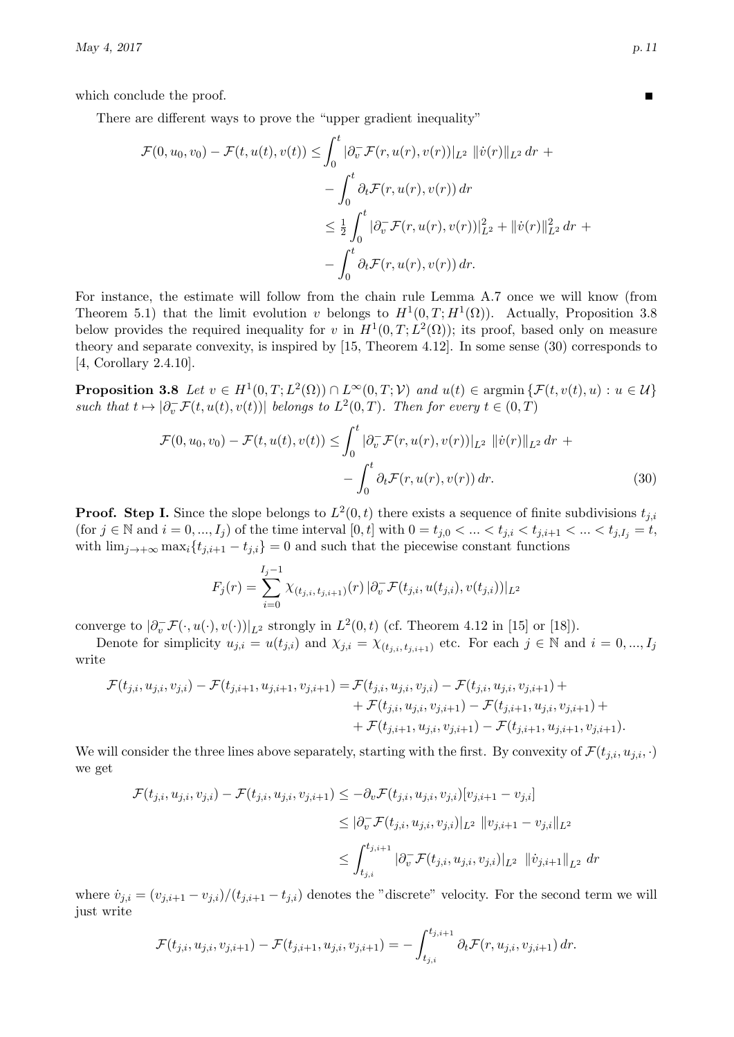which conclude the proof. ∎

There are different ways to prove the "upper gradient inequality"

$$
\begin{aligned}
\mathcal{F}(0, u_0, v_0) - \mathcal{F}(t, u(t), v(t)) &\le \int_0^t |\partial_v^- \mathcal{F}(r, u(r), v(r))|_{L^2} \, \|\dot v(r)\|_{L^2} \, dr \; + \\
&\quad - \int_0^t \partial_t \mathcal{F}(r, u(r), v(r)) \, dr \\
&\le \tfrac12 \int_0^t |\partial_v^- \mathcal{F}(r, u(r), v(r))|^2_{L^2} + \|\dot v(r)\|^2_{L^2} \, dr \; + \\
&\quad - \int_0^t \partial_t \mathcal{F}(r, u(r), v(r)) \, dr.
\end{aligned}
$$

For instance, the estimate will follow from the chain rule Lemma A.7 once we will know (from Theorem 5.1) that the limit evolution $v$ belongs to $H^1(0,T;H^1(\Omega))$. Actually, Proposition 3.8 below provides the required inequality for $v$ in $H^1(0,T;L^2(\Omega))$; its proof, based only on measure theory and separate convexity, is inspired by [15, Theorem 4.12]. In some sense (30) corresponds to [4, Corollary 2.4.10].

**Proposition 3.8** *Let $v \in H^1(0,T;L^2(\Omega)) \cap L^\infty(0,T;\mathcal{V})$ and $u(t) \in \operatorname{argmin} \{ \mathcal{F}(t, v(t), u) : u \in \mathcal{U} \}$ such that $t \mapsto |\partial_v^- \mathcal{F}(t, u(t), v(t))|$ belongs to $L^2(0,T)$. Then for every $t \in (0,T)$*

$$
\begin{aligned}
\mathcal{F}(0, u_0, v_0) - \mathcal{F}(t, u(t), v(t)) \le \int_0^t |\partial_v^- \mathcal{F}(r, u(r), v(r))|_{L^2} \, \|\dot v(r)\|_{L^2} \, dr \; + \\
- \int_0^t \partial_t \mathcal{F}(r, u(r), v(r)) \, dr. \qquad (30)
\end{aligned}
$$

**Proof. Step I.** Since the slope belongs to $L^2(0,t)$ there exists a sequence of finite subdivisions $t_{j,i}$ (for $j \in \mathbb{N}$ and $i = 0, ..., I_j$) of the time interval $[0,t]$ with $0 = t_{j,0} < ... < t_{j,i} < t_{j,i+1} < ... < t_{j,I_j} = t$, with $\lim_{j \to +\infty} \max_i \{ t_{j,i+1} - t_{j,i} \} = 0$ and such that the piecewise constant functions

$$
F_j(r) = \sum_{i=0}^{I_j - 1} \chi_{(t_{j,i}, t_{j,i+1})}(r) \, |\partial_v^- \mathcal{F}(t_{j,i}, u(t_{j,i}), v(t_{j,i}))|_{L^2}
$$

converge to $|\partial_v^- \mathcal{F}(\cdot, u(\cdot), v(\cdot))|_{L^2}$ strongly in $L^2(0,t)$ (cf. Theorem 4.12 in [15] or [18]).

Denote for simplicity $u_{j,i} = u(t_{j,i})$ and $\chi_{j,i} = \chi_{(t_{j,i}, t_{j,i+1})}$ etc. For each $j \in \mathbb{N}$ and $i = 0, ..., I_j$ write

$$
\begin{aligned}
\mathcal{F}(t_{j,i}, u_{j,i}, v_{j,i}) - \mathcal{F}(t_{j,i+1}, u_{j,i+1}, v_{j,i+1}) = \; & \mathcal{F}(t_{j,i}, u_{j,i}, v_{j,i}) - \mathcal{F}(t_{j,i}, u_{j,i}, v_{j,i+1}) \; + \\
& + \mathcal{F}(t_{j,i}, u_{j,i}, v_{j,i+1}) - \mathcal{F}(t_{j,i+1}, u_{j,i}, v_{j,i+1}) \; + \\
& + \mathcal{F}(t_{j,i+1}, u_{j,i}, v_{j,i+1}) - \mathcal{F}(t_{j,i+1}, u_{j,i+1}, v_{j,i+1}).
\end{aligned}
$$

We will consider the three lines above separately, starting with the first. By convexity of $\mathcal{F}(t_{j,i}, u_{j,i}, \cdot)$ we get

$$
\begin{aligned}
\mathcal{F}(t_{j,i}, u_{j,i}, v_{j,i}) - \mathcal{F}(t_{j,i}, u_{j,i}, v_{j,i+1}) &\le -\partial_v \mathcal{F}(t_{j,i}, u_{j,i}, v_{j,i})[v_{j,i+1} - v_{j,i}] \\
&\le |\partial_v^- \mathcal{F}(t_{j,i}, u_{j,i}, v_{j,i})|_{L^2} \, \|v_{j,i+1} - v_{j,i}\|_{L^2} \\
&\le \int_{t_{j,i}}^{t_{j,i+1}} |\partial_v^- \mathcal{F}(t_{j,i}, u_{j,i}, v_{j,i})|_{L^2} \, \|\dot v_{j,i+1}\|_{L^2} \, dr
\end{aligned}
$$

where $\dot v_{j,i} = (v_{j,i+1} - v_{j,i})/(t_{j,i+1} - t_{j,i})$ denotes the "discrete" velocity. For the second term we will just write

$$
\mathcal{F}(t_{j,i}, u_{j,i}, v_{j,i+1}) - \mathcal{F}(t_{j,i+1}, u_{j,i}, v_{j,i+1}) = - \int_{t_{j,i}}^{t_{j,i+1}} \partial_t \mathcal{F}(r, u_{j,i}, v_{j,i+1}) \, dr.
$$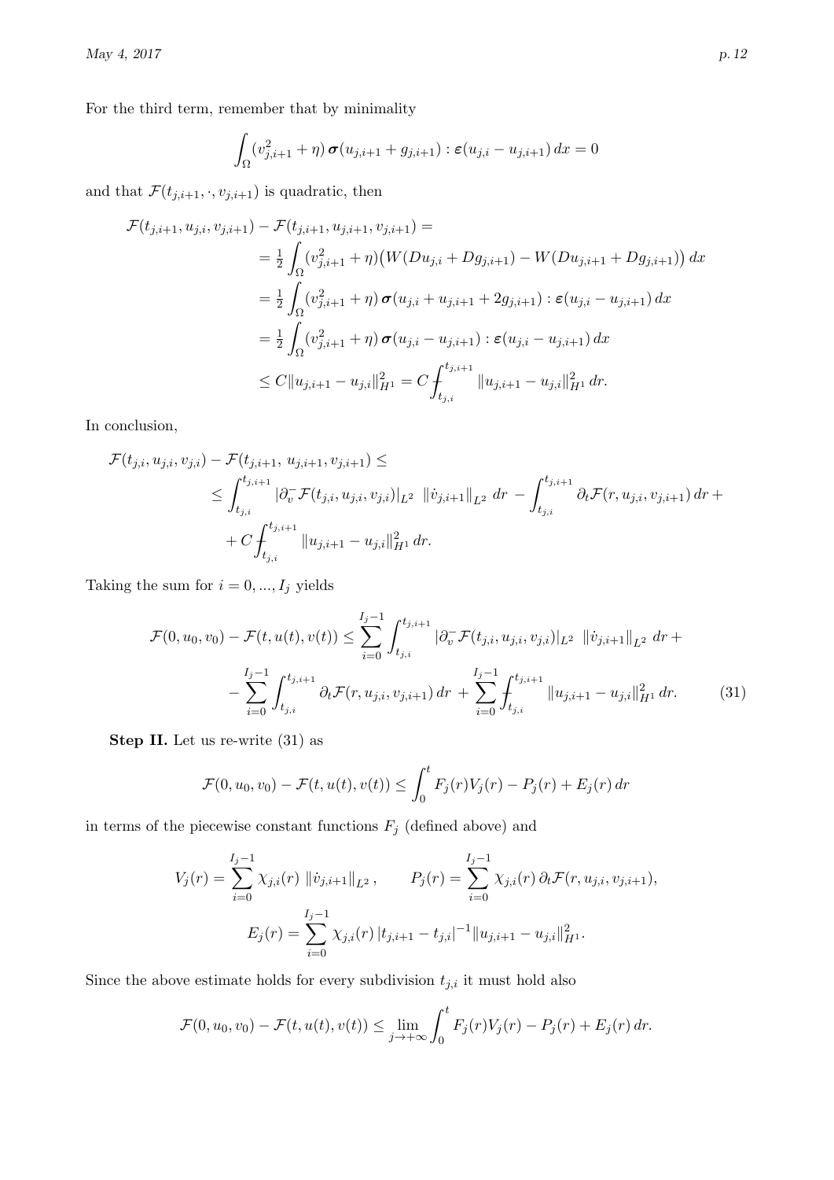For the third term, remember that by minimality

$$\int_\Omega (v_{j,i+1}^2 + \eta)\, \boldsymbol{\sigma}(u_{j,i+1} + g_{j,i+1}) : \boldsymbol{\varepsilon}(u_{j,i} - u_{j,i+1})\, dx = 0$$

and that $\mathcal{F}(t_{j,i+1}, \cdot, v_{j,i+1})$ is quadratic, then

$$\begin{aligned}
\mathcal{F}(t_{j,i+1}, u_{j,i}, v_{j,i+1}) - \mathcal{F}(t_{j,i+1}, u_{j,i+1}, v_{j,i+1}) = \\
&= \tfrac{1}{2} \int_\Omega (v_{j,i+1}^2 + \eta) \big( W(Du_{j,i} + Dg_{j,i+1}) - W(Du_{j,i+1} + Dg_{j,i+1}) \big)\, dx \\
&= \tfrac{1}{2} \int_\Omega (v_{j,i+1}^2 + \eta)\, \boldsymbol{\sigma}(u_{j,i} + u_{j,i+1} + 2g_{j,i+1}) : \boldsymbol{\varepsilon}(u_{j,i} - u_{j,i+1})\, dx \\
&= \tfrac{1}{2} \int_\Omega (v_{j,i+1}^2 + \eta)\, \boldsymbol{\sigma}(u_{j,i} - u_{j,i+1}) : \boldsymbol{\varepsilon}(u_{j,i} - u_{j,i+1})\, dx \\
&\le C \| u_{j,i+1} - u_{j,i} \|_{H^1}^2 = C ⨍_{t_{j,i}}^{t_{j,i+1}} \| u_{j,i+1} - u_{j,i} \|_{H^1}^2 \, dr.
\end{aligned}$$

In conclusion,

$$\begin{aligned}
\mathcal{F}(t_{j,i}, u_{j,i}, v_{j,i}) - \mathcal{F}(t_{j,i+1},\, u_{j,i+1}, v_{j,i+1}) \le \\
&\le \int_{t_{j,i}}^{t_{j,i+1}} |\partial_v^- \mathcal{F}(t_{j,i}, u_{j,i}, v_{j,i})|_{L^2} \;\; \| \dot v_{j,i+1} \|_{L^2} \; dr \; - \int_{t_{j,i}}^{t_{j,i+1}} \partial_t \mathcal{F}(r, u_{j,i}, v_{j,i+1})\, dr \; + \\
&\quad + C ⨍_{t_{j,i}}^{t_{j,i+1}} \| u_{j,i+1} - u_{j,i} \|_{H^1}^2 \, dr.
\end{aligned}$$

Taking the sum for $i = 0, ..., I_j$ yields

$$\begin{aligned}
\mathcal{F}(0, u_0, v_0) - \mathcal{F}(t, u(t), v(t)) \le \sum_{i=0}^{I_j - 1} \int_{t_{j,i}}^{t_{j,i+1}} |\partial_v^- \mathcal{F}(t_{j,i}, u_{j,i}, v_{j,i})|_{L^2} \;\; \| \dot v_{j,i+1} \|_{L^2} \; dr \; + \\
- \sum_{i=0}^{I_j - 1} \int_{t_{j,i}}^{t_{j,i+1}} \partial_t \mathcal{F}(r, u_{j,i}, v_{j,i+1})\, dr \; + \sum_{i=0}^{I_j - 1} ⨍_{t_{j,i}}^{t_{j,i+1}} \| u_{j,i+1} - u_{j,i} \|_{H^1}^2 \, dr. \qquad (31)
\end{aligned}$$

**Step II.** Let us re-write (31) as

$$\mathcal{F}(0, u_0, v_0) - \mathcal{F}(t, u(t), v(t)) \le \int_0^t F_j(r) V_j(r) - P_j(r) + E_j(r)\, dr$$

in terms of the piecewise constant functions $F_j$ (defined above) and

$$V_j(r) = \sum_{i=0}^{I_j - 1} \chi_{j,i}(r) \; \| \dot v_{j,i+1} \|_{L^2}, \qquad P_j(r) = \sum_{i=0}^{I_j - 1} \chi_{j,i}(r)\, \partial_t \mathcal{F}(r, u_{j,i}, v_{j,i+1}),$$

$$E_j(r) = \sum_{i=0}^{I_j - 1} \chi_{j,i}(r)\, |t_{j,i+1} - t_{j,i}|^{-1} \| u_{j,i+1} - u_{j,i} \|_{H^1}^2.$$

Since the above estimate holds for every subdivision $t_{j,i}$ it must hold also

$$\mathcal{F}(0, u_0, v_0) - \mathcal{F}(t, u(t), v(t)) \le \varliminf_{j \to +\infty} \int_0^t F_j(r) V_j(r) - P_j(r) + E_j(r)\, dr.$$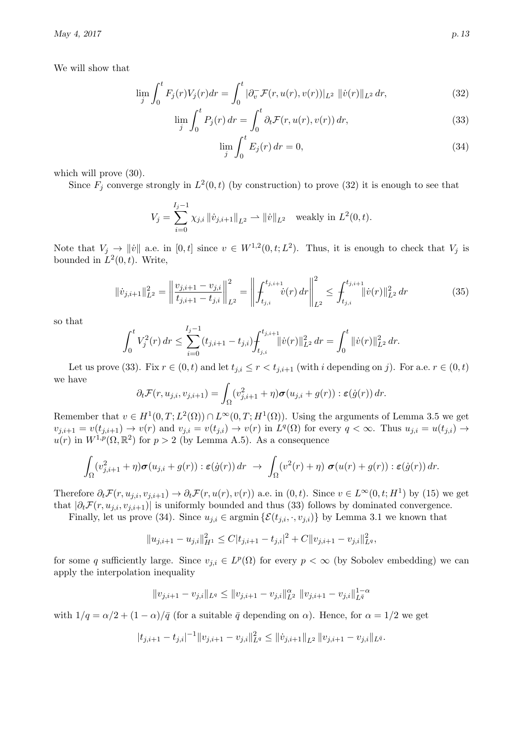We will show that

$$
\lim_j \int_0^t F_j(r) V_j(r) dr = \int_0^t |\partial_v^- \mathcal{F}(r, u(r), v(r))|_{L^2} \, \|\dot{v}(r)\|_{L^2} \, dr, \tag{32}
$$

$$
\lim_j \int_0^t P_j(r) \, dr = \int_0^t \partial_t \mathcal{F}(r, u(r), v(r)) \, dr, \tag{33}
$$

$$
\lim_j \int_0^t E_j(r) \, dr = 0, \tag{34}
$$

which will prove (30).

Since $F_j$ converge strongly in $L^2(0,t)$ (by construction) to prove (32) it is enough to see that

$$
V_j = \sum_{i=0}^{I_j - 1} \chi_{j,i} \, \|\dot{v}_{j,i+1}\|_{L^2} \rightharpoonup \|\dot{v}\|_{L^2} \quad \text{weakly in } L^2(0,t).
$$

Note that $V_j \to \|\dot{v}\|$ a.e. in $[0,t]$ since $v \in W^{1,2}(0,t;L^2)$. Thus, it is enough to check that $V_j$ is bounded in $L^2(0,t)$. Write,

$$
\|\dot{v}_{j,i+1}\|_{L^2}^2 = \left\| \frac{v_{j,i+1} - v_{j,i}}{t_{j,i+1} - t_{j,i}} \right\|_{L^2}^2 = \left\| \fint_{t_{j,i}}^{t_{j,i+1}} \dot{v}(r) \, dr \right\|_{L^2}^2 \le \fint_{t_{j,i}}^{t_{j,i+1}} \|\dot{v}(r)\|_{L^2}^2 \, dr \tag{35}
$$

so that

$$
\int_0^t V_j^2(r) \, dr \le \sum_{i=0}^{I_j - 1} (t_{j,i+1} - t_{j,i}) \fint_{t_{j,i}}^{t_{j,i+1}} \|\dot{v}(r)\|_{L^2}^2 \, dr = \int_0^t \|\dot{v}(r)\|_{L^2}^2 \, dr.
$$

Let us prove (33). Fix $r \in (0,t)$ and let $t_{j,i} \le r < t_{j,i+1}$ (with $i$ depending on $j$). For a.e. $r \in (0,t)$ we have

$$
\partial_t \mathcal{F}(r, u_{j,i}, v_{j,i+1}) = \int_\Omega (v_{j,i+1}^2 + \eta) \boldsymbol{\sigma}(u_{j,i} + g(r)) : \boldsymbol{\varepsilon}(\dot{g}(r)) \, dr.
$$

Remember that $v \in H^1(0,T;L^2(\Omega)) \cap L^\infty(0,T;H^1(\Omega))$. Using the arguments of Lemma 3.5 we get $v_{j,i+1} = v(t_{j,i+1}) \to v(r)$ and $v_{j,i} = v(t_{j,i}) \to v(r)$ in $L^q(\Omega)$ for every $q < \infty$. Thus $u_{j,i} = u(t_{j,i}) \to u(r)$ in $W^{1,p}(\Omega, \mathbb{R}^2)$ for $p > 2$ (by Lemma A.5). As a consequence

$$
\int_\Omega (v_{j,i+1}^2 + \eta) \boldsymbol{\sigma}(u_{j,i} + g(r)) : \boldsymbol{\varepsilon}(\dot{g}(r)) \, dr \ \to \ \int_\Omega (v^2(r) + \eta) \ \boldsymbol{\sigma}(u(r) + g(r)) : \boldsymbol{\varepsilon}(\dot{g}(r)) \, dr.
$$

Therefore $\partial_t \mathcal{F}(r, u_{j,i}, v_{j,i+1}) \to \partial_t \mathcal{F}(r, u(r), v(r))$ a.e. in $(0,t)$. Since $v \in L^\infty(0,t;H^1)$ by (15) we get that $|\partial_t \mathcal{F}(r, u_{j,i}, v_{j,i+1})|$ is uniformly bounded and thus (33) follows by dominated convergence.

Finally, let us prove (34). Since $u_{j,i} \in \operatorname{argmin}\{\mathcal{E}(t_{j,i}, \cdot, v_{j,i})\}$ by Lemma 3.1 we known that

$$
\|u_{j,i+1} - u_{j,i}\|_{H^1}^2 \le C|t_{j,i+1} - t_{j,i}|^2 + C\|v_{j,i+1} - v_{j,i}\|_{L^q}^2,
$$

for some $q$ sufficiently large. Since $v_{j,i} \in L^p(\Omega)$ for every $p < \infty$ (by Sobolev embedding) we can apply the interpolation inequality

$$
\|v_{j,i+1} - v_{j,i}\|_{L^q} \le \|v_{j,i+1} - v_{j,i}\|_{L^2}^\alpha \ \|v_{j,i+1} - v_{j,i}\|_{L^{\bar{q}}}^{1-\alpha}
$$

with $1/q = \alpha/2 + (1-\alpha)/\bar{q}$ (for a suitable $\bar{q}$ depending on $\alpha$). Hence, for $\alpha = 1/2$ we get

$$
|t_{j,i+1} - t_{j,i}|^{-1} \|v_{j,i+1} - v_{j,i}\|_{L^q}^2 \le \|\dot{v}_{j,i+1}\|_{L^2} \, \|v_{j,i+1} - v_{j,i}\|_{L^{\bar{q}}}.
$$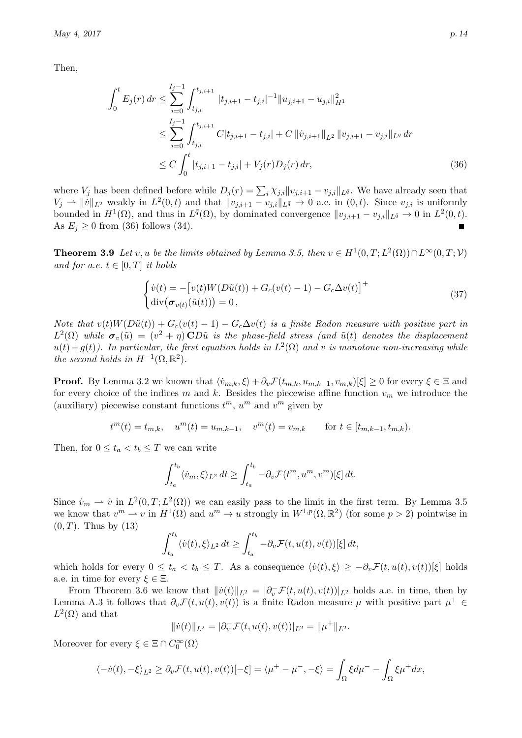Then,

$$
\begin{aligned}
\int_0^t E_j(r)\, dr &\le \sum_{i=0}^{I_j-1} \int_{t_{j,i}}^{t_{j,i+1}} |t_{j,i+1} - t_{j,i}|^{-1} \| u_{j,i+1} - u_{j,i} \|^2_{H^1} \\
&\le \sum_{i=0}^{I_j-1} \int_{t_{j,i}}^{t_{j,i+1}} C|t_{j,i+1} - t_{j,i}| + C \, \|\dot v_{j,i+1}\|_{L^2} \, \|v_{j,i+1} - v_{j,i}\|_{L^{\bar q}} \, dr \\
&\le C \int_0^t |t_{j,i+1} - t_{j,i}| + V_j(r) D_j(r) \, dr, \qquad (36)
\end{aligned}
$$

where $V_j$ has been defined before while $D_j(r) = \sum_i \chi_{j,i} \|v_{j,i+1} - v_{j,i}\|_{L^{\bar q}}$. We have already seen that $V_j \rightharpoonup \|\dot v\|_{L^2}$ weakly in $L^2(0,t)$ and that $\|v_{j,i+1} - v_{j,i}\|_{L^{\bar q}} \to 0$ a.e. in $(0,t)$. Since $v_{j,i}$ is uniformly bounded in $H^1(\Omega)$, and thus in $L^{\bar q}(\Omega)$, by dominated convergence $\|v_{j,i+1} - v_{j,i}\|_{L^{\bar q}} \to 0$ in $L^2(0,t)$. As $E_j \ge 0$ from (36) follows (34). ∎

**Theorem 3.9** *Let $v, u$ be the limits obtained by Lemma 3.5, then $v \in H^1(0,T; L^2(\Omega)) \cap L^\infty(0,T;\mathcal{V})$ and for a.e. $t \in [0,T]$ it holds*

$$
\begin{cases}
\dot v(t) = -\big[ v(t) W(D\tilde u(t)) + G_c(v(t) - 1) - G_c \Delta v(t) \big]^+ \\
\operatorname{div}\big( \boldsymbol{\sigma}_{v(t)}(\tilde u(t)) \big) = 0 \, ,
\end{cases} \qquad (37)
$$

*Note that $v(t)W(D\tilde u(t)) + G_c(v(t) - 1) - G_c \Delta v(t)$ is a finite Radon measure with positive part in $L^2(\Omega)$ while $\boldsymbol{\sigma}_v(\tilde u) = (v^2 + \eta)\, \mathbf{C} D\tilde u$ is the phase-field stress (and $\tilde u(t)$ denotes the displacement $u(t) + g(t)$). In particular, the first equation holds in $L^2(\Omega)$ and $v$ is monotone non-increasing while the second holds in $H^{-1}(\Omega, \mathbb{R}^2)$.*

**Proof.** By Lemma 3.2 we known that $\langle \dot v_{m,k}, \xi \rangle + \partial_v \mathcal{F}(t_{m,k}, u_{m,k-1}, v_{m,k})[\xi] \ge 0$ for every $\xi \in \Xi$ and for every choice of the indices $m$ and $k$. Besides the piecewise affine function $v_m$ we introduce the (auxiliary) piecewise constant functions $t^m$, $u^m$ and $v^m$ given by

$$
t^m(t) = t_{m,k}, \quad u^m(t) = u_{m,k-1}, \quad v^m(t) = v_{m,k} \qquad \text{for } t \in [t_{m,k-1}, t_{m,k}).
$$

Then, for $0 \le t_a < t_b \le T$ we can write

$$
\int_{t_a}^{t_b} \langle \dot v_m, \xi \rangle_{L^2} \, dt \ge \int_{t_a}^{t_b} -\partial_v \mathcal{F}(t^m, u^m, v^m)[\xi] \, dt.
$$

Since $\dot v_m \rightharpoonup \dot v$ in $L^2(0,T; L^2(\Omega))$ we can easily pass to the limit in the first term. By Lemma 3.5 we know that $v^m \rightharpoonup v$ in $H^1(\Omega)$ and $u^m \to u$ strongly in $W^{1,p}(\Omega, \mathbb{R}^2)$ (for some $p > 2$) pointwise in $(0,T)$. Thus by (13)

$$
\int_{t_a}^{t_b} \langle \dot v(t), \xi \rangle_{L^2} \, dt \ge \int_{t_a}^{t_b} -\partial_v \mathcal{F}(t, u(t), v(t))[\xi] \, dt,
$$

which holds for every $0 \le t_a < t_b \le T$. As a consequence $\langle \dot v(t), \xi \rangle \ge -\partial_v \mathcal{F}(t, u(t), v(t))[\xi]$ holds a.e. in time for every $\xi \in \Xi$.

From Theorem 3.6 we know that $\|\dot v(t)\|_{L^2} = |\partial_v^- \mathcal{F}(t, u(t), v(t))|_{L^2}$ holds a.e. in time, then by Lemma A.3 it follows that $\partial_v \mathcal{F}(t, u(t), v(t))$ is a finite Radon measure $\mu$ with positive part $\mu^+ \in L^2(\Omega)$ and that

$$
\|\dot v(t)\|_{L^2} = |\partial_v^- \mathcal{F}(t, u(t), v(t))|_{L^2} = \|\mu^+\|_{L^2}.
$$

Moreover for every $\xi \in \Xi \cap C^\infty_0(\Omega)$

$$
\langle -\dot v(t), -\xi \rangle_{L^2} \ge \partial_v \mathcal{F}(t, u(t), v(t))[-\xi] = \langle \mu^+ - \mu^-, -\xi \rangle = \int_\Omega \xi d\mu^- - \int_\Omega \xi \mu^+ dx,
$$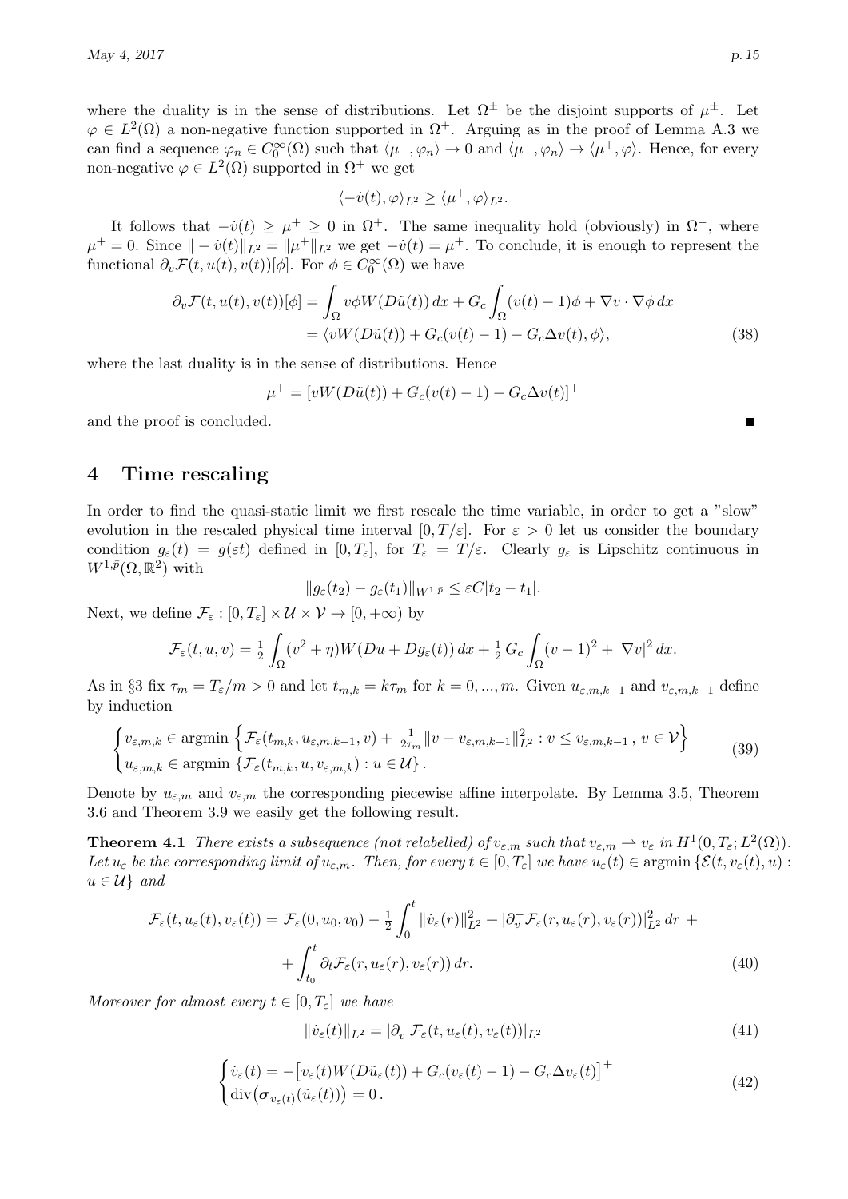where the duality is in the sense of distributions. Let $\Omega^\pm$ be the disjoint supports of $\mu^\pm$. Let $\varphi \in L^2(\Omega)$ a non-negative function supported in $\Omega^+$. Arguing as in the proof of Lemma A.3 we can find a sequence $\varphi_n \in C_0^\infty(\Omega)$ such that $\langle \mu^-, \varphi_n \rangle \to 0$ and $\langle \mu^+, \varphi_n \rangle \to \langle \mu^+, \varphi \rangle$. Hence, for every non-negative $\varphi \in L^2(\Omega)$ supported in $\Omega^+$ we get

$$\langle -\dot{v}(t), \varphi \rangle_{L^2} \geq \langle \mu^+, \varphi \rangle_{L^2}.$$

It follows that $-\dot{v}(t) \geq \mu^+ \geq 0$ in $\Omega^+$. The same inequality hold (obviously) in $\Omega^-$, where $\mu^+ = 0$. Since $\| - \dot{v}(t) \|_{L^2} = \| \mu^+ \|_{L^2}$ we get $-\dot{v}(t) = \mu^+$. To conclude, it is enough to represent the functional $\partial_v \mathcal{F}(t, u(t), v(t))[\phi]$. For $\phi \in C_0^\infty(\Omega)$ we have

$$\begin{aligned} \partial_v \mathcal{F}(t, u(t), v(t))[\phi] &= \int_\Omega v \phi W(D\tilde{u}(t))\, dx + G_c \int_\Omega (v(t) - 1)\phi + \nabla v \cdot \nabla \phi \, dx \\ &= \langle v W(D\tilde{u}(t)) + G_c(v(t) - 1) - G_c \Delta v(t), \phi \rangle, \end{aligned} \tag{38}$$

where the last duality is in the sense of distributions. Hence

$$\mu^+ = [v W(D\tilde{u}(t)) + G_c(v(t) - 1) - G_c \Delta v(t)]^+$$

and the proof is concluded. ∎

# 4 Time rescaling

In order to find the quasi-static limit we first rescale the time variable, in order to get a "slow" evolution in the rescaled physical time interval $[0, T/\varepsilon]$. For $\varepsilon > 0$ let us consider the boundary condition $g_\varepsilon(t) = g(\varepsilon t)$ defined in $[0, T_\varepsilon]$, for $T_\varepsilon = T/\varepsilon$. Clearly $g_\varepsilon$ is Lipschitz continuous in $W^{1,\bar{p}}(\Omega, \mathbb{R}^2)$ with

$$\| g_\varepsilon(t_2) - g_\varepsilon(t_1) \|_{W^{1,\bar{p}}} \leq \varepsilon C |t_2 - t_1|.$$

Next, we define $\mathcal{F}_\varepsilon : [0, T_\varepsilon] \times \mathcal{U} \times \mathcal{V} \to [0, +\infty)$ by

$$\mathcal{F}_\varepsilon(t, u, v) = \tfrac{1}{2} \int_\Omega (v^2 + \eta) W(Du + Dg_\varepsilon(t))\, dx + \tfrac{1}{2}\, G_c \int_\Omega (v - 1)^2 + |\nabla v|^2 \, dx.$$

As in §3 fix $\tau_m = T_\varepsilon / m > 0$ and let $t_{m,k} = k \tau_m$ for $k = 0, ..., m$. Given $u_{\varepsilon,m,k-1}$ and $v_{\varepsilon,m,k-1}$ define by induction

$$\begin{cases} v_{\varepsilon,m,k} \in \operatorname{argmin} \left\{ \mathcal{F}_\varepsilon(t_{m,k}, u_{\varepsilon,m,k-1}, v) + \frac{1}{2\tau_m} \| v - v_{\varepsilon,m,k-1} \|^2_{L^2} : v \leq v_{\varepsilon,m,k-1} \, , \, v \in \mathcal{V} \right\} \\ u_{\varepsilon,m,k} \in \operatorname{argmin} \left\{ \mathcal{F}_\varepsilon(t_{m,k}, u, v_{\varepsilon,m,k}) : u \in \mathcal{U} \right\}. \end{cases} \tag{39}$$

Denote by $u_{\varepsilon,m}$ and $v_{\varepsilon,m}$ the corresponding piecewise affine interpolate. By Lemma 3.5, Theorem 3.6 and Theorem 3.9 we easily get the following result.

**Theorem 4.1** *There exists a subsequence (not relabelled) of $v_{\varepsilon,m}$ such that $v_{\varepsilon,m} \rightharpoonup v_\varepsilon$ in $H^1(0, T_\varepsilon; L^2(\Omega))$. Let $u_\varepsilon$ be the corresponding limit of $u_{\varepsilon,m}$. Then, for every $t \in [0, T_\varepsilon]$ we have $u_\varepsilon(t) \in \operatorname{argmin} \{ \mathcal{E}(t, v_\varepsilon(t), u) : u \in \mathcal{U} \}$ and*

$$\begin{aligned} \mathcal{F}_\varepsilon(t, u_\varepsilon(t), v_\varepsilon(t)) = \mathcal{F}_\varepsilon(0, u_0, v_0) &- \tfrac{1}{2} \int_0^t \| \dot{v}_\varepsilon(r) \|^2_{L^2} + |\partial_v^- \mathcal{F}_\varepsilon(r, u_\varepsilon(r), v_\varepsilon(r))|^2_{L^2} \, dr \, + \\ &+ \int_{t_0}^t \partial_t \mathcal{F}_\varepsilon(r, u_\varepsilon(r), v_\varepsilon(r))\, dr. \end{aligned} \tag{40}$$

*Moreover for almost every $t \in [0, T_\varepsilon]$ we have*

$$\| \dot{v}_\varepsilon(t) \|_{L^2} = |\partial_v^- \mathcal{F}_\varepsilon(t, u_\varepsilon(t), v_\varepsilon(t))|_{L^2} \tag{41}$$

$$\begin{cases} \dot{v}_\varepsilon(t) = - \big[ v_\varepsilon(t) W(D\tilde{u}_\varepsilon(t)) + G_c(v_\varepsilon(t) - 1) - G_c \Delta v_\varepsilon(t) \big]^+ \\ \operatorname{div}\big( \boldsymbol{\sigma}_{v_\varepsilon(t)}(\tilde{u}_\varepsilon(t)) \big) = 0 \, . \end{cases} \tag{42}$$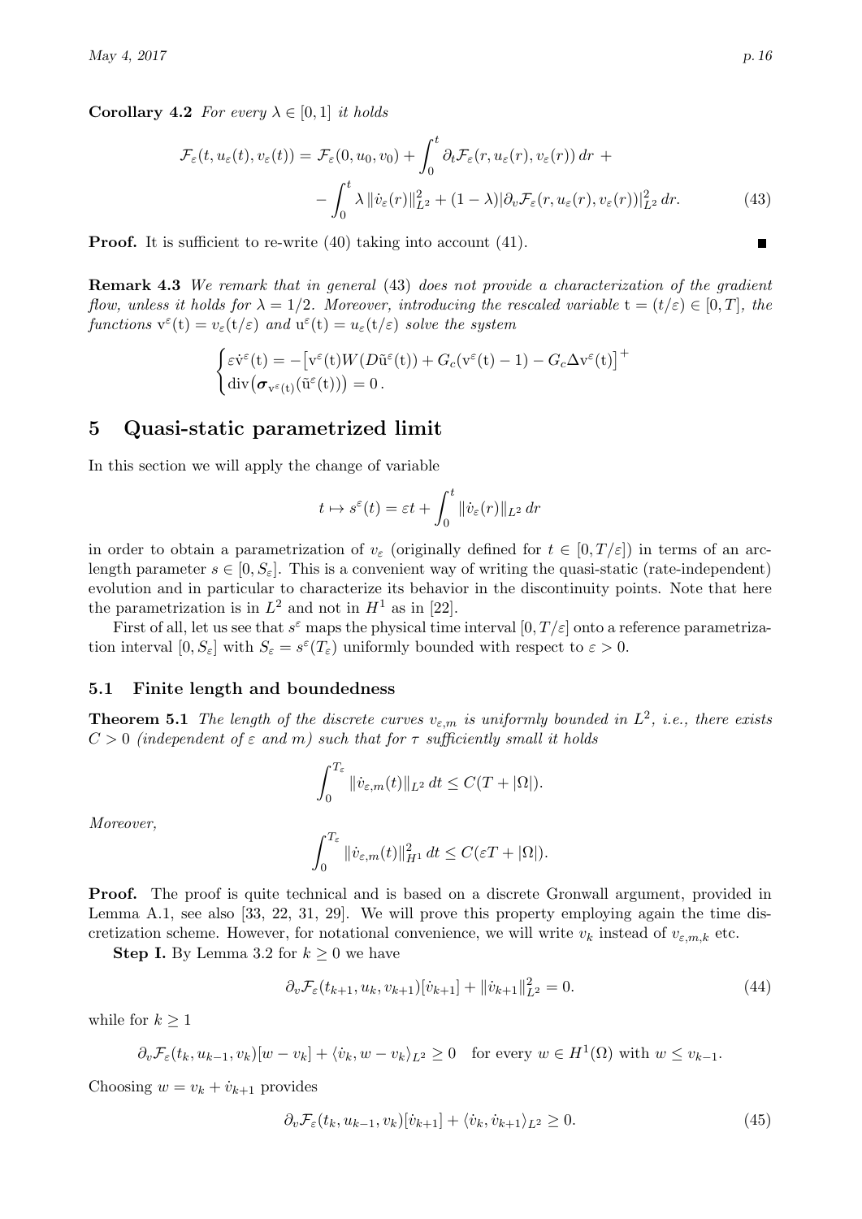**Corollary 4.2** *For every $\lambda \in [0,1]$ it holds*

$$
\begin{aligned}
\mathcal{F}_\varepsilon(t, u_\varepsilon(t), v_\varepsilon(t)) = \mathcal{F}_\varepsilon(0, u_0, v_0) + \int_0^t \partial_t \mathcal{F}_\varepsilon(r, u_\varepsilon(r), v_\varepsilon(r))\, dr \; + \\
- \int_0^t \lambda \, \|\dot v_\varepsilon(r)\|^2_{L^2} + (1-\lambda) |\partial_v \mathcal{F}_\varepsilon(r, u_\varepsilon(r), v_\varepsilon(r))|^2_{L^2}\, dr. \qquad (43)
\end{aligned}
$$

**Proof.** It is sufficient to re-write (40) taking into account (41). ∎

**Remark 4.3** *We remark that in general* (43) *does not provide a characterization of the gradient flow, unless it holds for $\lambda = 1/2$. Moreover, introducing the rescaled variable $\mathrm{t} = (t/\varepsilon) \in [0, T]$, the functions $\mathrm{v}^\varepsilon(\mathrm{t}) = v_\varepsilon(\mathrm{t}/\varepsilon)$ and $\mathrm{u}^\varepsilon(\mathrm{t}) = u_\varepsilon(\mathrm{t}/\varepsilon)$ solve the system*

$$
\begin{cases}
\varepsilon \dot{\mathrm{v}}^\varepsilon(\mathrm{t}) = -\big[ \mathrm{v}^\varepsilon(\mathrm{t}) W(D\tilde{\mathrm{u}}^\varepsilon(\mathrm{t})) + G_c(\mathrm{v}^\varepsilon(\mathrm{t}) - 1) - G_c \Delta \mathrm{v}^\varepsilon(\mathrm{t}) \big]^+ \\
\mathrm{div}\big( \boldsymbol{\sigma}_{\mathrm{v}^\varepsilon(\mathrm{t})}(\tilde{\mathrm{u}}^\varepsilon(\mathrm{t})) \big) = 0 \,.
\end{cases}
$$

# 5 Quasi-static parametrized limit

In this section we will apply the change of variable

$$
t \mapsto s^\varepsilon(t) = \varepsilon t + \int_0^t \|\dot v_\varepsilon(r)\|_{L^2}\, dr
$$

in order to obtain a parametrization of $v_\varepsilon$ (originally defined for $t \in [0, T/\varepsilon]$) in terms of an arc-length parameter $s \in [0, S_\varepsilon]$. This is a convenient way of writing the quasi-static (rate-independent) evolution and in particular to characterize its behavior in the discontinuity points. Note that here the parametrization is in $L^2$ and not in $H^1$ as in [22].

First of all, let us see that $s^\varepsilon$ maps the physical time interval $[0, T/\varepsilon]$ onto a reference parametrization interval $[0, S_\varepsilon]$ with $S_\varepsilon = s^\varepsilon(T_\varepsilon)$ uniformly bounded with respect to $\varepsilon > 0$.

## 5.1 Finite length and boundedness

**Theorem 5.1** *The length of the discrete curves $v_{\varepsilon,m}$ is uniformly bounded in $L^2$, i.e., there exists $C > 0$ (independent of $\varepsilon$ and $m$) such that for $\tau$ sufficiently small it holds*

$$
\int_0^{T_\varepsilon} \|\dot v_{\varepsilon,m}(t)\|_{L^2}\, dt \le C(T + |\Omega|).
$$

*Moreover,*

$$
\int_0^{T_\varepsilon} \|\dot v_{\varepsilon,m}(t)\|^2_{H^1}\, dt \le C(\varepsilon T + |\Omega|).
$$

**Proof.** The proof is quite technical and is based on a discrete Gronwall argument, provided in Lemma A.1, see also [33, 22, 31, 29]. We will prove this property employing again the time discretization scheme. However, for notational convenience, we will write $v_k$ instead of $v_{\varepsilon,m,k}$ etc.

**Step I.** By Lemma 3.2 for $k \ge 0$ we have

$$
\partial_v \mathcal{F}_\varepsilon(t_{k+1}, u_k, v_{k+1})[\dot v_{k+1}] + \|\dot v_{k+1}\|^2_{L^2} = 0. \qquad (44)
$$

while for $k \ge 1$

$$
\partial_v \mathcal{F}_\varepsilon(t_k, u_{k-1}, v_k)[w - v_k] + \langle \dot v_k, w - v_k \rangle_{L^2} \ge 0 \quad \text{for every } w \in H^1(\Omega) \text{ with } w \le v_{k-1}.
$$

Choosing $w = v_k + \dot v_{k+1}$ provides

$$
\partial_v \mathcal{F}_\varepsilon(t_k, u_{k-1}, v_k)[\dot v_{k+1}] + \langle \dot v_k, \dot v_{k+1} \rangle_{L^2} \ge 0. \qquad (45)
$$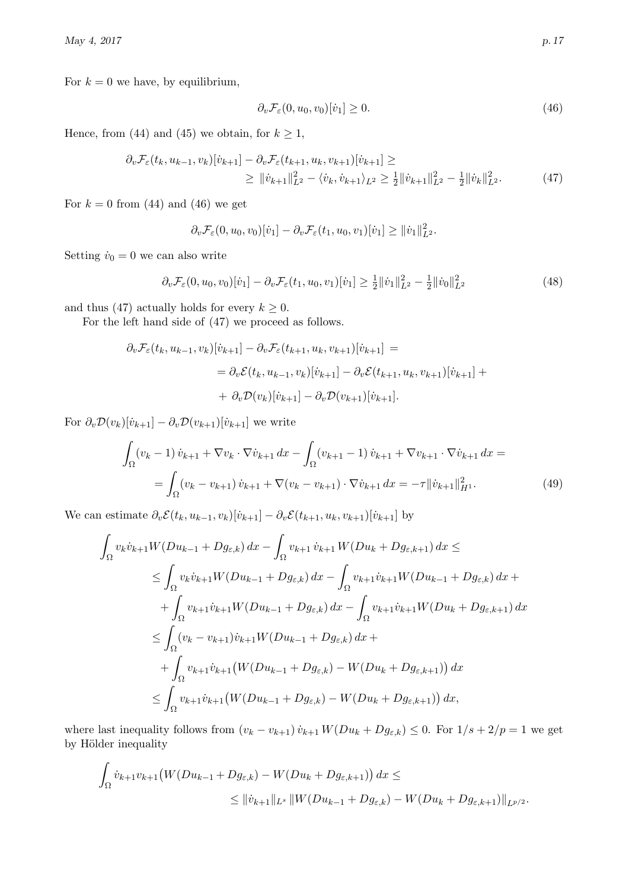For $k = 0$ we have, by equilibrium,

$$\partial_v \mathcal{F}_\varepsilon(0, u_0, v_0)[\dot{v}_1] \geq 0. \tag{46}$$

Hence, from (44) and (45) we obtain, for $k \geq 1$,

$$\begin{aligned} \partial_v \mathcal{F}_\varepsilon(t_k, u_{k-1}, v_k)[\dot{v}_{k+1}] - \partial_v \mathcal{F}_\varepsilon(t_{k+1}, u_k, v_{k+1})[\dot{v}_{k+1}] &\geq \\ \geq \|\dot{v}_{k+1}\|^2_{L^2} - \langle \dot{v}_k, \dot{v}_{k+1} \rangle_{L^2} &\geq \tfrac{1}{2}\|\dot{v}_{k+1}\|^2_{L^2} - \tfrac{1}{2}\|\dot{v}_k\|^2_{L^2}. \end{aligned} \tag{47}$$

For $k = 0$ from (44) and (46) we get

$$\partial_v \mathcal{F}_\varepsilon(0, u_0, v_0)[\dot{v}_1] - \partial_v \mathcal{F}_\varepsilon(t_1, u_0, v_1)[\dot{v}_1] \geq \|\dot{v}_1\|^2_{L^2}.$$

Setting $\dot{v}_0 = 0$ we can also write

$$\partial_v \mathcal{F}_\varepsilon(0, u_0, v_0)[\dot{v}_1] - \partial_v \mathcal{F}_\varepsilon(t_1, u_0, v_1)[\dot{v}_1] \geq \tfrac{1}{2}\|\dot{v}_1\|^2_{L^2} - \tfrac{1}{2}\|\dot{v}_0\|^2_{L^2} \tag{48}$$

and thus (47) actually holds for every $k \geq 0$.

For the left hand side of (47) we proceed as follows.

$$\begin{aligned} \partial_v \mathcal{F}_\varepsilon(t_k, u_{k-1}, v_k)[\dot{v}_{k+1}] - \partial_v \mathcal{F}_\varepsilon(t_{k+1}, u_k, v_{k+1})[\dot{v}_{k+1}] &= \\ = \partial_v \mathcal{E}(t_k, u_{k-1}, v_k)[\dot{v}_{k+1}] - \partial_v \mathcal{E}(t_{k+1}, u_k, v_{k+1})[\dot{v}_{k+1}] &+ \\ + \partial_v \mathcal{D}(v_k)[\dot{v}_{k+1}] - \partial_v \mathcal{D}(v_{k+1})[\dot{v}_{k+1}]&. \end{aligned}$$

For $\partial_v \mathcal{D}(v_k)[\dot{v}_{k+1}] - \partial_v \mathcal{D}(v_{k+1})[\dot{v}_{k+1}]$ we write

$$\begin{aligned} \int_\Omega (v_k - 1)\, \dot{v}_{k+1} + \nabla v_k \cdot \nabla \dot{v}_{k+1} \, dx - \int_\Omega (v_{k+1} - 1)\, \dot{v}_{k+1} + \nabla v_{k+1} \cdot \nabla \dot{v}_{k+1} \, dx &= \\ = \int_\Omega (v_k - v_{k+1})\, \dot{v}_{k+1} + \nabla (v_k - v_{k+1}) \cdot \nabla \dot{v}_{k+1} \, dx = -\tau \|\dot{v}_{k+1}\|^2_{H^1}&. \end{aligned} \tag{49}$$

We can estimate $\partial_v \mathcal{E}(t_k, u_{k-1}, v_k)[\dot{v}_{k+1}] - \partial_v \mathcal{E}(t_{k+1}, u_k, v_{k+1})[\dot{v}_{k+1}]$ by

$$\begin{aligned} \int_\Omega v_k \dot{v}_{k+1} W(Du_{k-1} + Dg_{\varepsilon,k}) \, dx &- \int_\Omega v_{k+1}\, \dot{v}_{k+1}\, W(Du_k + Dg_{\varepsilon,k+1}) \, dx \leq \\ &\leq \int_\Omega v_k \dot{v}_{k+1} W(Du_{k-1} + Dg_{\varepsilon,k}) \, dx - \int_\Omega v_{k+1} \dot{v}_{k+1} W(Du_{k-1} + Dg_{\varepsilon,k}) \, dx + \\ &\quad + \int_\Omega v_{k+1} \dot{v}_{k+1} W(Du_{k-1} + Dg_{\varepsilon,k}) \, dx - \int_\Omega v_{k+1} \dot{v}_{k+1} W(Du_k + Dg_{\varepsilon,k+1}) \, dx \\ &\leq \int_\Omega (v_k - v_{k+1}) \dot{v}_{k+1} W(Du_{k-1} + Dg_{\varepsilon,k}) \, dx + \\ &\quad + \int_\Omega v_{k+1} \dot{v}_{k+1} \big( W(Du_{k-1} + Dg_{\varepsilon,k}) - W(Du_k + Dg_{\varepsilon,k+1}) \big) \, dx \\ &\leq \int_\Omega v_{k+1} \dot{v}_{k+1} \big( W(Du_{k-1} + Dg_{\varepsilon,k}) - W(Du_k + Dg_{\varepsilon,k+1}) \big) \, dx, \end{aligned}$$

where last inequality follows from $(v_k - v_{k+1})\, \dot{v}_{k+1}\, W(Du_k + Dg_{\varepsilon,k}) \leq 0$. For $1/s + 2/p = 1$ we get by Hölder inequality

$$\begin{aligned} \int_\Omega \dot{v}_{k+1} v_{k+1} \big( W(Du_{k-1} + Dg_{\varepsilon,k}) - W(Du_k + Dg_{\varepsilon,k+1}) \big) \, dx &\leq \\ \leq \|\dot{v}_{k+1}\|_{L^s} \, \| W(Du_{k-1} + Dg_{\varepsilon,k}) - W(Du_k + Dg_{\varepsilon,k+1}) \|_{L^{p/2}}&. \end{aligned}$$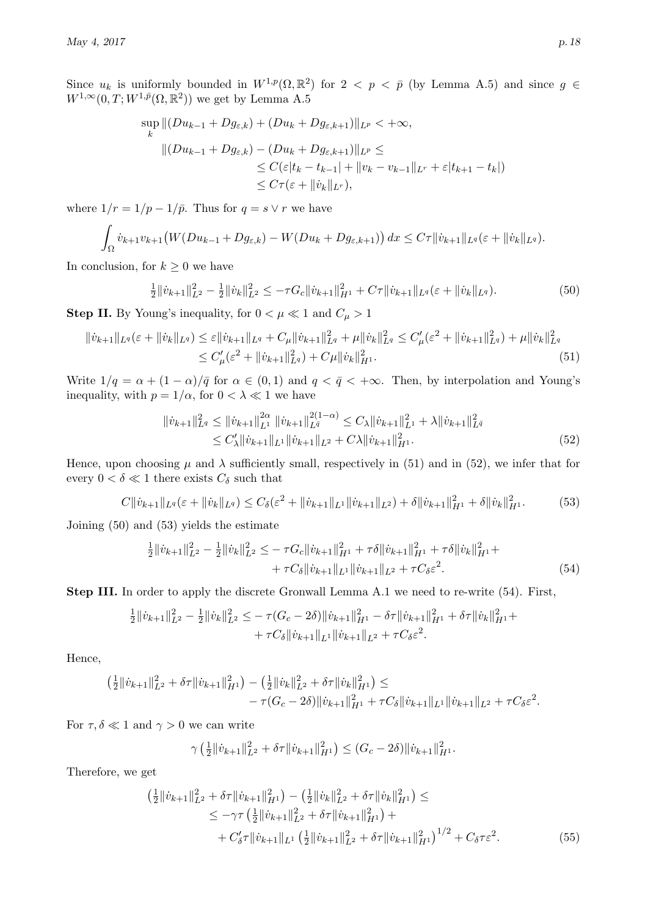Since $u_k$ is uniformly bounded in $W^{1,p}(\Omega, \mathbb{R}^2)$ for $2 < p < \bar{p}$ (by Lemma A.5) and since $g \in W^{1,\infty}(0,T; W^{1,\bar{p}}(\Omega, \mathbb{R}^2))$ we get by Lemma A.5

$$
\begin{aligned}
\sup_k \| (Du_{k-1} + Dg_{\varepsilon,k}) &+ (Du_k + Dg_{\varepsilon,k+1}) \|_{L^p} < +\infty, \\
\| (Du_{k-1} + Dg_{\varepsilon,k}) &- (Du_k + Dg_{\varepsilon,k+1}) \|_{L^p} \le \\
&\le C(\varepsilon |t_k - t_{k-1}| + \| v_k - v_{k-1} \|_{L^r} + \varepsilon |t_{k+1} - t_k|) \\
&\le C\tau (\varepsilon + \| \dot{v}_k \|_{L^r}),
\end{aligned}
$$

where $1/r = 1/p - 1/\bar{p}$. Thus for $q = s \vee r$ we have

$$
\int_\Omega \dot{v}_{k+1} v_{k+1} \big( W(Du_{k-1} + Dg_{\varepsilon,k}) - W(Du_k + Dg_{\varepsilon,k+1}) \big) \, dx \le C\tau \| \dot{v}_{k+1} \|_{L^q} (\varepsilon + \| \dot{v}_k \|_{L^q}).
$$

In conclusion, for $k \ge 0$ we have

$$
\tfrac{1}{2} \| \dot{v}_{k+1} \|^2_{L^2} - \tfrac{1}{2} \| \dot{v}_k \|^2_{L^2} \le -\tau G_c \| \dot{v}_{k+1} \|^2_{H^1} + C\tau \| \dot{v}_{k+1} \|_{L^q} (\varepsilon + \| \dot{v}_k \|_{L^q}). \tag{50}
$$

**Step II.** By Young's inequality, for $0 < \mu \ll 1$ and $C_\mu > 1$

$$
\begin{aligned}
\| \dot{v}_{k+1} \|_{L^q} (\varepsilon + \| \dot{v}_k \|_{L^q}) &\le \varepsilon \| \dot{v}_{k+1} \|_{L^q} + C_\mu \| \dot{v}_{k+1} \|^2_{L^q} + \mu \| \dot{v}_k \|^2_{L^q} \le C'_\mu (\varepsilon^2 + \| \dot{v}_{k+1} \|^2_{L^q}) + \mu \| \dot{v}_k \|^2_{L^q} \\
&\le C'_\mu (\varepsilon^2 + \| \dot{v}_{k+1} \|^2_{L^q}) + C\mu \| \dot{v}_k \|^2_{H^1}.
\end{aligned} \tag{51}
$$

Write $1/q = \alpha + (1-\alpha)/\bar{q}$ for $\alpha \in (0,1)$ and $q < \bar{q} < +\infty$. Then, by interpolation and Young's inequality, with $p = 1/\alpha$, for $0 < \lambda \ll 1$ we have

$$
\begin{aligned}
\| \dot{v}_{k+1} \|^2_{L^q} &\le \| \dot{v}_{k+1} \|^{2\alpha}_{L^1} \| \dot{v}_{k+1} \|^{2(1-\alpha)}_{L^{\bar{q}}} \le C_\lambda \| \dot{v}_{k+1} \|^2_{L^1} + \lambda \| \dot{v}_{k+1} \|^2_{L^{\bar{q}}} \\
&\le C'_\lambda \| \dot{v}_{k+1} \|_{L^1} \| \dot{v}_{k+1} \|_{L^2} + C\lambda \| \dot{v}_{k+1} \|^2_{H^1}.
\end{aligned} \tag{52}
$$

Hence, upon choosing $\mu$ and $\lambda$ sufficiently small, respectively in (51) and in (52), we infer that for every $0 < \delta \ll 1$ there exists $C_\delta$ such that

$$
C \| \dot{v}_{k+1} \|_{L^q} (\varepsilon + \| \dot{v}_k \|_{L^q}) \le C_\delta (\varepsilon^2 + \| \dot{v}_{k+1} \|_{L^1} \| \dot{v}_{k+1} \|_{L^2}) + \delta \| \dot{v}_{k+1} \|^2_{H^1} + \delta \| \dot{v}_k \|^2_{H^1}. \tag{53}
$$

Joining (50) and (53) yields the estimate

$$
\begin{aligned}
\tfrac{1}{2} \| \dot{v}_{k+1} \|^2_{L^2} - \tfrac{1}{2} \| \dot{v}_k \|^2_{L^2} \le &- \tau G_c \| \dot{v}_{k+1} \|^2_{H^1} + \tau\delta \| \dot{v}_{k+1} \|^2_{H^1} + \tau\delta \| \dot{v}_k \|^2_{H^1} + \\
&+ \tau C_\delta \| \dot{v}_{k+1} \|_{L^1} \| \dot{v}_{k+1} \|_{L^2} + \tau C_\delta \varepsilon^2.
\end{aligned} \tag{54}
$$

**Step III.** In order to apply the discrete Gronwall Lemma A.1 we need to re-write (54). First,

$$
\begin{aligned}
\tfrac{1}{2} \| \dot{v}_{k+1} \|^2_{L^2} - \tfrac{1}{2} \| \dot{v}_k \|^2_{L^2} \le &- \tau (G_c - 2\delta) \| \dot{v}_{k+1} \|^2_{H^1} - \delta\tau \| \dot{v}_{k+1} \|^2_{H^1} + \delta\tau \| \dot{v}_k \|^2_{H^1} + \\
&+ \tau C_\delta \| \dot{v}_{k+1} \|_{L^1} \| \dot{v}_{k+1} \|_{L^2} + \tau C_\delta \varepsilon^2.
\end{aligned}
$$

Hence,

$$
\begin{aligned}
\big( \tfrac{1}{2} \| \dot{v}_{k+1} \|^2_{L^2} + \delta\tau \| \dot{v}_{k+1} \|^2_{H^1} \big) &- \big( \tfrac{1}{2} \| \dot{v}_k \|^2_{L^2} + \delta\tau \| \dot{v}_k \|^2_{H^1} \big) \le \\
&- \tau (G_c - 2\delta) \| \dot{v}_{k+1} \|^2_{H^1} + \tau C_\delta \| \dot{v}_{k+1} \|_{L^1} \| \dot{v}_{k+1} \|_{L^2} + \tau C_\delta \varepsilon^2.
\end{aligned}
$$

For $\tau, \delta \ll 1$ and $\gamma > 0$ we can write

$$
\gamma \big( \tfrac{1}{2} \| \dot{v}_{k+1} \|^2_{L^2} + \delta\tau \| \dot{v}_{k+1} \|^2_{H^1} \big) \le (G_c - 2\delta) \| \dot{v}_{k+1} \|^2_{H^1}.
$$

Therefore, we get

$$
\begin{aligned}
\big( \tfrac{1}{2} \| \dot{v}_{k+1} \|^2_{L^2} + \delta\tau \| \dot{v}_{k+1} \|^2_{H^1} \big) &- \big( \tfrac{1}{2} \| \dot{v}_k \|^2_{L^2} + \delta\tau \| \dot{v}_k \|^2_{H^1} \big) \le \\
&\le -\gamma\tau \big( \tfrac{1}{2} \| \dot{v}_{k+1} \|^2_{L^2} + \delta\tau \| \dot{v}_{k+1} \|^2_{H^1} \big) + \\
&+ C'_\delta \tau \| \dot{v}_{k+1} \|_{L^1} \big( \tfrac{1}{2} \| \dot{v}_{k+1} \|^2_{L^2} + \delta\tau \| \dot{v}_{k+1} \|^2_{H^1} \big)^{1/2} + C_\delta \tau \varepsilon^2.
\end{aligned} \tag{55}
$$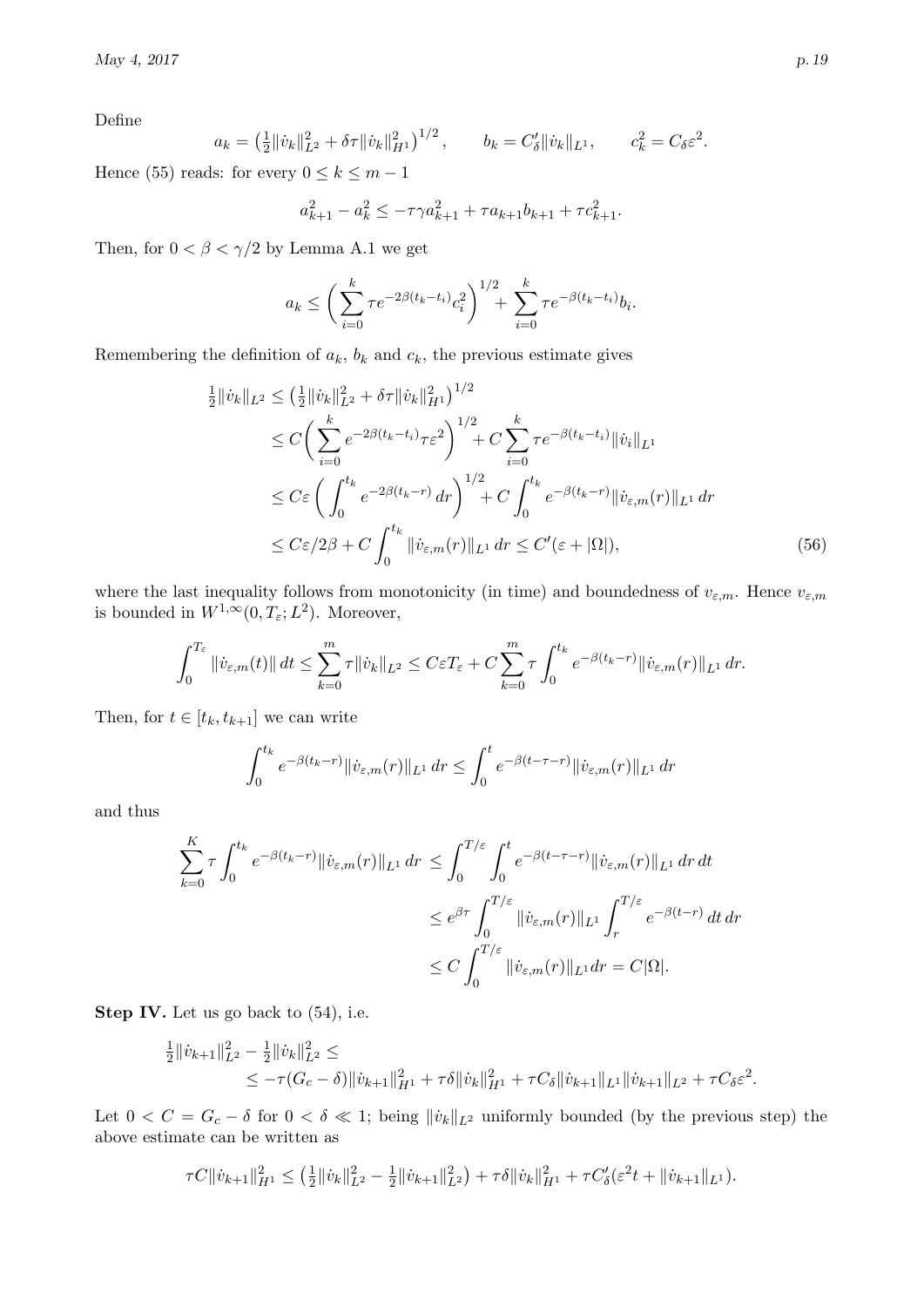Define

$$a_k = \left(\tfrac{1}{2}\|\dot{v}_k\|^2_{L^2} + \delta\tau\|\dot{v}_k\|^2_{H^1}\right)^{1/2}, \qquad b_k = C'_\delta\|\dot{v}_k\|_{L^1}, \qquad c_k^2 = C_\delta\varepsilon^2.$$

Hence (55) reads: for every $0 \le k \le m-1$

$$a_{k+1}^2 - a_k^2 \le -\tau\gamma a_{k+1}^2 + \tau a_{k+1}b_{k+1} + \tau c_{k+1}^2.$$

Then, for $0 < \beta < \gamma/2$ by Lemma A.1 we get

$$a_k \le \left(\sum_{i=0}^{k} \tau e^{-2\beta(t_k - t_i)} c_i^2\right)^{1/2} + \sum_{i=0}^{k} \tau e^{-\beta(t_k - t_i)} b_i.$$

Remembering the definition of $a_k$, $b_k$ and $c_k$, the previous estimate gives

$$\begin{aligned}
\tfrac{1}{2}\|\dot{v}_k\|_{L^2} &\le \left(\tfrac{1}{2}\|\dot{v}_k\|^2_{L^2} + \delta\tau\|\dot{v}_k\|^2_{H^1}\right)^{1/2} \\
&\le C\left(\sum_{i=0}^{k} e^{-2\beta(t_k-t_i)}\tau\varepsilon^2\right)^{1/2} + C\sum_{i=0}^{k}\tau e^{-\beta(t_k-t_i)}\|\dot{v}_i\|_{L^1} \\
&\le C\varepsilon\left(\int_0^{t_k} e^{-2\beta(t_k-r)}\,dr\right)^{1/2} + C\int_0^{t_k} e^{-\beta(t_k-r)}\|\dot{v}_{\varepsilon,m}(r)\|_{L^1}\,dr \\
&\le C\varepsilon/2\beta + C\int_0^{t_k}\|\dot{v}_{\varepsilon,m}(r)\|_{L^1}\,dr \le C'(\varepsilon + |\Omega|),
\end{aligned} \tag{56}$$

where the last inequality follows from monotonicity (in time) and boundedness of $v_{\varepsilon,m}$. Hence $v_{\varepsilon,m}$ is bounded in $W^{1,\infty}(0,T_\varepsilon;L^2)$. Moreover,

$$\int_0^{T_\varepsilon}\|\dot{v}_{\varepsilon,m}(t)\|\,dt \le \sum_{k=0}^{m}\tau\|\dot{v}_k\|_{L^2} \le C\varepsilon T_\varepsilon + C\sum_{k=0}^{m}\tau\int_0^{t_k} e^{-\beta(t_k-r)}\|\dot{v}_{\varepsilon,m}(r)\|_{L^1}\,dr.$$

Then, for $t \in [t_k, t_{k+1}]$ we can write

$$\int_0^{t_k} e^{-\beta(t_k-r)}\|\dot{v}_{\varepsilon,m}(r)\|_{L^1}\,dr \le \int_0^{t} e^{-\beta(t-\tau-r)}\|\dot{v}_{\varepsilon,m}(r)\|_{L^1}\,dr$$

and thus

$$\begin{aligned}
\sum_{k=0}^{K}\tau\int_0^{t_k} e^{-\beta(t_k-r)}\|\dot{v}_{\varepsilon,m}(r)\|_{L^1}\,dr &\le \int_0^{T/\varepsilon}\int_0^{t} e^{-\beta(t-\tau-r)}\|\dot{v}_{\varepsilon,m}(r)\|_{L^1}\,dr\,dt \\
&\le e^{\beta\tau}\int_0^{T/\varepsilon}\|\dot{v}_{\varepsilon,m}(r)\|_{L^1}\int_r^{T/\varepsilon} e^{-\beta(t-r)}\,dt\,dr \\
&\le C\int_0^{T/\varepsilon}\|\dot{v}_{\varepsilon,m}(r)\|_{L^1}dr = C|\Omega|.
\end{aligned}$$

**Step IV.** Let us go back to (54), i.e.

$$\begin{aligned}
&\tfrac{1}{2}\|\dot{v}_{k+1}\|^2_{L^2} - \tfrac{1}{2}\|\dot{v}_k\|^2_{L^2} \le \\
&\qquad \le -\tau(G_c - \delta)\|\dot{v}_{k+1}\|^2_{H^1} + \tau\delta\|\dot{v}_k\|^2_{H^1} + \tau C_\delta\|\dot{v}_{k+1}\|_{L^1}\|\dot{v}_{k+1}\|_{L^2} + \tau C_\delta\varepsilon^2.
\end{aligned}$$

Let $0 < C = G_c - \delta$ for $0 < \delta \ll 1$; being $\|\dot{v}_k\|_{L^2}$ uniformly bounded (by the previous step) the above estimate can be written as

$$\tau C\|\dot{v}_{k+1}\|^2_{H^1} \le \left(\tfrac{1}{2}\|\dot{v}_k\|^2_{L^2} - \tfrac{1}{2}\|\dot{v}_{k+1}\|^2_{L^2}\right) + \tau\delta\|\dot{v}_k\|^2_{H^1} + \tau C'_\delta(\varepsilon^2 t + \|\dot{v}_{k+1}\|_{L^1}).$$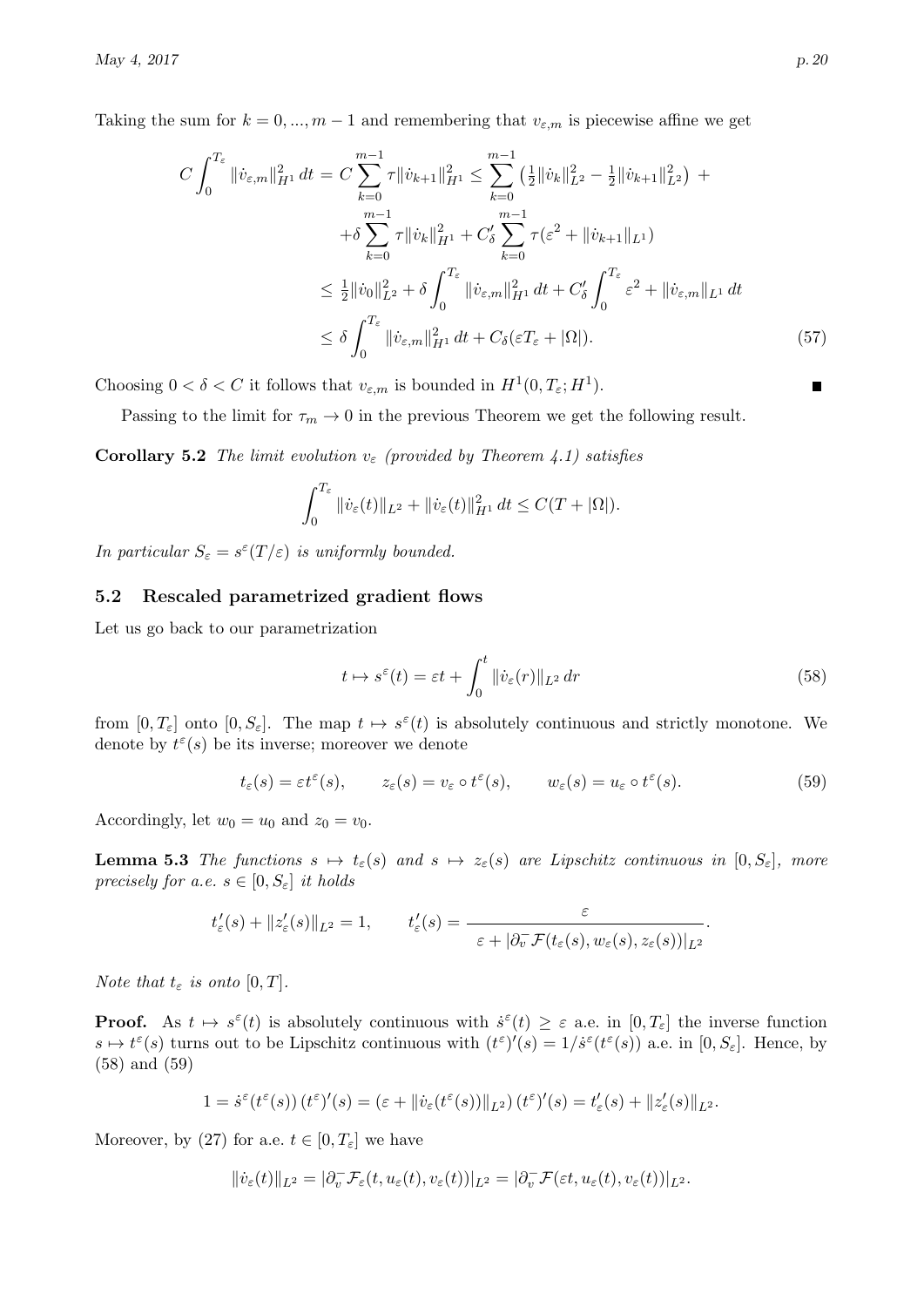Taking the sum for $k = 0, ..., m-1$ and remembering that $v_{\varepsilon,m}$ is piecewise affine we get

$$
\begin{aligned}
C \int_0^{T_\varepsilon} \|\dot v_{\varepsilon,m}\|^2_{H^1} \, dt = C \sum_{k=0}^{m-1} \tau \|\dot v_{k+1}\|^2_{H^1} &\le \sum_{k=0}^{m-1} \big( \tfrac12 \|\dot v_k\|^2_{L^2} - \tfrac12 \|\dot v_{k+1}\|^2_{L^2} \big) \; + \\
&\quad + \delta \sum_{k=0}^{m-1} \tau \|\dot v_k\|^2_{H^1} + C'_\delta \sum_{k=0}^{m-1} \tau (\varepsilon^2 + \|\dot v_{k+1}\|_{L^1}) \\
&\le \tfrac12 \|\dot v_0\|^2_{L^2} + \delta \int_0^{T_\varepsilon} \|\dot v_{\varepsilon,m}\|^2_{H^1} \, dt + C'_\delta \int_0^{T_\varepsilon} \varepsilon^2 + \|\dot v_{\varepsilon,m}\|_{L^1} \, dt \\
&\le \delta \int_0^{T_\varepsilon} \|\dot v_{\varepsilon,m}\|^2_{H^1} \, dt + C_\delta (\varepsilon T_\varepsilon + |\Omega|).
\end{aligned} \tag{57}
$$

Choosing $0 < \delta < C$ it follows that $v_{\varepsilon,m}$ is bounded in $H^1(0, T_\varepsilon; H^1)$. ∎

Passing to the limit for $\tau_m \to 0$ in the previous Theorem we get the following result.

**Corollary 5.2** *The limit evolution $v_\varepsilon$ (provided by Theorem 4.1) satisfies*

$$
\int_0^{T_\varepsilon} \|\dot v_\varepsilon(t)\|_{L^2} + \|\dot v_\varepsilon(t)\|^2_{H^1} \, dt \le C(T + |\Omega|).
$$

*In particular $S_\varepsilon = s^\varepsilon(T/\varepsilon)$ is uniformly bounded.*

## 5.2 Rescaled parametrized gradient flows

Let us go back to our parametrization

$$
t \mapsto s^\varepsilon(t) = \varepsilon t + \int_0^t \|\dot v_\varepsilon(r)\|_{L^2} \, dr \tag{58}
$$

from $[0, T_\varepsilon]$ onto $[0, S_\varepsilon]$. The map $t \mapsto s^\varepsilon(t)$ is absolutely continuous and strictly monotone. We denote by $t^\varepsilon(s)$ be its inverse; moreover we denote

$$
t_\varepsilon(s) = \varepsilon t^\varepsilon(s), \qquad z_\varepsilon(s) = v_\varepsilon \circ t^\varepsilon(s), \qquad w_\varepsilon(s) = u_\varepsilon \circ t^\varepsilon(s). \tag{59}
$$

Accordingly, let $w_0 = u_0$ and $z_0 = v_0$.

**Lemma 5.3** *The functions $s \mapsto t_\varepsilon(s)$ and $s \mapsto z_\varepsilon(s)$ are Lipschitz continuous in $[0, S_\varepsilon]$, more precisely for a.e. $s \in [0, S_\varepsilon]$ it holds*

$$
t'_\varepsilon(s) + \|z'_\varepsilon(s)\|_{L^2} = 1, \qquad t'_\varepsilon(s) = \frac{\varepsilon}{\varepsilon + |\partial^-_v \mathcal{F}(t_\varepsilon(s), w_\varepsilon(s), z_\varepsilon(s))|_{L^2}}.
$$

*Note that $t_\varepsilon$ is onto $[0, T]$.*

**Proof.** As $t \mapsto s^\varepsilon(t)$ is absolutely continuous with $\dot s^\varepsilon(t) \ge \varepsilon$ a.e. in $[0, T_\varepsilon]$ the inverse function $s \mapsto t^\varepsilon(s)$ turns out to be Lipschitz continuous with $(t^\varepsilon)'(s) = 1/\dot s^\varepsilon(t^\varepsilon(s))$ a.e. in $[0, S_\varepsilon]$. Hence, by (58) and (59)

$$
1 = \dot s^\varepsilon(t^\varepsilon(s)) \, (t^\varepsilon)'(s) = (\varepsilon + \|\dot v_\varepsilon(t^\varepsilon(s))\|_{L^2}) \, (t^\varepsilon)'(s) = t'_\varepsilon(s) + \|z'_\varepsilon(s)\|_{L^2}.
$$

Moreover, by (27) for a.e. $t \in [0, T_\varepsilon]$ we have

$$
\|\dot v_\varepsilon(t)\|_{L^2} = |\partial^-_v \mathcal{F}_\varepsilon(t, u_\varepsilon(t), v_\varepsilon(t))|_{L^2} = |\partial^-_v \mathcal{F}(\varepsilon t, u_\varepsilon(t), v_\varepsilon(t))|_{L^2}.
$$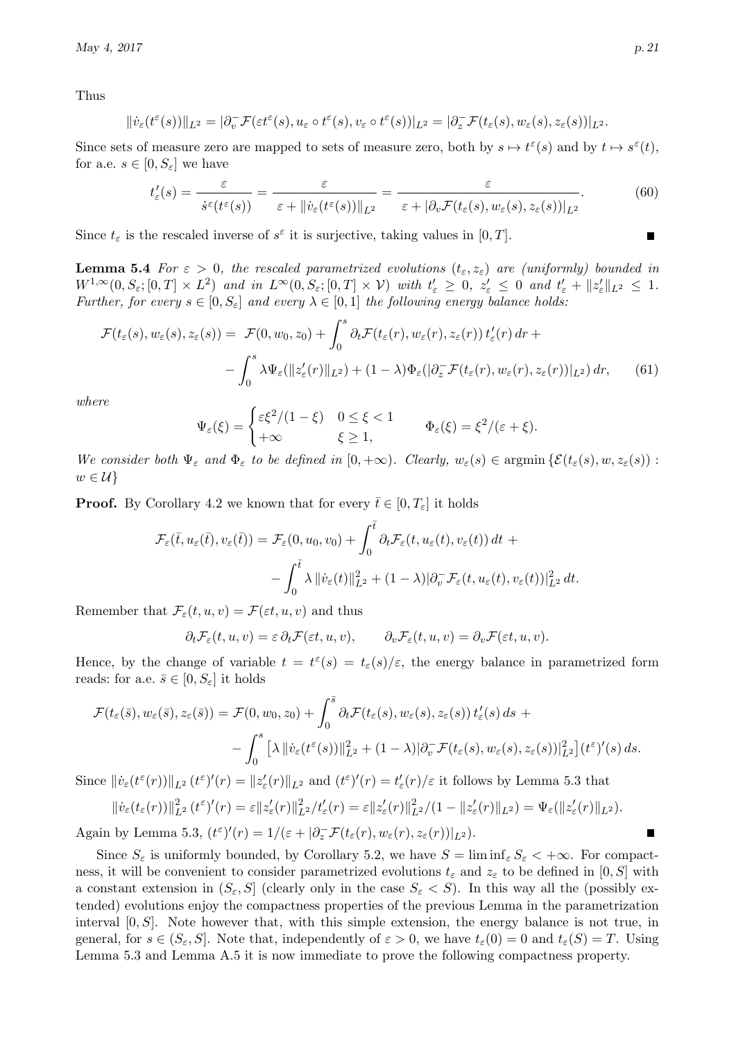Thus

$$\|\dot{v}_\varepsilon(t^\varepsilon(s))\|_{L^2} = |\partial_v^- \mathcal{F}(\varepsilon t^\varepsilon(s), u_\varepsilon \circ t^\varepsilon(s), v_\varepsilon \circ t^\varepsilon(s))|_{L^2} = |\partial_z^- \mathcal{F}(t_\varepsilon(s), w_\varepsilon(s), z_\varepsilon(s))|_{L^2}.$$

Since sets of measure zero are mapped to sets of measure zero, both by $s \mapsto t^\varepsilon(s)$ and by $t \mapsto s^\varepsilon(t)$, for a.e. $s \in [0, S_\varepsilon]$ we have

$$t_\varepsilon'(s) = \frac{\varepsilon}{\dot{s}^\varepsilon(t^\varepsilon(s))} = \frac{\varepsilon}{\varepsilon + \|\dot{v}_\varepsilon(t^\varepsilon(s))\|_{L^2}} = \frac{\varepsilon}{\varepsilon + |\partial_v \mathcal{F}(t_\varepsilon(s), w_\varepsilon(s), z_\varepsilon(s))|_{L^2}}. \tag{60}$$

Since $t_\varepsilon$ is the rescaled inverse of $s^\varepsilon$ it is surjective, taking values in $[0, T]$. ■

**Lemma 5.4** *For $\varepsilon > 0$, the rescaled parametrized evolutions $(t_\varepsilon, z_\varepsilon)$ are (uniformly) bounded in $W^{1,\infty}(0, S_\varepsilon; [0,T] \times L^2)$ and in $L^\infty(0, S_\varepsilon; [0,T] \times \mathcal{V})$ with $t_\varepsilon' \geq 0$, $z_\varepsilon' \leq 0$ and $t_\varepsilon' + \|z_\varepsilon'\|_{L^2} \leq 1$. Further, for every $s \in [0, S_\varepsilon]$ and every $\lambda \in [0,1]$ the following energy balance holds:*

$$\begin{aligned}\mathcal{F}(t_\varepsilon(s), w_\varepsilon(s), z_\varepsilon(s)) = \ & \mathcal{F}(0, w_0, z_0) + \int_0^s \partial_t \mathcal{F}(t_\varepsilon(r), w_\varepsilon(r), z_\varepsilon(r))\, t_\varepsilon'(r)\, dr\, + \\ & - \int_0^s \lambda \Psi_\varepsilon(\|z_\varepsilon'(r)\|_{L^2}) + (1-\lambda)\Phi_\varepsilon(|\partial_z^- \mathcal{F}(t_\varepsilon(r), w_\varepsilon(r), z_\varepsilon(r))|_{L^2})\, dr, \end{aligned} \tag{61}$$

*where*

$$\Psi_\varepsilon(\xi) = \begin{cases} \varepsilon\xi^2/(1-\xi) & 0 \leq \xi < 1 \\ +\infty & \xi \geq 1, \end{cases} \qquad \Phi_\varepsilon(\xi) = \xi^2/(\varepsilon + \xi).$$

*We consider both $\Psi_\varepsilon$ and $\Phi_\varepsilon$ to be defined in $[0, +\infty)$. Clearly, $w_\varepsilon(s) \in \operatorname{argmin}\{\mathcal{E}(t_\varepsilon(s), w, z_\varepsilon(s)) : w \in \mathcal{U}\}$*

**Proof.** By Corollary 4.2 we known that for every $\bar{t} \in [0, T_\varepsilon]$ it holds

$$\begin{aligned}\mathcal{F}_\varepsilon(\bar{t}, u_\varepsilon(\bar{t}), v_\varepsilon(\bar{t})) = \mathcal{F}_\varepsilon(0, u_0, v_0) + \int_0^{\bar{t}} \partial_t \mathcal{F}_\varepsilon(t, u_\varepsilon(t), v_\varepsilon(t))\, dt\, + \\ - \int_0^{\bar{t}} \lambda\, \|\dot{v}_\varepsilon(t)\|_{L^2}^2 + (1-\lambda)|\partial_v^- \mathcal{F}_\varepsilon(t, u_\varepsilon(t), v_\varepsilon(t))|_{L^2}^2\, dt.\end{aligned}$$

Remember that $\mathcal{F}_\varepsilon(t, u, v) = \mathcal{F}(\varepsilon t, u, v)$ and thus

$$\partial_t \mathcal{F}_\varepsilon(t, u, v) = \varepsilon\, \partial_t \mathcal{F}(\varepsilon t, u, v), \qquad \partial_v \mathcal{F}_\varepsilon(t, u, v) = \partial_v \mathcal{F}(\varepsilon t, u, v).$$

Hence, by the change of variable $t = t^\varepsilon(s) = t_\varepsilon(s)/\varepsilon$, the energy balance in parametrized form reads: for a.e. $\bar{s} \in [0, S_\varepsilon]$ it holds

$$\begin{aligned}\mathcal{F}(t_\varepsilon(\bar{s}), w_\varepsilon(\bar{s}), z_\varepsilon(\bar{s})) = \mathcal{F}(0, w_0, z_0) + \int_0^{\bar{s}} \partial_t \mathcal{F}(t_\varepsilon(s), w_\varepsilon(s), z_\varepsilon(s))\, t_\varepsilon'(s)\, ds\, + \\ - \int_0^s \left[\lambda\, \|\dot{v}_\varepsilon(t^\varepsilon(s))\|_{L^2}^2 + (1-\lambda)|\partial_v^- \mathcal{F}(t_\varepsilon(s), w_\varepsilon(s), z_\varepsilon(s))|_{L^2}^2\right](t^\varepsilon)'(s)\, ds.\end{aligned}$$

Since $\|\dot{v}_\varepsilon(t^\varepsilon(r))\|_{L^2}\, (t^\varepsilon)'(r) = \|z_\varepsilon'(r)\|_{L^2}$ and $(t^\varepsilon)'(r) = t_\varepsilon'(r)/\varepsilon$ it follows by Lemma 5.3 that

$$\|\dot{v}_\varepsilon(t_\varepsilon(r))\|_{L^2}^2\, (t^\varepsilon)'(r) = \varepsilon \|z_\varepsilon'(r)\|_{L^2}^2 / t_\varepsilon'(r) = \varepsilon \|z_\varepsilon'(r)\|_{L^2}^2 / (1 - \|z_\varepsilon'(r)\|_{L^2}) = \Psi_\varepsilon(\|z_\varepsilon'(r)\|_{L^2}).$$

Again by Lemma 5.3, $(t^\varepsilon)'(r) = 1/(\varepsilon + |\partial_z^- \mathcal{F}(t_\varepsilon(r), w_\varepsilon(r), z_\varepsilon(r))|_{L^2})$. ■

Since $S_\varepsilon$ is uniformly bounded, by Corollary 5.2, we have $S = \liminf_\varepsilon S_\varepsilon < +\infty$. For compactness, it will be convenient to consider parametrized evolutions $t_\varepsilon$ and $z_\varepsilon$ to be defined in $[0, S]$ with a constant extension in $(S_\varepsilon, S]$ (clearly only in the case $S_\varepsilon < S$). In this way all the (possibly extended) evolutions enjoy the compactness properties of the previous Lemma in the parametrization interval $[0, S]$. Note however that, with this simple extension, the energy balance is not true, in general, for $s \in (S_\varepsilon, S]$. Note that, independently of $\varepsilon > 0$, we have $t_\varepsilon(0) = 0$ and $t_\varepsilon(S) = T$. Using Lemma 5.3 and Lemma A.5 it is now immediate to prove the following compactness property.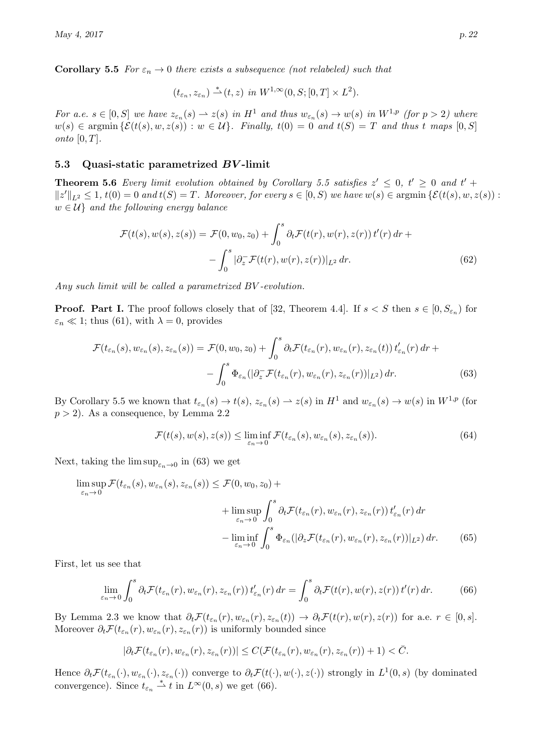**Corollary 5.5** *For $\varepsilon_n \to 0$ there exists a subsequence (not relabeled) such that*

$$(t_{\varepsilon_n}, z_{\varepsilon_n}) \overset{*}{\rightharpoonup} (t, z) \text{ in } W^{1,\infty}(0, S; [0,T] \times L^2).$$

*For a.e. $s \in [0, S]$ we have $z_{\varepsilon_n}(s) \rightharpoonup z(s)$ in $H^1$ and thus $w_{\varepsilon_n}(s) \to w(s)$ in $W^{1,p}$ (for $p > 2$) where $w(s) \in \operatorname{argmin} \{ \mathcal{E}(t(s), w, z(s)) : w \in \mathcal{U} \}$. Finally, $t(0) = 0$ and $t(S) = T$ and thus $t$ maps $[0, S]$ onto $[0, T]$.*

### 5.3 Quasi-static parametrized $BV$-limit

**Theorem 5.6** *Every limit evolution obtained by Corollary 5.5 satisfies $z' \le 0$, $t' \ge 0$ and $t' + \|z'\|_{L^2} \le 1$, $t(0) = 0$ and $t(S) = T$. Moreover, for every $s \in [0, S)$ we have $w(s) \in \operatorname{argmin} \{ \mathcal{E}(t(s), w, z(s)) : w \in \mathcal{U} \}$ and the following energy balance*

$$\mathcal{F}(t(s), w(s), z(s)) = \mathcal{F}(0, w_0, z_0) + \int_0^s \partial_t \mathcal{F}(t(r), w(r), z(r))\, t'(r)\, dr + \\ - \int_0^s |\partial_z^- \mathcal{F}(t(r), w(r), z(r))|_{L^2}\, dr. \tag{62}$$

*Any such limit will be called a parametrized $BV$-evolution.*

**Proof. Part I.** The proof follows closely that of [32, Theorem 4.4]. If $s < S$ then $s \in [0, S_{\varepsilon_n})$ for $\varepsilon_n \ll 1$; thus (61), with $\lambda = 0$, provides

$$\mathcal{F}(t_{\varepsilon_n}(s), w_{\varepsilon_n}(s), z_{\varepsilon_n}(s)) = \mathcal{F}(0, w_0, z_0) + \int_0^s \partial_t \mathcal{F}(t_{\varepsilon_n}(r), w_{\varepsilon_n}(r), z_{\varepsilon_n}(t))\, t_{\varepsilon_n}'(r)\, dr + \\ - \int_0^s \Phi_{\varepsilon_n}(|\partial_z^- \mathcal{F}(t_{\varepsilon_n}(r), w_{\varepsilon_n}(r), z_{\varepsilon_n}(r))|_{L^2})\, dr. \tag{63}$$

By Corollary 5.5 we known that $t_{\varepsilon_n}(s) \to t(s)$, $z_{\varepsilon_n}(s) \rightharpoonup z(s)$ in $H^1$ and $w_{\varepsilon_n}(s) \to w(s)$ in $W^{1,p}$ (for $p > 2$). As a consequence, by Lemma 2.2

$$\mathcal{F}(t(s), w(s), z(s)) \le \liminf_{\varepsilon_n \to 0} \mathcal{F}(t_{\varepsilon_n}(s), w_{\varepsilon_n}(s), z_{\varepsilon_n}(s)). \tag{64}$$

Next, taking the $\limsup_{\varepsilon_n \to 0}$ in (63) we get

$$\limsup_{\varepsilon_n \to 0} \mathcal{F}(t_{\varepsilon_n}(s), w_{\varepsilon_n}(s), z_{\varepsilon_n}(s)) \le \mathcal{F}(0, w_0, z_0) + \\ + \limsup_{\varepsilon_n \to 0} \int_0^s \partial_t \mathcal{F}(t_{\varepsilon_n}(r), w_{\varepsilon_n}(r), z_{\varepsilon_n}(r))\, t_{\varepsilon_n}'(r)\, dr \\ - \liminf_{\varepsilon_n \to 0} \int_0^s \Phi_{\varepsilon_n}(|\partial_z \mathcal{F}(t_{\varepsilon_n}(r), w_{\varepsilon_n}(r), z_{\varepsilon_n}(r))|_{L^2})\, dr. \tag{65}$$

First, let us see that

$$\lim_{\varepsilon_n \to 0} \int_0^s \partial_t \mathcal{F}(t_{\varepsilon_n}(r), w_{\varepsilon_n}(r), z_{\varepsilon_n}(r))\, t_{\varepsilon_n}'(r)\, dr = \int_0^s \partial_t \mathcal{F}(t(r), w(r), z(r))\, t'(r)\, dr. \tag{66}$$

By Lemma 2.3 we know that $\partial_t \mathcal{F}(t_{\varepsilon_n}(r), w_{\varepsilon_n}(r), z_{\varepsilon_n}(t)) \to \partial_t \mathcal{F}(t(r), w(r), z(r))$ for a.e. $r \in [0, s]$. Moreover $\partial_t \mathcal{F}(t_{\varepsilon_n}(r), w_{\varepsilon_n}(r), z_{\varepsilon_n}(r))$ is uniformly bounded since

$$|\partial_t \mathcal{F}(t_{\varepsilon_n}(r), w_{\varepsilon_n}(r), z_{\varepsilon_n}(r))| \le C(\mathcal{F}(t_{\varepsilon_n}(r), w_{\varepsilon_n}(r), z_{\varepsilon_n}(r)) + 1) < \bar{C}.$$

Hence $\partial_t \mathcal{F}(t_{\varepsilon_n}(\cdot), w_{\varepsilon_n}(\cdot), z_{\varepsilon_n}(\cdot))$ converge to $\partial_t \mathcal{F}(t(\cdot), w(\cdot), z(\cdot))$ strongly in $L^1(0, s)$ (by dominated convergence). Since $t_{\varepsilon_n} \overset{*}{\rightharpoonup} t$ in $L^\infty(0, s)$ we get (66).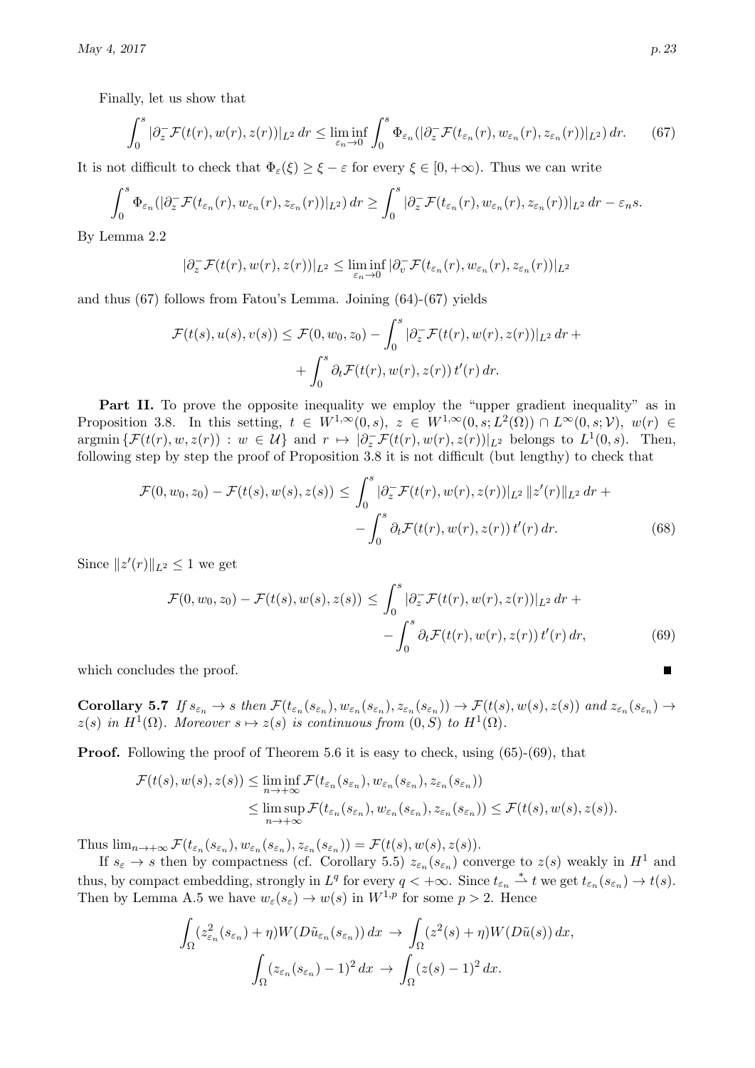Finally, let us show that

$$\int_0^s |\partial_z^- \mathcal{F}(t(r), w(r), z(r))|_{L^2}\, dr \le \liminf_{\varepsilon_n \to 0} \int_0^s \Phi_{\varepsilon_n}(|\partial_z^- \mathcal{F}(t_{\varepsilon_n}(r), w_{\varepsilon_n}(r), z_{\varepsilon_n}(r))|_{L^2})\, dr. \tag{67}$$

It is not difficult to check that $\Phi_\varepsilon(\xi) \ge \xi - \varepsilon$ for every $\xi \in [0, +\infty)$. Thus we can write

$$\int_0^s \Phi_{\varepsilon_n}(|\partial_z^- \mathcal{F}(t_{\varepsilon_n}(r), w_{\varepsilon_n}(r), z_{\varepsilon_n}(r))|_{L^2})\, dr \ge \int_0^s |\partial_z^- \mathcal{F}(t_{\varepsilon_n}(r), w_{\varepsilon_n}(r), z_{\varepsilon_n}(r))|_{L^2}\, dr - \varepsilon_n s.$$

By Lemma 2.2

$$|\partial_z^- \mathcal{F}(t(r), w(r), z(r))|_{L^2} \le \liminf_{\varepsilon_n \to 0} |\partial_v^- \mathcal{F}(t_{\varepsilon_n}(r), w_{\varepsilon_n}(r), z_{\varepsilon_n}(r))|_{L^2}$$

and thus (67) follows from Fatou's Lemma. Joining (64)-(67) yields

$$\mathcal{F}(t(s), u(s), v(s)) \le \mathcal{F}(0, w_0, z_0) - \int_0^s |\partial_z^- \mathcal{F}(t(r), w(r), z(r))|_{L^2}\, dr + \\ + \int_0^s \partial_t \mathcal{F}(t(r), w(r), z(r))\, t'(r)\, dr.$$

**Part II.** To prove the opposite inequality we employ the "upper gradient inequality" as in Proposition 3.8. In this setting, $t \in W^{1,\infty}(0,s)$, $z \in W^{1,\infty}(0,s; L^2(\Omega)) \cap L^\infty(0,s;\mathcal{V})$, $w(r) \in \operatorname{argmin}\{\mathcal{F}(t(r), w, z(r)) : w \in \mathcal{U}\}$ and $r \mapsto |\partial_z^- \mathcal{F}(t(r), w(r), z(r))|_{L^2}$ belongs to $L^1(0,s)$. Then, following step by step the proof of Proposition 3.8 it is not difficult (but lengthy) to check that

$$\mathcal{F}(0, w_0, z_0) - \mathcal{F}(t(s), w(s), z(s)) \le \int_0^s |\partial_z^- \mathcal{F}(t(r), w(r), z(r))|_{L^2}\, \|z'(r)\|_{L^2}\, dr + \\ - \int_0^s \partial_t \mathcal{F}(t(r), w(r), z(r))\, t'(r)\, dr. \tag{68}$$

Since $\|z'(r)\|_{L^2} \le 1$ we get

$$\mathcal{F}(0, w_0, z_0) - \mathcal{F}(t(s), w(s), z(s)) \le \int_0^s |\partial_z^- \mathcal{F}(t(r), w(r), z(r))|_{L^2}\, dr + \\ - \int_0^s \partial_t \mathcal{F}(t(r), w(r), z(r))\, t'(r)\, dr, \tag{69}$$

which concludes the proof. ∎

**Corollary 5.7** *If $s_{\varepsilon_n} \to s$ then $\mathcal{F}(t_{\varepsilon_n}(s_{\varepsilon_n}), w_{\varepsilon_n}(s_{\varepsilon_n}), z_{\varepsilon_n}(s_{\varepsilon_n})) \to \mathcal{F}(t(s), w(s), z(s))$ and $z_{\varepsilon_n}(s_{\varepsilon_n}) \to z(s)$ in $H^1(\Omega)$. Moreover $s \mapsto z(s)$ is continuous from $(0,S)$ to $H^1(\Omega)$.*

**Proof.** Following the proof of Theorem 5.6 it is easy to check, using (65)-(69), that

$$\mathcal{F}(t(s), w(s), z(s)) \le \liminf_{n \to +\infty} \mathcal{F}(t_{\varepsilon_n}(s_{\varepsilon_n}), w_{\varepsilon_n}(s_{\varepsilon_n}), z_{\varepsilon_n}(s_{\varepsilon_n})) \\ \le \limsup_{n \to +\infty} \mathcal{F}(t_{\varepsilon_n}(s_{\varepsilon_n}), w_{\varepsilon_n}(s_{\varepsilon_n}), z_{\varepsilon_n}(s_{\varepsilon_n})) \le \mathcal{F}(t(s), w(s), z(s)).$$

Thus $\lim_{n \to +\infty} \mathcal{F}(t_{\varepsilon_n}(s_{\varepsilon_n}), w_{\varepsilon_n}(s_{\varepsilon_n}), z_{\varepsilon_n}(s_{\varepsilon_n})) = \mathcal{F}(t(s), w(s), z(s))$.

If $s_\varepsilon \to s$ then by compactness (cf. Corollary 5.5) $z_{\varepsilon_n}(s_{\varepsilon_n})$ converge to $z(s)$ weakly in $H^1$ and thus, by compact embedding, strongly in $L^q$ for every $q < +\infty$. Since $t_{\varepsilon_n} \overset{*}{\rightharpoonup} t$ we get $t_{\varepsilon_n}(s_{\varepsilon_n}) \to t(s)$. Then by Lemma A.5 we have $w_\varepsilon(s_\varepsilon) \to w(s)$ in $W^{1,p}$ for some $p > 2$. Hence

$$\int_\Omega (z^2_{\varepsilon_n}(s_{\varepsilon_n}) + \eta) W(D\tilde{u}_{\varepsilon_n}(s_{\varepsilon_n}))\, dx \to \int_\Omega (z^2(s) + \eta) W(D\tilde{u}(s))\, dx,$$

$$\int_\Omega (z_{\varepsilon_n}(s_{\varepsilon_n}) - 1)^2\, dx \to \int_\Omega (z(s) - 1)^2\, dx.$$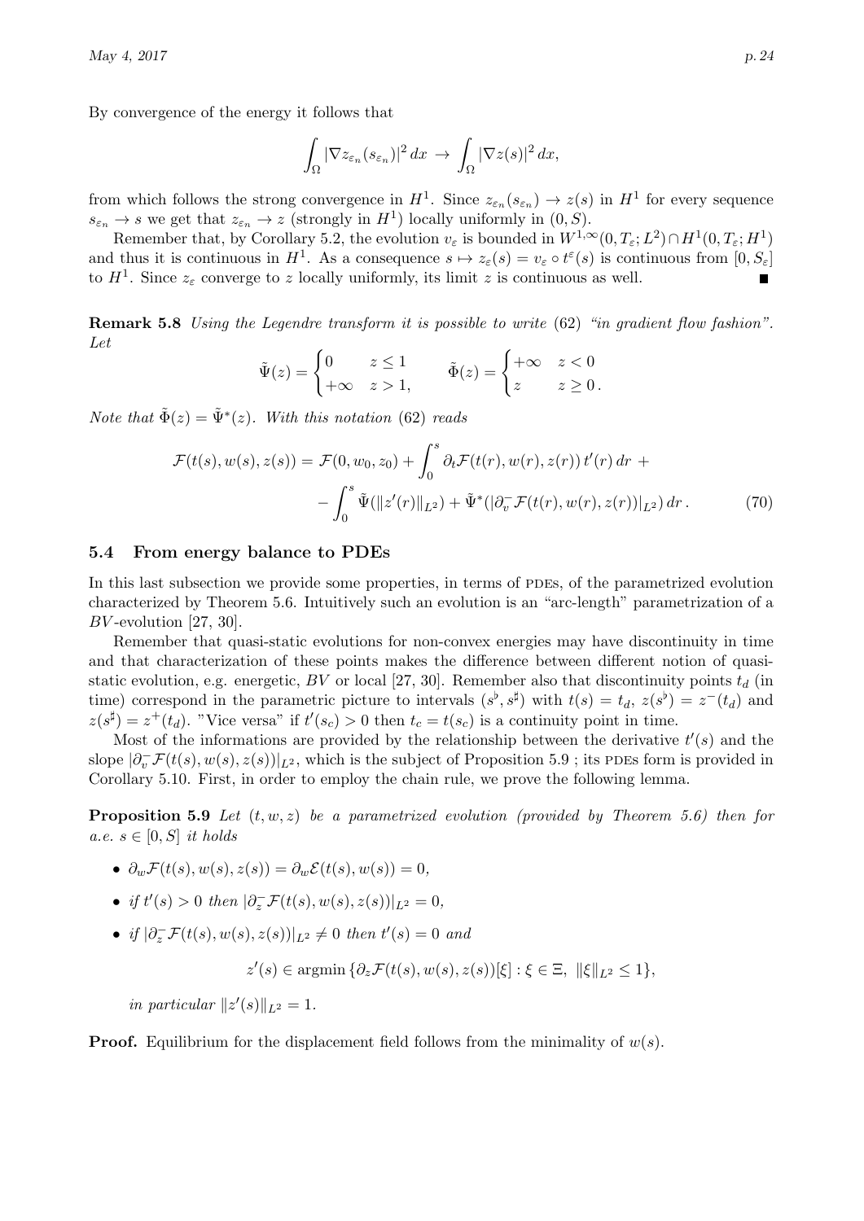By convergence of the energy it follows that

$$\int_\Omega |\nabla z_{\varepsilon_n}(s_{\varepsilon_n})|^2 \, dx \;\to\; \int_\Omega |\nabla z(s)|^2 \, dx,$$

from which follows the strong convergence in $H^1$. Since $z_{\varepsilon_n}(s_{\varepsilon_n}) \to z(s)$ in $H^1$ for every sequence $s_{\varepsilon_n} \to s$ we get that $z_{\varepsilon_n} \to z$ (strongly in $H^1$) locally uniformly in $(0, S)$.

Remember that, by Corollary 5.2, the evolution $v_\varepsilon$ is bounded in $W^{1,\infty}(0, T_\varepsilon; L^2) \cap H^1(0, T_\varepsilon; H^1)$ and thus it is continuous in $H^1$. As a consequence $s \mapsto z_\varepsilon(s) = v_\varepsilon \circ t^\varepsilon(s)$ is continuous from $[0, S_\varepsilon]$ to $H^1$. Since $z_\varepsilon$ converge to $z$ locally uniformly, its limit $z$ is continuous as well. ∎

**Remark 5.8** *Using the Legendre transform it is possible to write* (62) *"in gradient flow fashion". Let*

$$\tilde\Psi(z) = \begin{cases} 0 & z \le 1 \\ +\infty & z > 1, \end{cases} \qquad \tilde\Phi(z) = \begin{cases} +\infty & z < 0 \\ z & z \ge 0 \, . \end{cases}$$

*Note that* $\tilde\Phi(z) = \tilde\Psi^*(z)$. *With this notation* (62) *reads*

$$\mathcal{F}(t(s), w(s), z(s)) = \mathcal{F}(0, w_0, z_0) + \int_0^s \partial_t \mathcal{F}(t(r), w(r), z(r))\, t'(r) \, dr \; + \\ - \int_0^s \tilde\Psi(\|z'(r)\|_{L^2}) + \tilde\Psi^*(|\partial_v^- \mathcal{F}(t(r), w(r), z(r))|_{L^2}) \, dr \, . \tag{70}$$

## 5.4 From energy balance to PDEs

In this last subsection we provide some properties, in terms of PDEs, of the parametrized evolution characterized by Theorem 5.6. Intuitively such an evolution is an "arc-length" parametrization of a $BV$-evolution [27, 30].

Remember that quasi-static evolutions for non-convex energies may have discontinuity in time and that characterization of these points makes the difference between different notion of quasi-static evolution, e.g. energetic, $BV$ or local [27, 30]. Remember also that discontinuity points $t_d$ (in time) correspond in the parametric picture to intervals $(s^\flat, s^\sharp)$ with $t(s) = t_d$, $z(s^\flat) = z^-(t_d)$ and $z(s^\sharp) = z^+(t_d)$. "Vice versa" if $t'(s_c) > 0$ then $t_c = t(s_c)$ is a continuity point in time.

Most of the informations are provided by the relationship between the derivative $t'(s)$ and the slope $|\partial_v^- \mathcal{F}(t(s), w(s), z(s))|_{L^2}$, which is the subject of Proposition 5.9 ; its PDEs form is provided in Corollary 5.10. First, in order to employ the chain rule, we prove the following lemma.

**Proposition 5.9** *Let* $(t, w, z)$ *be a parametrized evolution (provided by Theorem 5.6) then for a.e.* $s \in [0, S]$ *it holds*

- $\partial_w \mathcal{F}(t(s), w(s), z(s)) = \partial_w \mathcal{E}(t(s), w(s)) = 0$,
- *if* $t'(s) > 0$ *then* $|\partial_z^- \mathcal{F}(t(s), w(s), z(s))|_{L^2} = 0$,
- *if* $|\partial_z^- \mathcal{F}(t(s), w(s), z(s))|_{L^2} \neq 0$ *then* $t'(s) = 0$ *and*

  $$z'(s) \in \operatorname{argmin} \{ \partial_z \mathcal{F}(t(s), w(s), z(s))[\xi] : \xi \in \Xi, \; \|\xi\|_{L^2} \le 1 \},$$

  *in particular* $\|z'(s)\|_{L^2} = 1$.

**Proof.** Equilibrium for the displacement field follows from the minimality of $w(s)$.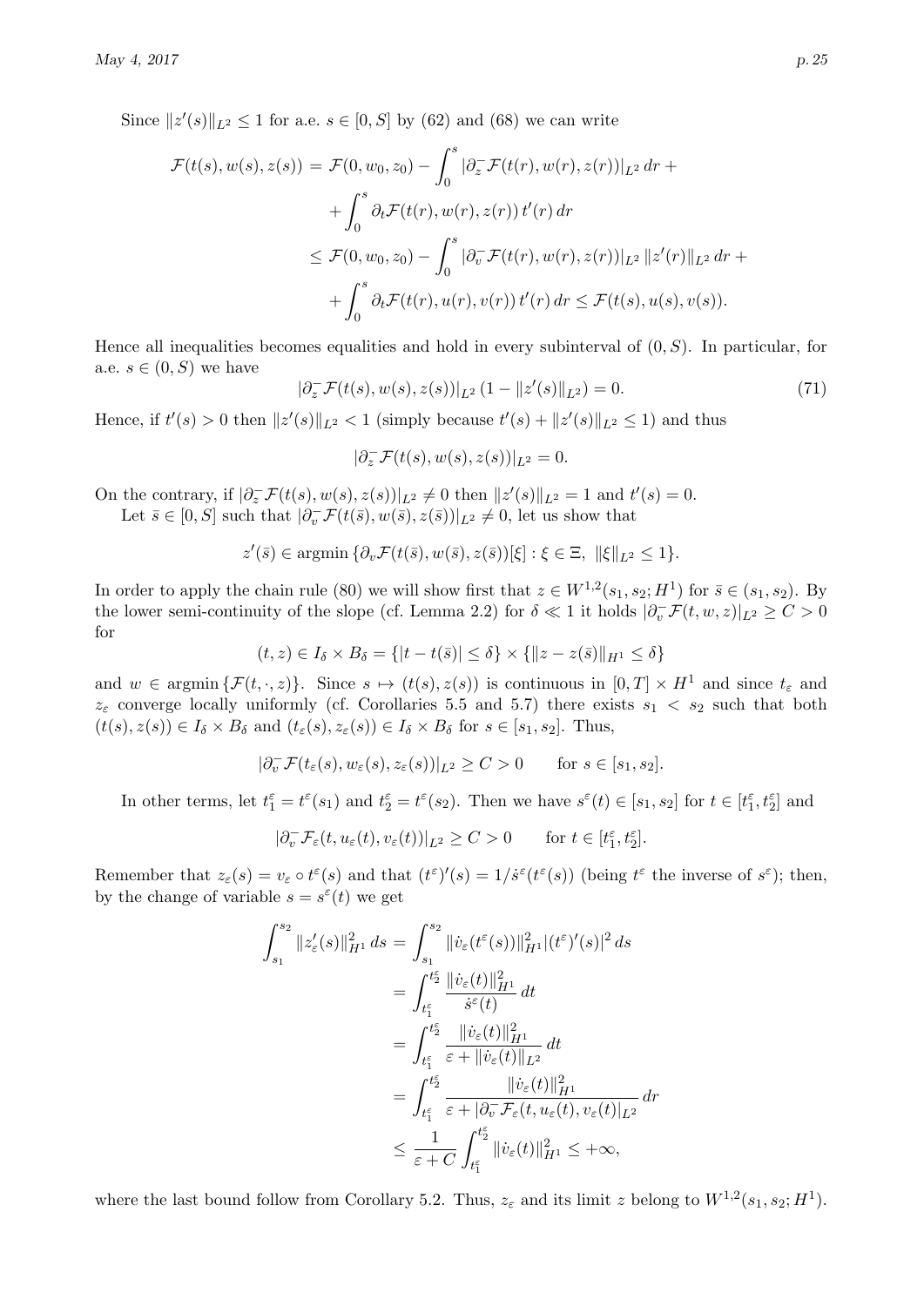Since $\|z'(s)\|_{L^2} \le 1$ for a.e. $s \in [0, S]$ by (62) and (68) we can write

$$
\begin{aligned}
\mathcal{F}(t(s), w(s), z(s)) &= \mathcal{F}(0, w_0, z_0) - \int_0^s |\partial_z^- \mathcal{F}(t(r), w(r), z(r))|_{L^2} \, dr + \\
&\quad + \int_0^s \partial_t \mathcal{F}(t(r), w(r), z(r)) \, t'(r) \, dr \\
&\le \mathcal{F}(0, w_0, z_0) - \int_0^s |\partial_v^- \mathcal{F}(t(r), w(r), z(r))|_{L^2} \, \|z'(r)\|_{L^2} \, dr + \\
&\quad + \int_0^s \partial_t \mathcal{F}(t(r), u(r), v(r)) \, t'(r) \, dr \le \mathcal{F}(t(s), u(s), v(s)).
\end{aligned}
$$

Hence all inequalities becomes equalities and hold in every subinterval of $(0, S)$. In particular, for a.e. $s \in (0, S)$ we have

$$
|\partial_z^- \mathcal{F}(t(s), w(s), z(s))|_{L^2} \, (1 - \|z'(s)\|_{L^2}) = 0. \tag{71}
$$

Hence, if $t'(s) > 0$ then $\|z'(s)\|_{L^2} < 1$ (simply because $t'(s) + \|z'(s)\|_{L^2} \le 1$) and thus

$$
|\partial_z^- \mathcal{F}(t(s), w(s), z(s))|_{L^2} = 0.
$$

On the contrary, if $|\partial_z^- \mathcal{F}(t(s), w(s), z(s))|_{L^2} \neq 0$ then $\|z'(s)\|_{L^2} = 1$ and $t'(s) = 0$.

Let $\bar{s} \in [0, S]$ such that $|\partial_v^- \mathcal{F}(t(\bar{s}), w(\bar{s}), z(\bar{s}))|_{L^2} \neq 0$, let us show that

$$
z'(\bar{s}) \in \operatorname{argmin} \{ \partial_v \mathcal{F}(t(\bar{s}), w(\bar{s}), z(\bar{s}))[\xi] : \xi \in \Xi, \ \|\xi\|_{L^2} \le 1 \}.
$$

In order to apply the chain rule (80) we will show first that $z \in W^{1,2}(s_1, s_2; H^1)$ for $\bar{s} \in (s_1, s_2)$. By the lower semi-continuity of the slope (cf. Lemma 2.2) for $\delta \ll 1$ it holds $|\partial_v^- \mathcal{F}(t, w, z)|_{L^2} \ge C > 0$ for

$$
(t, z) \in I_\delta \times B_\delta = \{ |t - t(\bar{s})| \le \delta \} \times \{ \|z - z(\bar{s})\|_{H^1} \le \delta \}
$$

and $w \in \operatorname{argmin} \{ \mathcal{F}(t, \cdot, z) \}$. Since $s \mapsto (t(s), z(s))$ is continuous in $[0, T] \times H^1$ and since $t_\varepsilon$ and $z_\varepsilon$ converge locally uniformly (cf. Corollaries 5.5 and 5.7) there exists $s_1 < s_2$ such that both $(t(s), z(s)) \in I_\delta \times B_\delta$ and $(t_\varepsilon(s), z_\varepsilon(s)) \in I_\delta \times B_\delta$ for $s \in [s_1, s_2]$. Thus,

$$
|\partial_v^- \mathcal{F}(t_\varepsilon(s), w_\varepsilon(s), z_\varepsilon(s))|_{L^2} \ge C > 0 \qquad \text{for } s \in [s_1, s_2].
$$

In other terms, let $t_1^\varepsilon = t^\varepsilon(s_1)$ and $t_2^\varepsilon = t^\varepsilon(s_2)$. Then we have $s^\varepsilon(t) \in [s_1, s_2]$ for $t \in [t_1^\varepsilon, t_2^\varepsilon]$ and

$$
|\partial_v^- \mathcal{F}_\varepsilon(t, u_\varepsilon(t), v_\varepsilon(t))|_{L^2} \ge C > 0 \qquad \text{for } t \in [t_1^\varepsilon, t_2^\varepsilon].
$$

Remember that $z_\varepsilon(s) = v_\varepsilon \circ t^\varepsilon(s)$ and that $(t^\varepsilon)'(s) = 1/\dot{s}^\varepsilon(t^\varepsilon(s))$ (being $t^\varepsilon$ the inverse of $s^\varepsilon$); then, by the change of variable $s = s^\varepsilon(t)$ we get

$$
\begin{aligned}
\int_{s_1}^{s_2} \|z_\varepsilon'(s)\|_{H^1}^2 \, ds &= \int_{s_1}^{s_2} \|\dot{v}_\varepsilon(t^\varepsilon(s))\|_{H^1}^2 |(t^\varepsilon)'(s)|^2 \, ds \\
&= \int_{t_1^\varepsilon}^{t_2^\varepsilon} \frac{\|\dot{v}_\varepsilon(t)\|_{H^1}^2}{\dot{s}^\varepsilon(t)} \, dt \\
&= \int_{t_1^\varepsilon}^{t_2^\varepsilon} \frac{\|\dot{v}_\varepsilon(t)\|_{H^1}^2}{\varepsilon + \|\dot{v}_\varepsilon(t)\|_{L^2}} \, dt \\
&= \int_{t_1^\varepsilon}^{t_2^\varepsilon} \frac{\|\dot{v}_\varepsilon(t)\|_{H^1}^2}{\varepsilon + |\partial_v^- \mathcal{F}_\varepsilon(t, u_\varepsilon(t), v_\varepsilon(t)|_{L^2}} \, dr \\
&\le \frac{1}{\varepsilon + C} \int_{t_1^\varepsilon}^{t_2^\varepsilon} \|\dot{v}_\varepsilon(t)\|_{H^1}^2 \le +\infty,
\end{aligned}
$$

where the last bound follow from Corollary 5.2. Thus, $z_\varepsilon$ and its limit $z$ belong to $W^{1,2}(s_1, s_2; H^1)$.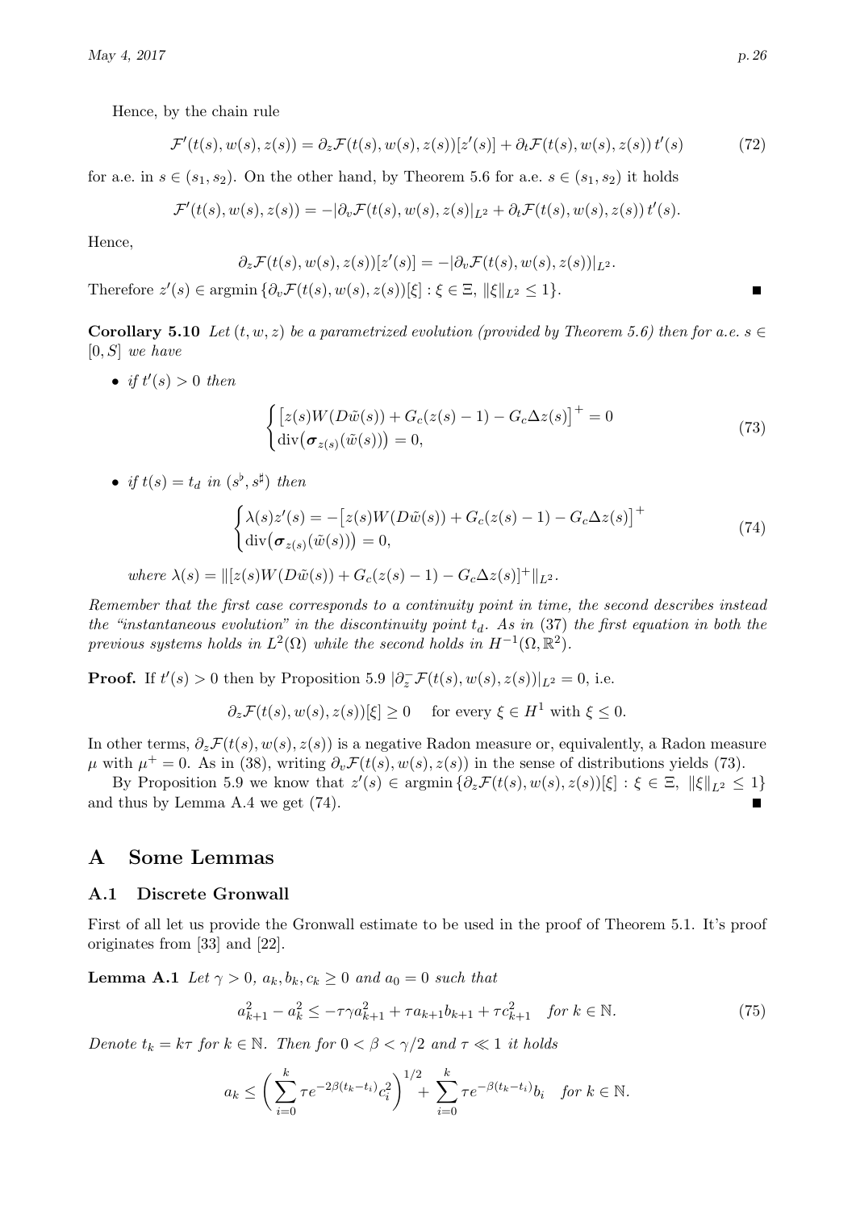Hence, by the chain rule

$$
\mathcal{F}'(t(s), w(s), z(s)) = \partial_z \mathcal{F}(t(s), w(s), z(s))[z'(s)] + \partial_t \mathcal{F}(t(s), w(s), z(s))\, t'(s) \tag{72}
$$

for a.e. in $s \in (s_1, s_2)$. On the other hand, by Theorem 5.6 for a.e. $s \in (s_1, s_2)$ it holds

$$
\mathcal{F}'(t(s), w(s), z(s)) = -|\partial_v \mathcal{F}(t(s), w(s), z(s)|_{L^2} + \partial_t \mathcal{F}(t(s), w(s), z(s))\, t'(s).
$$

Hence,

$$
\partial_z \mathcal{F}(t(s), w(s), z(s))[z'(s)] = -|\partial_v \mathcal{F}(t(s), w(s), z(s))|_{L^2}.
$$

Therefore $z'(s) \in \operatorname{argmin}\{\partial_v \mathcal{F}(t(s), w(s), z(s))[\xi] : \xi \in \Xi,\ \|\xi\|_{L^2} \le 1\}$. ■

**Corollary 5.10** *Let $(t, w, z)$ be a parametrized evolution (provided by Theorem 5.6) then for a.e. $s \in [0, S]$ we have*

- *if $t'(s) > 0$ then*

$$
\begin{cases}
\big[z(s) W(D\tilde{w}(s)) + G_c(z(s) - 1) - G_c \Delta z(s)\big]^+ = 0 \\
\operatorname{div}\big(\boldsymbol{\sigma}_{z(s)}(\tilde{w}(s))\big) = 0,
\end{cases} \tag{73}
$$

- *if $t(s) = t_d$ in $(s^\flat, s^\sharp)$ then*

$$
\begin{cases}
\lambda(s) z'(s) = -\big[z(s) W(D\tilde{w}(s)) + G_c(z(s) - 1) - G_c \Delta z(s)\big]^+ \\
\operatorname{div}\big(\boldsymbol{\sigma}_{z(s)}(\tilde{w}(s))\big) = 0,
\end{cases} \tag{74}
$$

*where $\lambda(s) = \|[z(s) W(D\tilde{w}(s)) + G_c(z(s) - 1) - G_c \Delta z(s)]^+\|_{L^2}$.*

*Remember that the first case corresponds to a continuity point in time, the second describes instead the "instantaneous evolution" in the discontinuity point $t_d$. As in (37) the first equation in both the previous systems holds in $L^2(\Omega)$ while the second holds in $H^{-1}(\Omega, \mathbb{R}^2)$.*

**Proof.** If $t'(s) > 0$ then by Proposition 5.9 $|\partial_z^- \mathcal{F}(t(s), w(s), z(s))|_{L^2} = 0$, i.e.

$$
\partial_z \mathcal{F}(t(s), w(s), z(s))[\xi] \ge 0 \quad \text{for every } \xi \in H^1 \text{ with } \xi \le 0.
$$

In other terms, $\partial_z \mathcal{F}(t(s), w(s), z(s))$ is a negative Radon measure or, equivalently, a Radon measure $\mu$ with $\mu^+ = 0$. As in (38), writing $\partial_v \mathcal{F}(t(s), w(s), z(s))$ in the sense of distributions yields (73).

By Proposition 5.9 we know that $z'(s) \in \operatorname{argmin}\{\partial_z \mathcal{F}(t(s), w(s), z(s))[\xi] : \xi \in \Xi,\ \|\xi\|_{L^2} \le 1\}$ and thus by Lemma A.4 we get (74). ■

# A Some Lemmas

## A.1 Discrete Gronwall

First of all let us provide the Gronwall estimate to be used in the proof of Theorem 5.1. It's proof originates from [33] and [22].

**Lemma A.1** *Let $\gamma > 0$, $a_k, b_k, c_k \ge 0$ and $a_0 = 0$ such that*

$$
a_{k+1}^2 - a_k^2 \le -\tau\gamma a_{k+1}^2 + \tau a_{k+1} b_{k+1} + \tau c_{k+1}^2 \quad \text{for } k \in \mathbb{N}. \tag{75}
$$

*Denote $t_k = k\tau$ for $k \in \mathbb{N}$. Then for $0 < \beta < \gamma/2$ and $\tau \ll 1$ it holds*

$$
a_k \le \left( \sum_{i=0}^{k} \tau e^{-2\beta(t_k - t_i)} c_i^2 \right)^{1/2} + \sum_{i=0}^{k} \tau e^{-\beta(t_k - t_i)} b_i \quad \text{for } k \in \mathbb{N}.
$$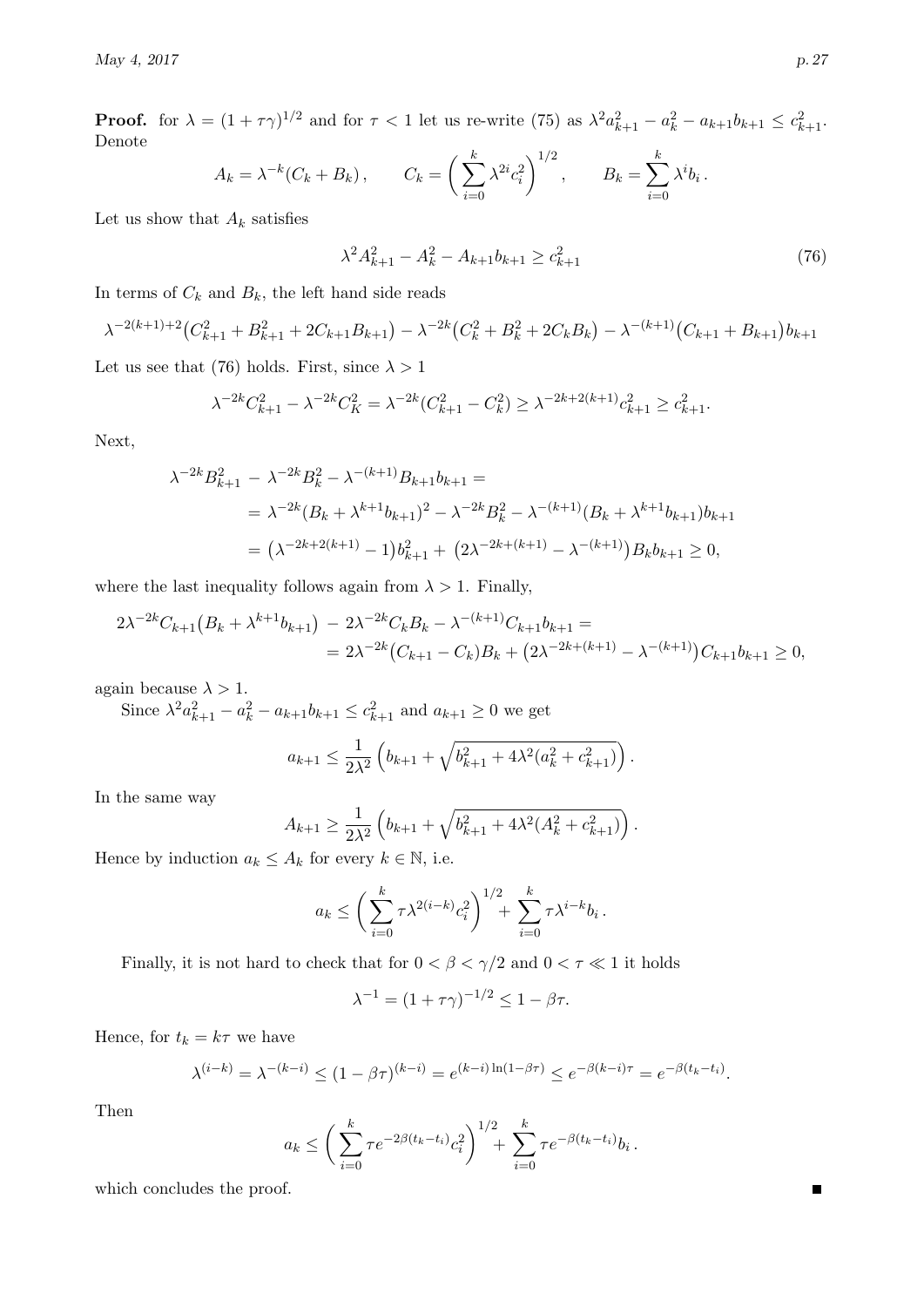**Proof.** for $\lambda = (1+\tau\gamma)^{1/2}$ and for $\tau < 1$ let us re-write (75) as $\lambda^2 a_{k+1}^2 - a_k^2 - a_{k+1}b_{k+1} \le c_{k+1}^2$. Denote

$$A_k = \lambda^{-k}(C_k + B_k), \qquad C_k = \bigg( \sum_{i=0}^{k} \lambda^{2i} c_i^2 \bigg)^{1/2}, \qquad B_k = \sum_{i=0}^{k} \lambda^i b_i .$$

Let us show that $A_k$ satisfies

$$\lambda^2 A_{k+1}^2 - A_k^2 - A_{k+1}b_{k+1} \ge c_{k+1}^2 \tag{76}$$

In terms of $C_k$ and $B_k$, the left hand side reads

$$\lambda^{-2(k+1)+2}\big(C_{k+1}^2 + B_{k+1}^2 + 2C_{k+1}B_{k+1}\big) - \lambda^{-2k}\big(C_k^2 + B_k^2 + 2C_kB_k\big) - \lambda^{-(k+1)}\big(C_{k+1} + B_{k+1}\big)b_{k+1}$$

Let us see that (76) holds. First, since $\lambda > 1$

$$\lambda^{-2k}C_{k+1}^2 - \lambda^{-2k}C_K^2 = \lambda^{-2k}(C_{k+1}^2 - C_k^2) \ge \lambda^{-2k+2(k+1)}c_{k+1}^2 \ge c_{k+1}^2.$$

Next,

$$\begin{aligned}
\lambda^{-2k}B_{k+1}^2 \,&-\, \lambda^{-2k}B_k^2 - \lambda^{-(k+1)}B_{k+1}b_{k+1} = \\
&= \lambda^{-2k}(B_k + \lambda^{k+1}b_{k+1})^2 - \lambda^{-2k}B_k^2 - \lambda^{-(k+1)}(B_k + \lambda^{k+1}b_{k+1})b_{k+1} \\
&= \big(\lambda^{-2k+2(k+1)} - 1\big)b_{k+1}^2 + \big(2\lambda^{-2k+(k+1)} - \lambda^{-(k+1)}\big)B_kb_{k+1} \ge 0,
\end{aligned}$$

where the last inequality follows again from $\lambda > 1$. Finally,

$$\begin{aligned}
2\lambda^{-2k}C_{k+1}\big(B_k + \lambda^{k+1}b_{k+1}\big) \,&-\, 2\lambda^{-2k}C_kB_k - \lambda^{-(k+1)}C_{k+1}b_{k+1} = \\
&= 2\lambda^{-2k}\big(C_{k+1} - C_k\big)B_k + \big(2\lambda^{-2k+(k+1)} - \lambda^{-(k+1)}\big)C_{k+1}b_{k+1} \ge 0,
\end{aligned}$$

again because $\lambda > 1$.

Since $\lambda^2 a_{k+1}^2 - a_k^2 - a_{k+1}b_{k+1} \le c_{k+1}^2$ and $a_{k+1} \ge 0$ we get

$$a_{k+1} \le \frac{1}{2\lambda^2}\left(b_{k+1} + \sqrt{b_{k+1}^2 + 4\lambda^2(a_k^2 + c_{k+1}^2)}\right).$$

In the same way

$$A_{k+1} \ge \frac{1}{2\lambda^2}\left(b_{k+1} + \sqrt{b_{k+1}^2 + 4\lambda^2(A_k^2 + c_{k+1}^2)}\right).$$

Hence by induction $a_k \le A_k$ for every $k \in \mathbb{N}$, i.e.

$$a_k \le \bigg( \sum_{i=0}^{k} \tau\lambda^{2(i-k)}c_i^2 \bigg)^{1/2} + \sum_{i=0}^{k} \tau\lambda^{i-k}b_i .$$

Finally, it is not hard to check that for $0 < \beta < \gamma/2$ and $0 < \tau \ll 1$ it holds

$$\lambda^{-1} = (1+\tau\gamma)^{-1/2} \le 1 - \beta\tau.$$

Hence, for $t_k = k\tau$ we have

$$\lambda^{(i-k)} = \lambda^{-(k-i)} \le (1-\beta\tau)^{(k-i)} = e^{(k-i)\ln(1-\beta\tau)} \le e^{-\beta(k-i)\tau} = e^{-\beta(t_k - t_i)}.$$

Then

$$a_k \le \bigg( \sum_{i=0}^{k} \tau e^{-2\beta(t_k - t_i)}c_i^2 \bigg)^{1/2} + \sum_{i=0}^{k} \tau e^{-\beta(t_k - t_i)}b_i .$$

which concludes the proof. ∎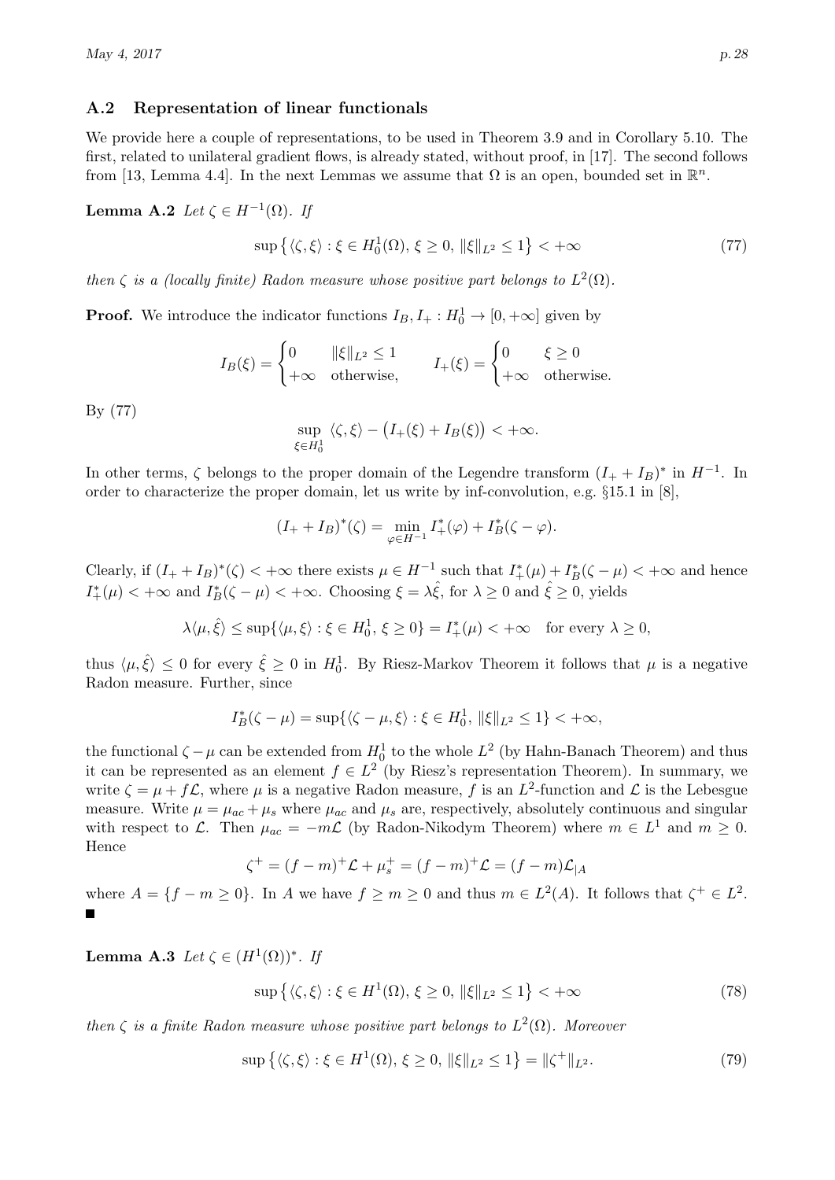### A.2 Representation of linear functionals

We provide here a couple of representations, to be used in Theorem 3.9 and in Corollary 5.10. The first, related to unilateral gradient flows, is already stated, without proof, in [17]. The second follows from [13, Lemma 4.4]. In the next Lemmas we assume that $\Omega$ is an open, bounded set in $\mathbb{R}^n$.

**Lemma A.2** *Let $\zeta \in H^{-1}(\Omega)$. If*

$$\sup\left\{\langle \zeta, \xi\rangle : \xi \in H_0^1(\Omega),\, \xi \geq 0,\, \|\xi\|_{L^2} \leq 1\right\} < +\infty \tag{77}$$

*then $\zeta$ is a (locally finite) Radon measure whose positive part belongs to $L^2(\Omega)$.*

**Proof.** We introduce the indicator functions $I_B, I_+ : H_0^1 \to [0, +\infty]$ given by

$$I_B(\xi) = \begin{cases} 0 & \|\xi\|_{L^2} \leq 1 \\ +\infty & \text{otherwise,} \end{cases} \qquad I_+(\xi) = \begin{cases} 0 & \xi \geq 0 \\ +\infty & \text{otherwise.} \end{cases}$$

By (77)

$$\sup_{\xi \in H_0^1} \langle \zeta, \xi\rangle - \big(I_+(\xi) + I_B(\xi)\big) < +\infty.$$

In other terms, $\zeta$ belongs to the proper domain of the Legendre transform $(I_+ + I_B)^*$ in $H^{-1}$. In order to characterize the proper domain, let us write by inf-convolution, e.g. §15.1 in [8],

$$(I_+ + I_B)^*(\zeta) = \min_{\varphi \in H^{-1}} I_+^*(\varphi) + I_B^*(\zeta - \varphi).$$

Clearly, if $(I_+ + I_B)^*(\zeta) < +\infty$ there exists $\mu \in H^{-1}$ such that $I_+^*(\mu) + I_B^*(\zeta - \mu) < +\infty$ and hence $I_+^*(\mu) < +\infty$ and $I_B^*(\zeta - \mu) < +\infty$. Choosing $\xi = \lambda\hat{\xi}$, for $\lambda \geq 0$ and $\hat{\xi} \geq 0$, yields

$$\lambda\langle \mu, \hat{\xi}\rangle \leq \sup\{\langle \mu, \xi\rangle : \xi \in H_0^1,\, \xi \geq 0\} = I_+^*(\mu) < +\infty \quad \text{for every } \lambda \geq 0,$$

thus $\langle \mu, \hat{\xi}\rangle \leq 0$ for every $\hat{\xi} \geq 0$ in $H_0^1$. By Riesz-Markov Theorem it follows that $\mu$ is a negative Radon measure. Further, since

$$I_B^*(\zeta - \mu) = \sup\{\langle \zeta - \mu, \xi\rangle : \xi \in H_0^1,\, \|\xi\|_{L^2} \leq 1\} < +\infty,$$

the functional $\zeta - \mu$ can be extended from $H_0^1$ to the whole $L^2$ (by Hahn-Banach Theorem) and thus it can be represented as an element $f \in L^2$ (by Riesz's representation Theorem). In summary, we write $\zeta = \mu + f\mathcal{L}$, where $\mu$ is a negative Radon measure, $f$ is an $L^2$-function and $\mathcal{L}$ is the Lebesgue measure. Write $\mu = \mu_{ac} + \mu_s$ where $\mu_{ac}$ and $\mu_s$ are, respectively, absolutely continuous and singular with respect to $\mathcal{L}$. Then $\mu_{ac} = -m\mathcal{L}$ (by Radon-Nikodym Theorem) where $m \in L^1$ and $m \geq 0$. Hence

$$\zeta^+ = (f - m)^+\mathcal{L} + \mu_s^+ = (f - m)^+\mathcal{L} = (f - m)\mathcal{L}_{|A}$$

where $A = \{f - m \geq 0\}$. In $A$ we have $f \geq m \geq 0$ and thus $m \in L^2(A)$. It follows that $\zeta^+ \in L^2$. ■

**Lemma A.3** *Let $\zeta \in (H^1(\Omega))^*$. If*

$$\sup\left\{\langle \zeta, \xi\rangle : \xi \in H^1(\Omega),\, \xi \geq 0,\, \|\xi\|_{L^2} \leq 1\right\} < +\infty \tag{78}$$

*then $\zeta$ is a finite Radon measure whose positive part belongs to $L^2(\Omega)$. Moreover*

$$\sup\left\{\langle \zeta, \xi\rangle : \xi \in H^1(\Omega),\, \xi \geq 0,\, \|\xi\|_{L^2} \leq 1\right\} = \|\zeta^+\|_{L^2}. \tag{79}$$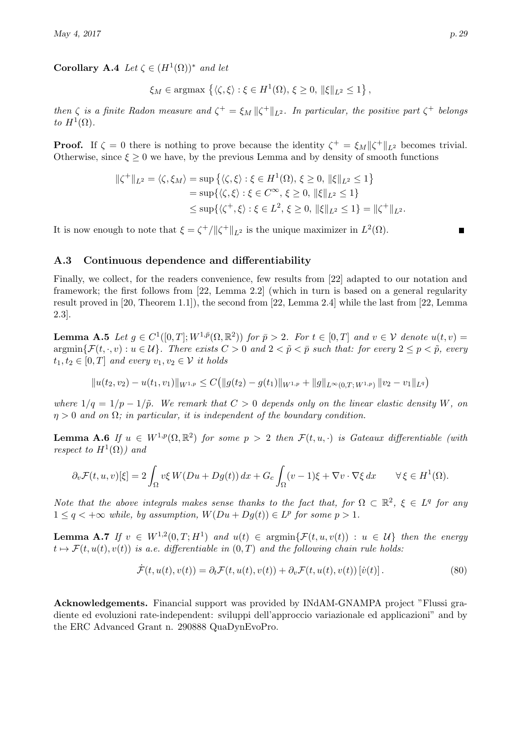**Corollary A.4** *Let $\zeta \in (H^1(\Omega))^*$ and let*

$$\xi_M \in \operatorname{argmax} \left\{ \langle \zeta, \xi \rangle : \xi \in H^1(\Omega),\, \xi \geq 0,\, \|\xi\|_{L^2} \leq 1 \right\},$$

*then $\zeta$ is a finite Radon measure and $\zeta^+ = \xi_M \|\zeta^+\|_{L^2}$. In particular, the positive part $\zeta^+$ belongs to $H^1(\Omega)$.*

**Proof.** If $\zeta = 0$ there is nothing to prove because the identity $\zeta^+ = \xi_M \|\zeta^+\|_{L^2}$ becomes trivial. Otherwise, since $\xi \geq 0$ we have, by the previous Lemma and by density of smooth functions

$$\begin{aligned}
\|\zeta^+\|_{L^2} = \langle \zeta, \xi_M \rangle &= \sup \left\{ \langle \zeta, \xi \rangle : \xi \in H^1(\Omega),\, \xi \geq 0,\, \|\xi\|_{L^2} \leq 1 \right\} \\
&= \sup \{ \langle \zeta, \xi \rangle : \xi \in C^\infty,\, \xi \geq 0,\, \|\xi\|_{L^2} \leq 1 \} \\
&\leq \sup \{ \langle \zeta^+, \xi \rangle : \xi \in L^2,\, \xi \geq 0,\, \|\xi\|_{L^2} \leq 1 \} = \|\zeta^+\|_{L^2}.
\end{aligned}$$

It is now enough to note that $\xi = \zeta^+ / \|\zeta^+\|_{L^2}$ is the unique maximizer in $L^2(\Omega)$. ∎

### A.3 Continuous dependence and differentiability

Finally, we collect, for the readers convenience, few results from [22] adapted to our notation and framework; the first follows from [22, Lemma 2.2] (which in turn is based on a general regularity result proved in [20, Theorem 1.1]), the second from [22, Lemma 2.4] while the last from [22, Lemma 2.3].

**Lemma A.5** *Let $g \in C^1([0,T]; W^{1,\bar{p}}(\Omega, \mathbb{R}^2))$ for $\bar{p} > 2$. For $t \in [0,T]$ and $v \in \mathcal{V}$ denote $u(t,v) = \operatorname{argmin}\{\mathcal{F}(t, \cdot, v) : u \in \mathcal{U}\}$. There exists $C > 0$ and $2 < \tilde{p} < \bar{p}$ such that: for every $2 \leq p < \tilde{p}$, every $t_1, t_2 \in [0,T]$ and every $v_1, v_2 \in \mathcal{V}$ it holds*

$$\|u(t_2, v_2) - u(t_1, v_1)\|_{W^{1,p}} \leq C \big( \|g(t_2) - g(t_1)\|_{W^{1,p}} + \|g\|_{L^\infty(0,T;W^{1,p})} \|v_2 - v_1\|_{L^q} \big)$$

*where $1/q = 1/p - 1/\tilde{p}$. We remark that $C > 0$ depends only on the linear elastic density $W$, on $\eta > 0$ and on $\Omega$; in particular, it is independent of the boundary condition.*

**Lemma A.6** *If $u \in W^{1,p}(\Omega, \mathbb{R}^2)$ for some $p > 2$ then $\mathcal{F}(t, u, \cdot)$ is Gateaux differentiable (with respect to $H^1(\Omega)$) and*

$$\partial_v \mathcal{F}(t, u, v)[\xi] = 2 \int_\Omega v \xi \, W(Du + Dg(t)) \, dx + G_c \int_\Omega (v - 1)\xi + \nabla v \cdot \nabla \xi \, dx \qquad \forall \xi \in H^1(\Omega).$$

*Note that the above integrals makes sense thanks to the fact that, for $\Omega \subset \mathbb{R}^2$, $\xi \in L^q$ for any $1 \leq q < +\infty$ while, by assumption, $W(Du + Dg(t)) \in L^p$ for some $p > 1$.*

**Lemma A.7** *If $v \in W^{1,2}(0,T; H^1)$ and $u(t) \in \operatorname{argmin}\{\mathcal{F}(t, u, v(t)) : u \in \mathcal{U}\}$ then the energy $t \mapsto \mathcal{F}(t, u(t), v(t))$ is a.e. differentiable in $(0,T)$ and the following chain rule holds:*

$$\dot{\mathcal{F}}(t, u(t), v(t)) = \partial_t \mathcal{F}(t, u(t), v(t)) + \partial_v \mathcal{F}(t, u(t), v(t)) \, [\dot{v}(t)] \,. \tag{80}$$

**Acknowledgements.** Financial support was provided by INdAM-GNAMPA project "Flussi gradiente ed evoluzioni rate-independent: sviluppi dell'approccio variazionale ed applicazioni" and by the ERC Advanced Grant n. 290888 QuaDynEvoPro.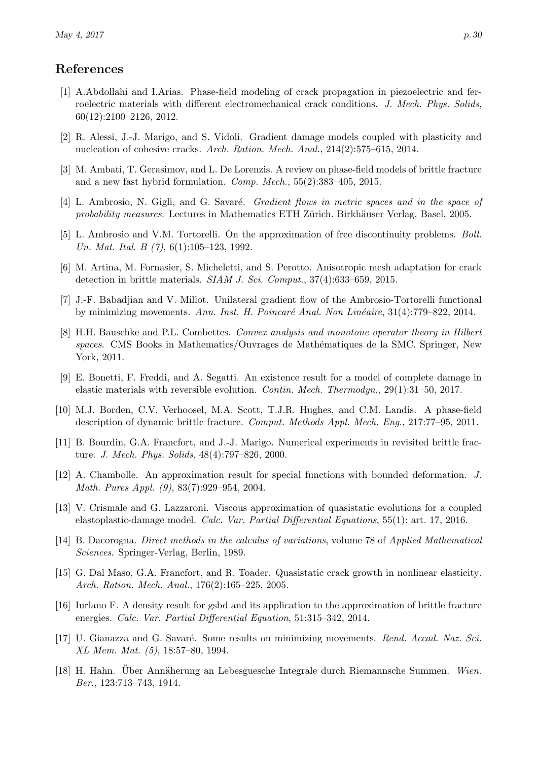## References

[1] A.Abdollahi and I.Arias. Phase-field modeling of crack propagation in piezoelectric and ferroelectric materials with different electromechanical crack conditions. *J. Mech. Phys. Solids*, 60(12):2100–2126, 2012.

[2] R. Alessi, J.-J. Marigo, and S. Vidoli. Gradient damage models coupled with plasticity and nucleation of cohesive cracks. *Arch. Ration. Mech. Anal.*, 214(2):575–615, 2014.

[3] M. Ambati, T. Gerasimov, and L. De Lorenzis. A review on phase-field models of brittle fracture and a new fast hybrid formulation. *Comp. Mech.*, 55(2):383–405, 2015.

[4] L. Ambrosio, N. Gigli, and G. Savaré. *Gradient flows in metric spaces and in the space of probability measures*. Lectures in Mathematics ETH Zürich. Birkhäuser Verlag, Basel, 2005.

[5] L. Ambrosio and V.M. Tortorelli. On the approximation of free discontinuity problems. *Boll. Un. Mat. Ital. B (7)*, 6(1):105–123, 1992.

[6] M. Artina, M. Fornasier, S. Micheletti, and S. Perotto. Anisotropic mesh adaptation for crack detection in brittle materials. *SIAM J. Sci. Comput.*, 37(4):633–659, 2015.

[7] J.-F. Babadjian and V. Millot. Unilateral gradient flow of the Ambrosio-Tortorelli functional by minimizing movements. *Ann. Inst. H. Poincaré Anal. Non Linéaire*, 31(4):779–822, 2014.

[8] H.H. Bauschke and P.L. Combettes. *Convex analysis and monotone operator theory in Hilbert spaces*. CMS Books in Mathematics/Ouvrages de Mathématiques de la SMC. Springer, New York, 2011.

[9] E. Bonetti, F. Freddi, and A. Segatti. An existence result for a model of complete damage in elastic materials with reversible evolution. *Contin. Mech. Thermodyn.*, 29(1):31–50, 2017.

[10] M.J. Borden, C.V. Verhoosel, M.A. Scott, T.J.R. Hughes, and C.M. Landis. A phase-field description of dynamic brittle fracture. *Comput. Methods Appl. Mech. Eng.*, 217:77–95, 2011.

[11] B. Bourdin, G.A. Francfort, and J.-J. Marigo. Numerical experiments in revisited brittle fracture. *J. Mech. Phys. Solids*, 48(4):797–826, 2000.

[12] A. Chambolle. An approximation result for special functions with bounded deformation. *J. Math. Pures Appl. (9)*, 83(7):929–954, 2004.

[13] V. Crismale and G. Lazzaroni. Viscous approximation of quasistatic evolutions for a coupled elastoplastic-damage model. *Calc. Var. Partial Differential Equations*, 55(1): art. 17, 2016.

[14] B. Dacorogna. *Direct methods in the calculus of variations*, volume 78 of *Applied Mathematical Sciences*. Springer-Verlag, Berlin, 1989.

[15] G. Dal Maso, G.A. Francfort, and R. Toader. Quasistatic crack growth in nonlinear elasticity. *Arch. Ration. Mech. Anal.*, 176(2):165–225, 2005.

[16] Iurlano F. A density result for gsbd and its application to the approximation of brittle fracture energies. *Calc. Var. Partial Differential Equation*, 51:315–342, 2014.

[17] U. Gianazza and G. Savaré. Some results on minimizing movements. *Rend. Accad. Naz. Sci. XL Mem. Mat. (5)*, 18:57–80, 1994.

[18] H. Hahn. Über Annäherung an Lebesguesche Integrale durch Riemannsche Summen. *Wien. Ber.*, 123:713–743, 1914.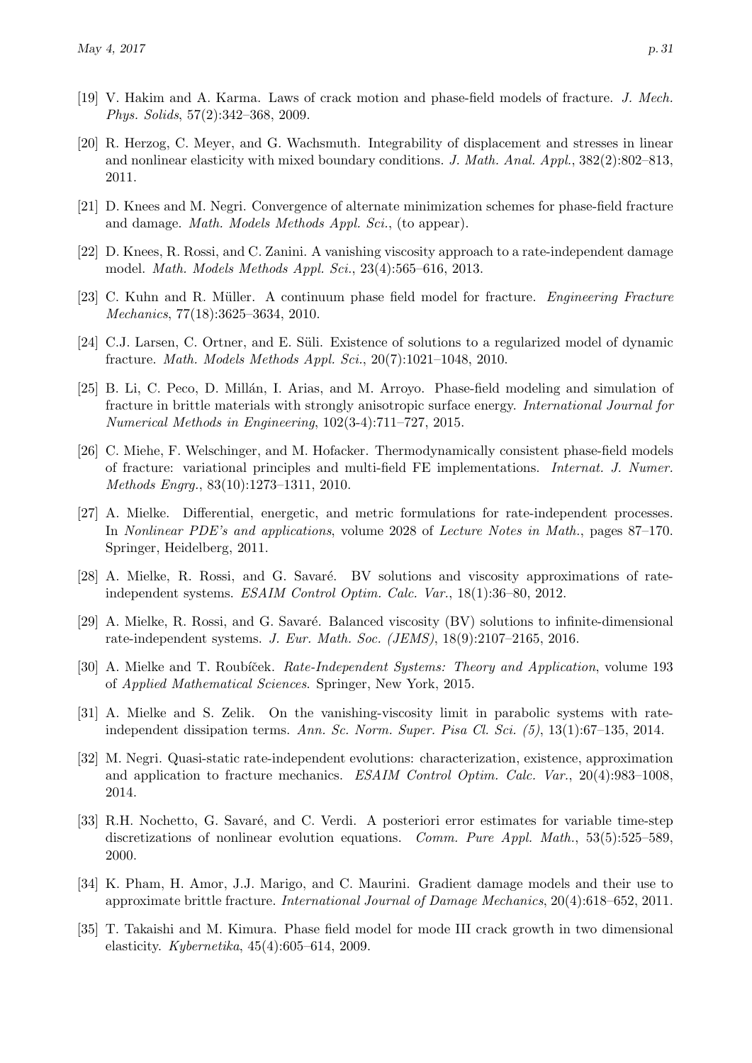[19] V. Hakim and A. Karma. Laws of crack motion and phase-field models of fracture. *J. Mech. Phys. Solids*, 57(2):342–368, 2009.

[20] R. Herzog, C. Meyer, and G. Wachsmuth. Integrability of displacement and stresses in linear and nonlinear elasticity with mixed boundary conditions. *J. Math. Anal. Appl.*, 382(2):802–813, 2011.

[21] D. Knees and M. Negri. Convergence of alternate minimization schemes for phase-field fracture and damage. *Math. Models Methods Appl. Sci.*, (to appear).

[22] D. Knees, R. Rossi, and C. Zanini. A vanishing viscosity approach to a rate-independent damage model. *Math. Models Methods Appl. Sci.*, 23(4):565–616, 2013.

[23] C. Kuhn and R. Müller. A continuum phase field model for fracture. *Engineering Fracture Mechanics*, 77(18):3625–3634, 2010.

[24] C.J. Larsen, C. Ortner, and E. Süli. Existence of solutions to a regularized model of dynamic fracture. *Math. Models Methods Appl. Sci.*, 20(7):1021–1048, 2010.

[25] B. Li, C. Peco, D. Millán, I. Arias, and M. Arroyo. Phase-field modeling and simulation of fracture in brittle materials with strongly anisotropic surface energy. *International Journal for Numerical Methods in Engineering*, 102(3-4):711–727, 2015.

[26] C. Miehe, F. Welschinger, and M. Hofacker. Thermodynamically consistent phase-field models of fracture: variational principles and multi-field FE implementations. *Internat. J. Numer. Methods Engrg.*, 83(10):1273–1311, 2010.

[27] A. Mielke. Differential, energetic, and metric formulations for rate-independent processes. In *Nonlinear PDE's and applications*, volume 2028 of *Lecture Notes in Math.*, pages 87–170. Springer, Heidelberg, 2011.

[28] A. Mielke, R. Rossi, and G. Savaré. BV solutions and viscosity approximations of rate-independent systems. *ESAIM Control Optim. Calc. Var.*, 18(1):36–80, 2012.

[29] A. Mielke, R. Rossi, and G. Savaré. Balanced viscosity (BV) solutions to infinite-dimensional rate-independent systems. *J. Eur. Math. Soc. (JEMS)*, 18(9):2107–2165, 2016.

[30] A. Mielke and T. Roubíček. *Rate-Independent Systems: Theory and Application*, volume 193 of *Applied Mathematical Sciences*. Springer, New York, 2015.

[31] A. Mielke and S. Zelik. On the vanishing-viscosity limit in parabolic systems with rate-independent dissipation terms. *Ann. Sc. Norm. Super. Pisa Cl. Sci. (5)*, 13(1):67–135, 2014.

[32] M. Negri. Quasi-static rate-independent evolutions: characterization, existence, approximation and application to fracture mechanics. *ESAIM Control Optim. Calc. Var.*, 20(4):983–1008, 2014.

[33] R.H. Nochetto, G. Savaré, and C. Verdi. A posteriori error estimates for variable time-step discretizations of nonlinear evolution equations. *Comm. Pure Appl. Math.*, 53(5):525–589, 2000.

[34] K. Pham, H. Amor, J.J. Marigo, and C. Maurini. Gradient damage models and their use to approximate brittle fracture. *International Journal of Damage Mechanics*, 20(4):618–652, 2011.

[35] T. Takaishi and M. Kimura. Phase field model for mode III crack growth in two dimensional elasticity. *Kybernetika*, 45(4):605–614, 2009.